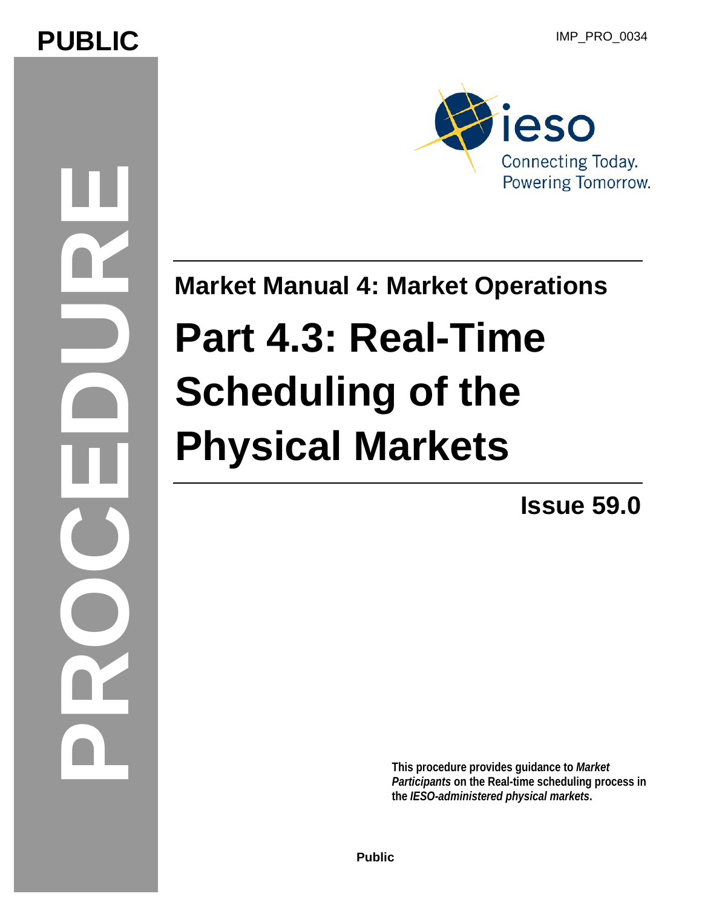PUBLIC

IMP_PRO_0034

PROCEDURE

**Market Manual 4: Market Operations**

# Part 4.3: Real-Time Scheduling of the Physical Markets

**Issue 59.0**

**This procedure provides guidance to *Market Participants* on the Real-time scheduling process in the *IESO-administered physical markets*.**

**Public**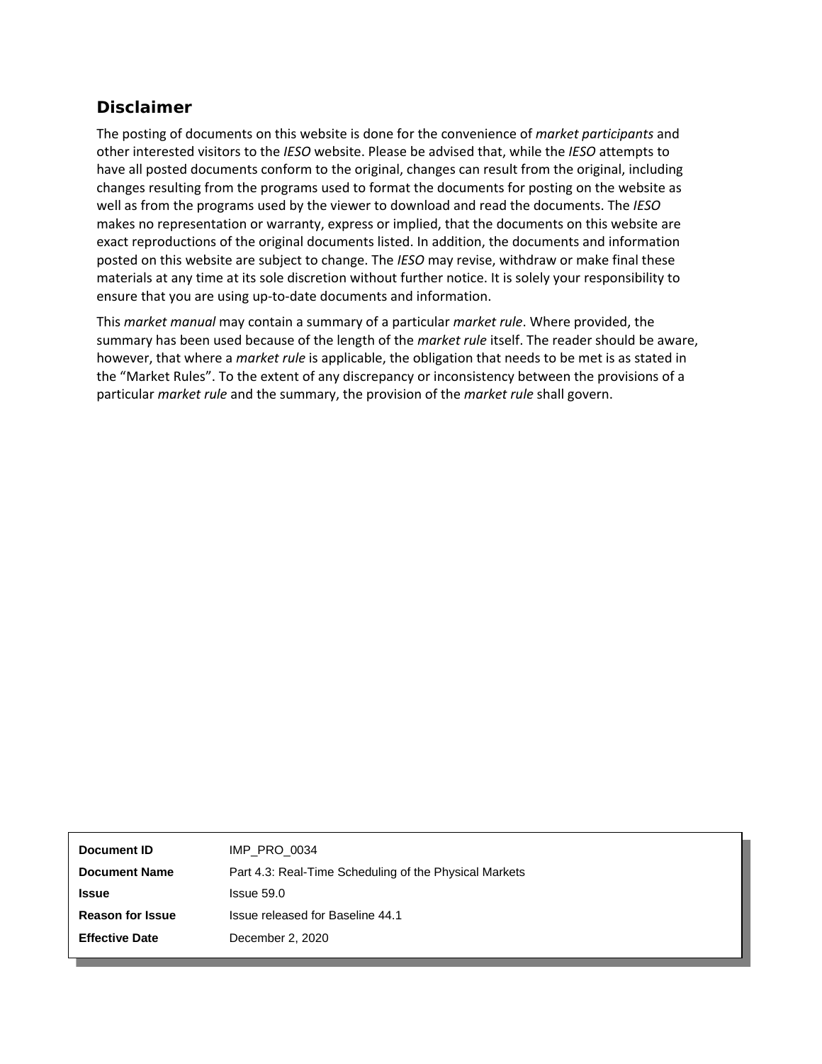## Disclaimer

The posting of documents on this website is done for the convenience of *market participants* and other interested visitors to the *IESO* website. Please be advised that, while the *IESO* attempts to have all posted documents conform to the original, changes can result from the original, including changes resulting from the programs used to format the documents for posting on the website as well as from the programs used by the viewer to download and read the documents. The *IESO* makes no representation or warranty, express or implied, that the documents on this website are exact reproductions of the original documents listed. In addition, the documents and information posted on this website are subject to change. The *IESO* may revise, withdraw or make final these materials at any time at its sole discretion without further notice. It is solely your responsibility to ensure that you are using up-to-date documents and information.

This *market manual* may contain a summary of a particular *market rule*. Where provided, the summary has been used because of the length of the *market rule* itself. The reader should be aware, however, that where a *market rule* is applicable, the obligation that needs to be met is as stated in the “Market Rules”. To the extent of any discrepancy or inconsistency between the provisions of a particular *market rule* and the summary, the provision of the *market rule* shall govern.

| | |
|---|---|
| **Document ID** | IMP_PRO_0034 |
| **Document Name** | Part 4.3: Real-Time Scheduling of the Physical Markets |
| **Issue** | Issue 59.0 |
| **Reason for Issue** | Issue released for Baseline 44.1 |
| **Effective Date** | December 2, 2020 |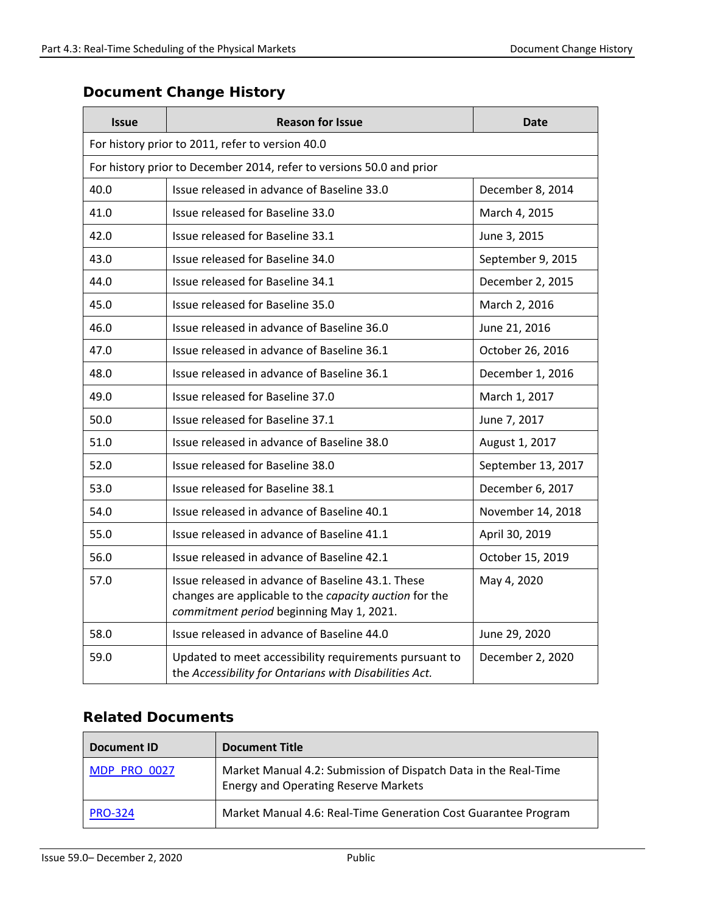## Document Change History

| Issue | Reason for Issue | Date |
|---|---|---|
| For history prior to 2011, refer to version 40.0 | | |
| For history prior to December 2014, refer to versions 50.0 and prior | | |
| 40.0 | Issue released in advance of Baseline 33.0 | December 8, 2014 |
| 41.0 | Issue released for Baseline 33.0 | March 4, 2015 |
| 42.0 | Issue released for Baseline 33.1 | June 3, 2015 |
| 43.0 | Issue released for Baseline 34.0 | September 9, 2015 |
| 44.0 | Issue released for Baseline 34.1 | December 2, 2015 |
| 45.0 | Issue released for Baseline 35.0 | March 2, 2016 |
| 46.0 | Issue released in advance of Baseline 36.0 | June 21, 2016 |
| 47.0 | Issue released in advance of Baseline 36.1 | October 26, 2016 |
| 48.0 | Issue released in advance of Baseline 36.1 | December 1, 2016 |
| 49.0 | Issue released for Baseline 37.0 | March 1, 2017 |
| 50.0 | Issue released for Baseline 37.1 | June 7, 2017 |
| 51.0 | Issue released in advance of Baseline 38.0 | August 1, 2017 |
| 52.0 | Issue released for Baseline 38.0 | September 13, 2017 |
| 53.0 | Issue released for Baseline 38.1 | December 6, 2017 |
| 54.0 | Issue released in advance of Baseline 40.1 | November 14, 2018 |
| 55.0 | Issue released in advance of Baseline 41.1 | April 30, 2019 |
| 56.0 | Issue released in advance of Baseline 42.1 | October 15, 2019 |
| 57.0 | Issue released in advance of Baseline 43.1. These changes are applicable to the *capacity auction* for the *commitment period* beginning May 1, 2021. | May 4, 2020 |
| 58.0 | Issue released in advance of Baseline 44.0 | June 29, 2020 |
| 59.0 | Updated to meet accessibility requirements pursuant to the *Accessibility for Ontarians with Disabilities Act.* | December 2, 2020 |

## Related Documents

| Document ID | Document Title |
|---|---|
| MDP_PRO_0027 | Market Manual 4.2: Submission of Dispatch Data in the Real-Time Energy and Operating Reserve Markets |
| PRO-324 | Market Manual 4.6: Real-Time Generation Cost Guarantee Program |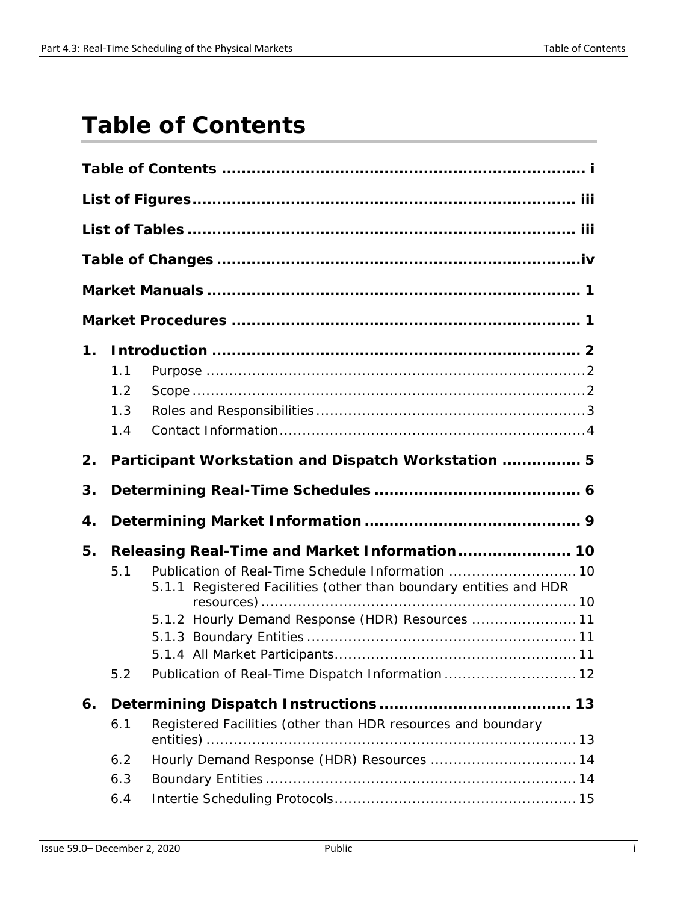# Table of Contents

**Table of Contents .......................................................................... i**

**List of Figures.............................................................................. iii**

**List of Tables ............................................................................... iii**

**Table of Changes ..........................................................................iv**

**Market Manuals ............................................................................. 1**

**Market Procedures ......................................................................... 1**

**1. Introduction ............................................................................. 2**

- 1.1 Purpose ..................................................................................2
- 1.2 Scope .....................................................................................2
- 1.3 Roles and Responsibilities ..........................................................3
- 1.4 Contact Information...................................................................4

**2. Participant Workstation and Dispatch Workstation ................ 5**

**3. Determining Real-Time Schedules .......................................... 6**

**4. Determining Market Information ............................................ 9**

**5. Releasing Real-Time and Market Information....................... 10**

- 5.1 Publication of Real-Time Schedule Information ............................ 10
  - 5.1.1 Registered Facilities (other than boundary entities and HDR resources) .................................................................... 10
  - 5.1.2 Hourly Demand Response (HDR) Resources ....................... 11
  - 5.1.3 Boundary Entities ........................................................... 11
  - 5.1.4 All Market Participants..................................................... 11
- 5.2 Publication of Real-Time Dispatch Information ............................. 12

**6. Determining Dispatch Instructions ....................................... 13**

- 6.1 Registered Facilities (other than HDR resources and boundary entities) ................................................................................ 13
- 6.2 Hourly Demand Response (HDR) Resources ................................ 14
- 6.3 Boundary Entities .................................................................... 14
- 6.4 Intertie Scheduling Protocols..................................................... 15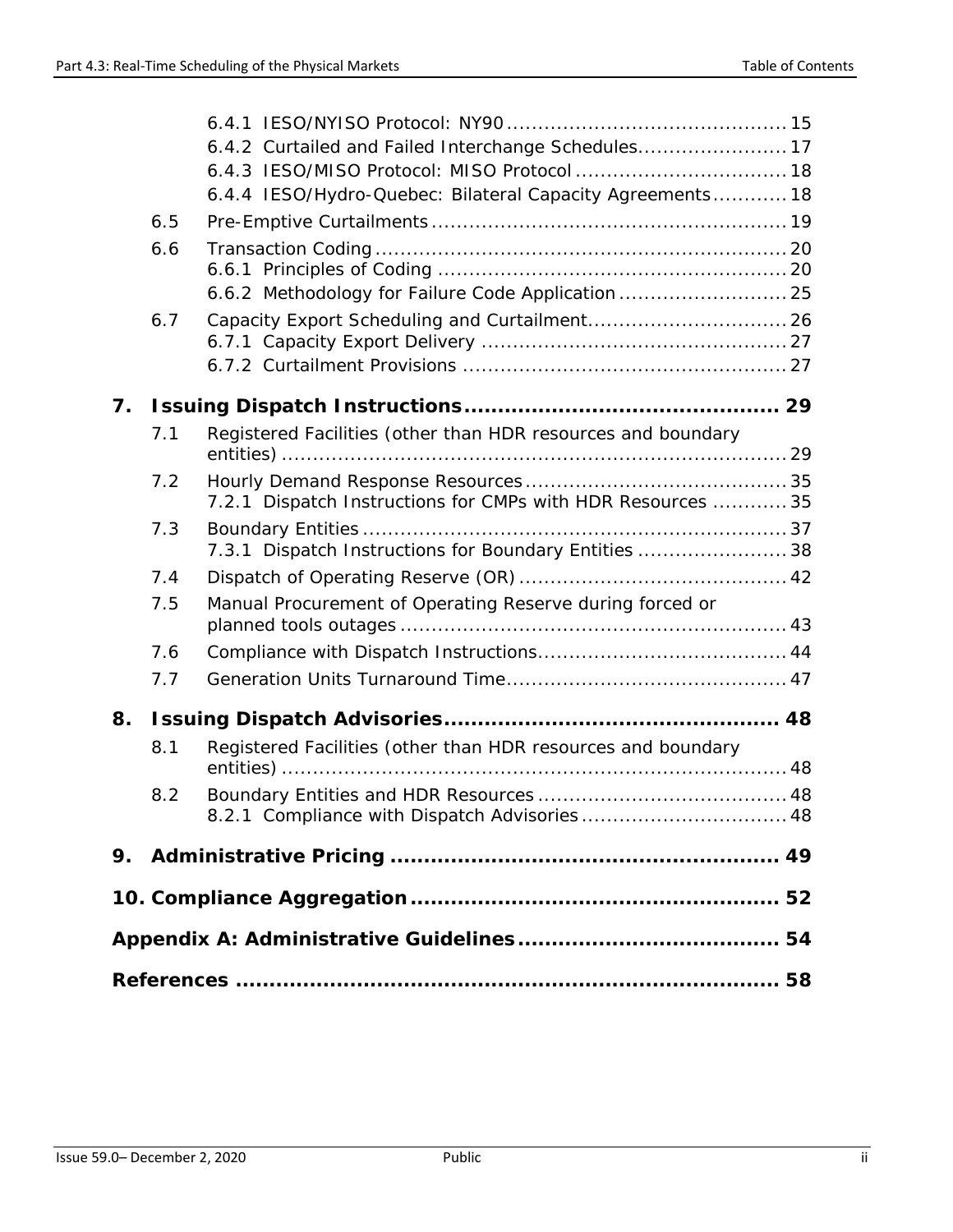6.4.1 IESO/NYISO Protocol: NY90 ............................................ 15
6.4.2 Curtailed and Failed Interchange Schedules........................ 17
6.4.3 IESO/MISO Protocol: MISO Protocol .................................. 18
6.4.4 IESO/Hydro-Quebec: Bilateral Capacity Agreements............ 18

6.5 Pre-Emptive Curtailments ........................................................ 19

6.6 Transaction Coding ................................................................. 20
6.6.1 Principles of Coding ........................................................ 20
6.6.2 Methodology for Failure Code Application ........................... 25

6.7 Capacity Export Scheduling and Curtailment................................ 26
6.7.1 Capacity Export Delivery ................................................. 27
6.7.2 Curtailment Provisions .................................................... 27

**7. Issuing Dispatch Instructions............................................. 29**

7.1 Registered Facilities (other than HDR resources and boundary entities) ................................................................................. 29

7.2 Hourly Demand Response Resources .......................................... 35
7.2.1 Dispatch Instructions for CMPs with HDR Resources ............ 35

7.3 Boundary Entities .................................................................... 37
7.3.1 Dispatch Instructions for Boundary Entities ........................ 38

7.4 Dispatch of Operating Reserve (OR) .......................................... 42

7.5 Manual Procurement of Operating Reserve during forced or planned tools outages ............................................................. 43

7.6 Compliance with Dispatch Instructions....................................... 44

7.7 Generation Units Turnaround Time............................................ 47

**8. Issuing Dispatch Advisories................................................ 48**

8.1 Registered Facilities (other than HDR resources and boundary entities) ................................................................................. 48

8.2 Boundary Entities and HDR Resources ........................................ 48
8.2.1 Compliance with Dispatch Advisories ................................. 48

**9. Administrative Pricing ........................................................ 49**

**10. Compliance Aggregation..................................................... 52**

**Appendix A: Administrative Guidelines..................................... 54**

**References ............................................................................. 58**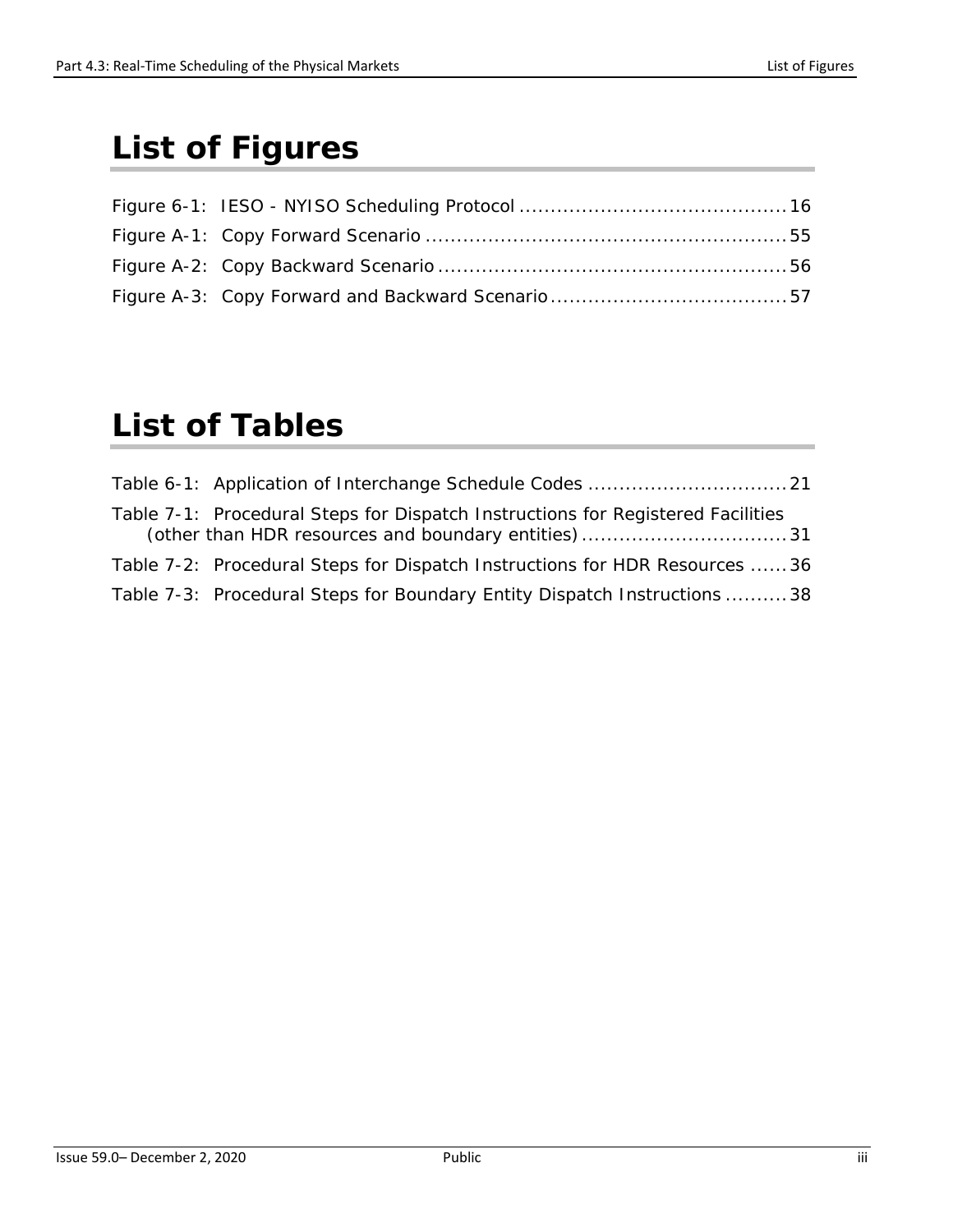# List of Figures

Figure 6-1: IESO - NYISO Scheduling Protocol ........................................... 16
Figure A-1: Copy Forward Scenario ........................................................... 55
Figure A-2: Copy Backward Scenario ......................................................... 56
Figure A-3: Copy Forward and Backward Scenario ...................................... 57

# List of Tables

Table 6-1: Application of Interchange Schedule Codes ................................. 21
Table 7-1: Procedural Steps for Dispatch Instructions for Registered Facilities (other than HDR resources and boundary entities) ................................. 31
Table 7-2: Procedural Steps for Dispatch Instructions for HDR Resources ...... 36
Table 7-3: Procedural Steps for Boundary Entity Dispatch Instructions .......... 38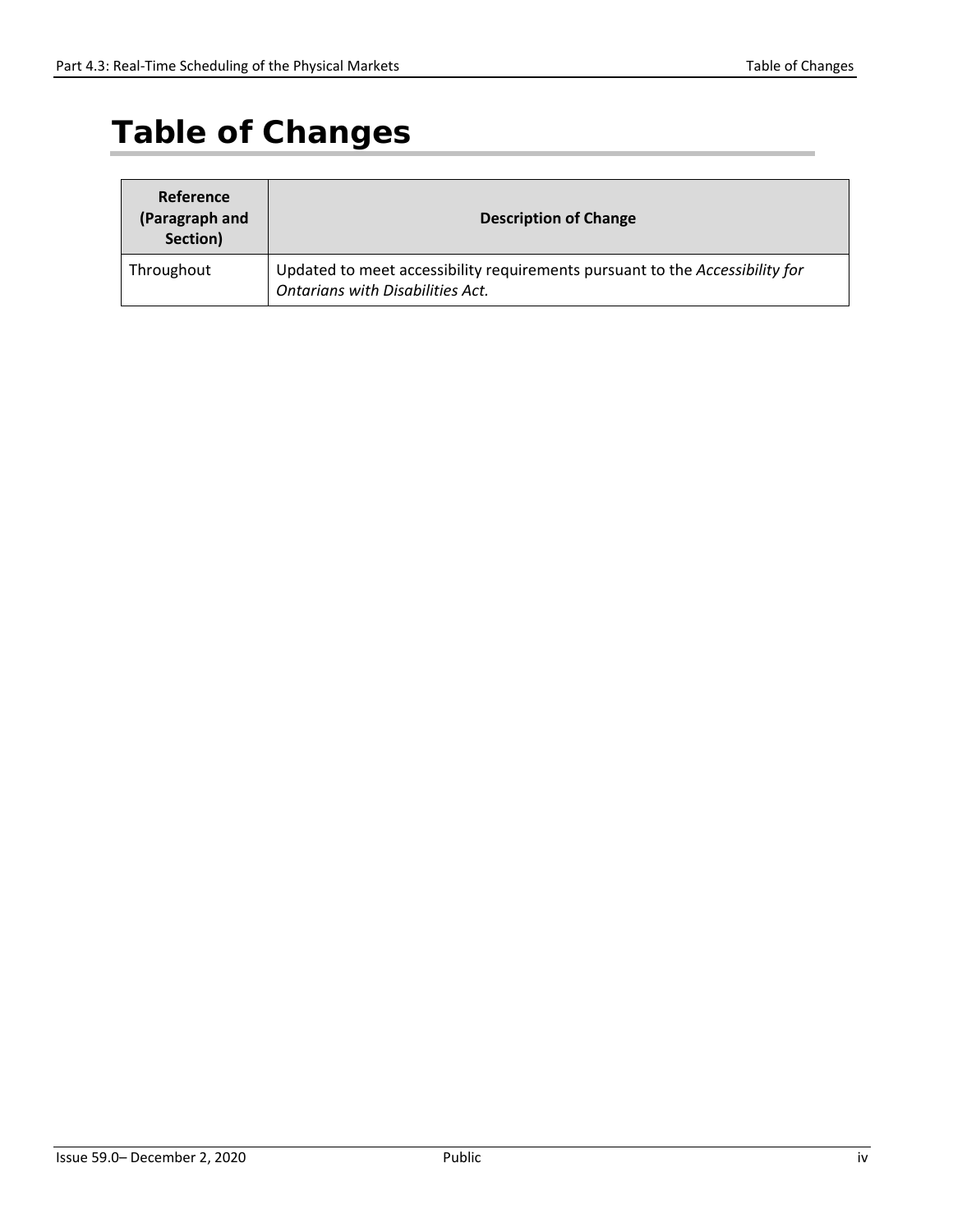# Table of Changes

| Reference (Paragraph and Section) | Description of Change |
|---|---|
| Throughout | Updated to meet accessibility requirements pursuant to the *Accessibility for Ontarians with Disabilities Act.* |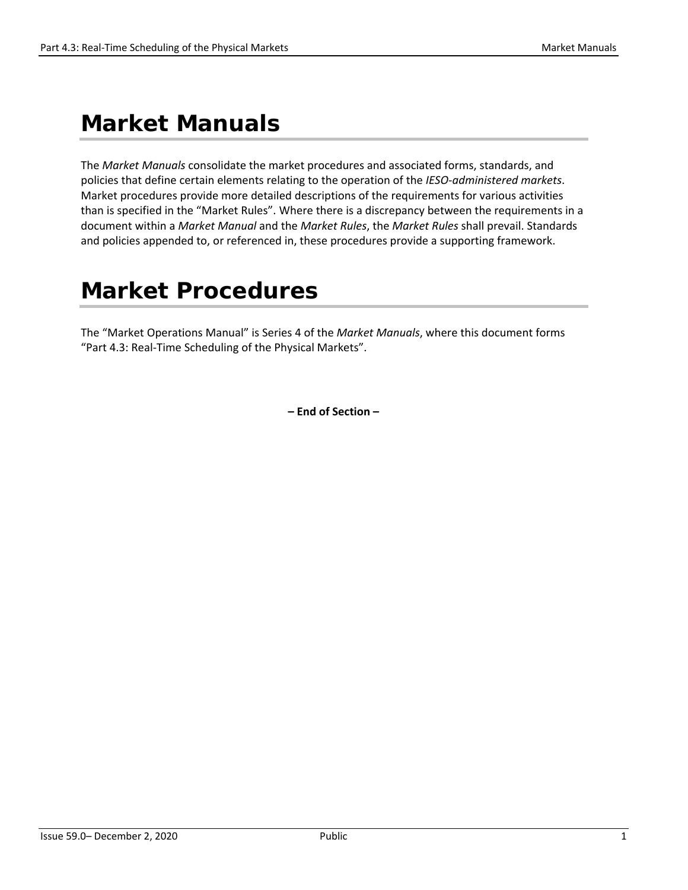# Market Manuals

The *Market Manuals* consolidate the market procedures and associated forms, standards, and policies that define certain elements relating to the operation of the *IESO-administered markets*. Market procedures provide more detailed descriptions of the requirements for various activities than is specified in the "Market Rules". Where there is a discrepancy between the requirements in a document within a *Market Manual* and the *Market Rules*, the *Market Rules* shall prevail. Standards and policies appended to, or referenced in, these procedures provide a supporting framework.

# Market Procedures

The "Market Operations Manual" is Series 4 of the *Market Manuals*, where this document forms "Part 4.3: Real-Time Scheduling of the Physical Markets".

**– End of Section –**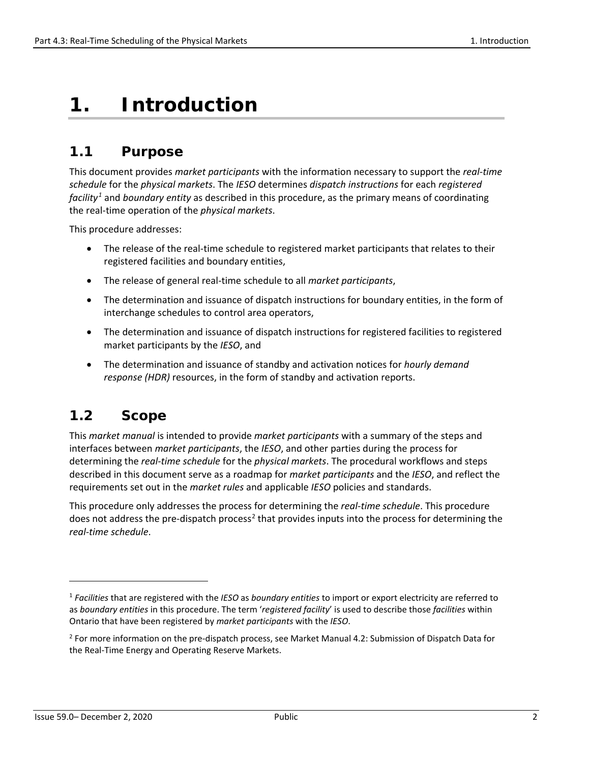# 1. Introduction

## 1.1 Purpose

This document provides *market participants* with the information necessary to support the *real-time schedule* for the *physical markets*. The *IESO* determines *dispatch instructions* for each *registered facility*[1] and *boundary entity* as described in this procedure, as the primary means of coordinating the real-time operation of the *physical markets*.

This procedure addresses:

- The release of the real-time schedule to registered market participants that relates to their registered facilities and boundary entities,
- The release of general real-time schedule to all *market participants*,
- The determination and issuance of dispatch instructions for boundary entities, in the form of interchange schedules to control area operators,
- The determination and issuance of dispatch instructions for registered facilities to registered market participants by the *IESO*, and
- The determination and issuance of standby and activation notices for *hourly demand response (HDR)* resources, in the form of standby and activation reports.

## 1.2 Scope

This *market manual* is intended to provide *market participants* with a summary of the steps and interfaces between *market participants*, the *IESO*, and other parties during the process for determining the *real-time schedule* for the *physical markets*. The procedural workflows and steps described in this document serve as a roadmap for *market participants* and the *IESO*, and reflect the requirements set out in the *market rules* and applicable *IESO* policies and standards.

This procedure only addresses the process for determining the *real-time schedule*. This procedure does not address the pre-dispatch process[2] that provides inputs into the process for determining the *real-time schedule*.

---

[1] *Facilities* that are registered with the *IESO* as *boundary entities* to import or export electricity are referred to as *boundary entities* in this procedure. The term '*registered facility*' is used to describe those *facilities* within Ontario that have been registered by *market participants* with the *IESO*.

[2] For more information on the pre-dispatch process, see Market Manual 4.2: Submission of Dispatch Data for the Real-Time Energy and Operating Reserve Markets.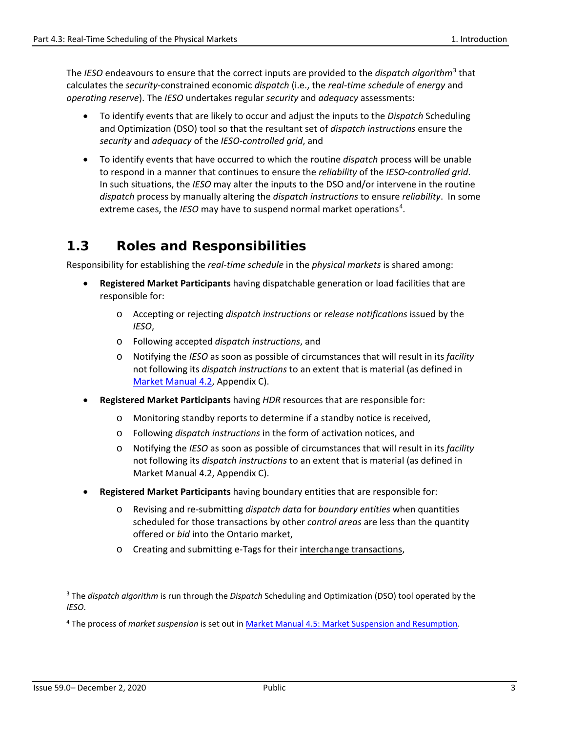The *IESO* endeavours to ensure that the correct inputs are provided to the *dispatch algorithm*[3] that calculates the *security*-constrained economic *dispatch* (i.e., the *real-time schedule* of *energy* and *operating reserve*). The *IESO* undertakes regular *security* and *adequacy* assessments:

- To identify events that are likely to occur and adjust the inputs to the *Dispatch* Scheduling and Optimization (DSO) tool so that the resultant set of *dispatch instructions* ensure the *security* and *adequacy* of the *IESO-controlled grid*, and
- To identify events that have occurred to which the routine *dispatch* process will be unable to respond in a manner that continues to ensure the *reliability* of the *IESO-controlled grid*. In such situations, the *IESO* may alter the inputs to the DSO and/or intervene in the routine *dispatch* process by manually altering the *dispatch instructions* to ensure *reliability*. In some extreme cases, the *IESO* may have to suspend normal market operations[4].

## 1.3 Roles and Responsibilities

Responsibility for establishing the *real-time schedule* in the *physical markets* is shared among:

- **Registered Market Participants** having dispatchable generation or load facilities that are responsible for:
  - Accepting or rejecting *dispatch instructions* or *release notifications* issued by the *IESO*,
  - Following accepted *dispatch instructions*, and
  - Notifying the *IESO* as soon as possible of circumstances that will result in its *facility* not following its *dispatch instructions* to an extent that is material (as defined in Market Manual 4.2, Appendix C).
- **Registered Market Participants** having *HDR* resources that are responsible for:
  - Monitoring standby reports to determine if a standby notice is received,
  - Following *dispatch instructions* in the form of activation notices, and
  - Notifying the *IESO* as soon as possible of circumstances that will result in its *facility* not following its *dispatch instructions* to an extent that is material (as defined in Market Manual 4.2, Appendix C).
- **Registered Market Participants** having boundary entities that are responsible for:
  - Revising and re-submitting *dispatch data* for *boundary entities* when quantities scheduled for those transactions by other *control areas* are less than the quantity offered or *bid* into the Ontario market,
  - Creating and submitting e-Tags for their interchange transactions,

---

[3] The *dispatch algorithm* is run through the *Dispatch* Scheduling and Optimization (DSO) tool operated by the *IESO*.

[4] The process of *market suspension* is set out in Market Manual 4.5: Market Suspension and Resumption.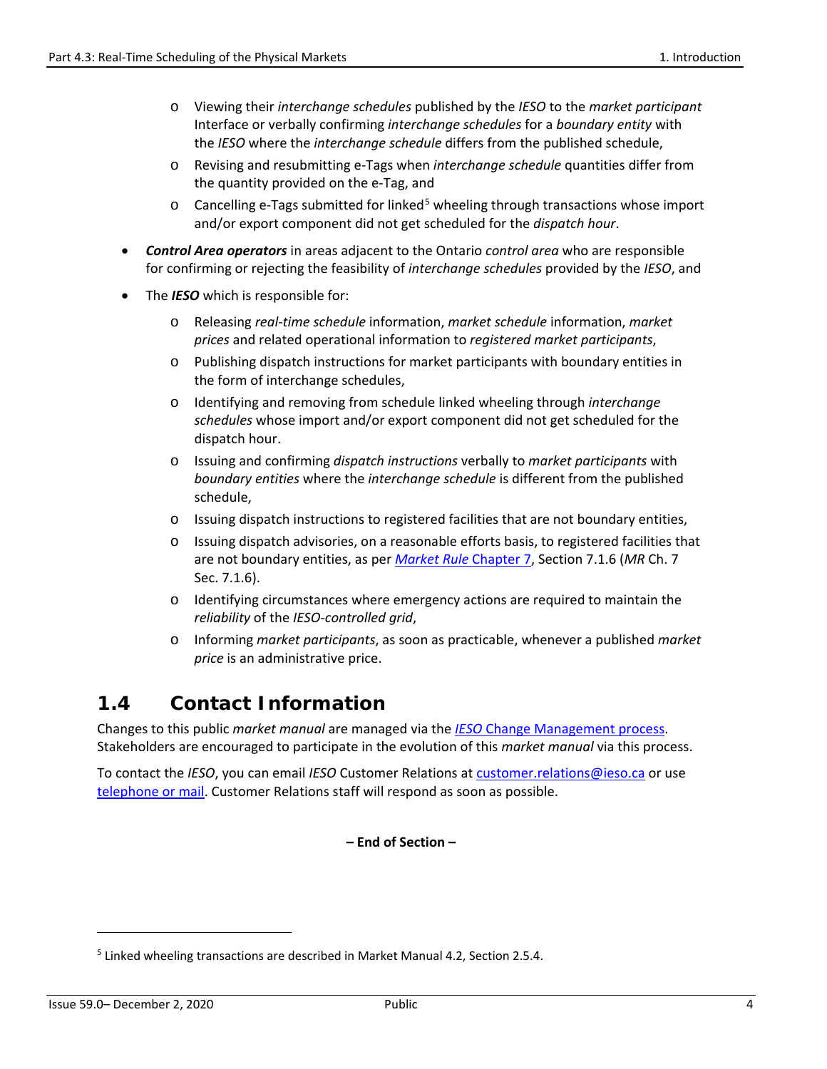- Viewing their *interchange schedules* published by the *IESO* to the *market participant* Interface or verbally confirming *interchange schedules* for a *boundary entity* with the *IESO* where the *interchange schedule* differs from the published schedule,
- Revising and resubmitting e-Tags when *interchange schedule* quantities differ from the quantity provided on the e-Tag, and
- Cancelling e-Tags submitted for linked[5] wheeling through transactions whose import and/or export component did not get scheduled for the *dispatch hour*.

- ***Control Area operators*** in areas adjacent to the Ontario *control area* who are responsible for confirming or rejecting the feasibility of *interchange schedules* provided by the *IESO*, and
- The ***IESO*** which is responsible for:
  - Releasing *real-time schedule* information, *market schedule* information, *market prices* and related operational information to *registered market participants*,
  - Publishing dispatch instructions for market participants with boundary entities in the form of interchange schedules,
  - Identifying and removing from schedule linked wheeling through *interchange schedules* whose import and/or export component did not get scheduled for the dispatch hour.
  - Issuing and confirming *dispatch instructions* verbally to *market participants* with *boundary entities* where the *interchange schedule* is different from the published schedule,
  - Issuing dispatch instructions to registered facilities that are not boundary entities,
  - Issuing dispatch advisories, on a reasonable efforts basis, to registered facilities that are not boundary entities, as per [*Market Rule* Chapter 7](), Section 7.1.6 (*MR* Ch. 7 Sec. 7.1.6).
  - Identifying circumstances where emergency actions are required to maintain the *reliability* of the *IESO-controlled grid*,
  - Informing *market participants*, as soon as practicable, whenever a published *market price* is an administrative price.

## 1.4 Contact Information

Changes to this public *market manual* are managed via the [*IESO* Change Management process](). Stakeholders are encouraged to participate in the evolution of this *market manual* via this process.

To contact the *IESO*, you can email *IESO* Customer Relations at [customer.relations@ieso.ca]() or use [telephone or mail](). Customer Relations staff will respond as soon as possible.

**– End of Section –**

[5] Linked wheeling transactions are described in Market Manual 4.2, Section 2.5.4.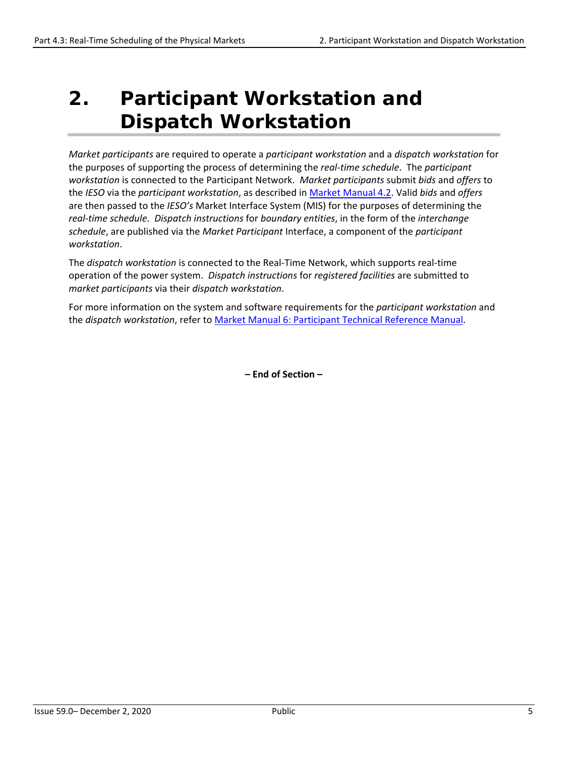# 2. Participant Workstation and Dispatch Workstation

*Market participants* are required to operate a *participant workstation* and a *dispatch workstation* for the purposes of supporting the process of determining the *real-time schedule*. The *participant workstation* is connected to the Participant Network. *Market participants* submit *bids* and *offers* to the *IESO* via the *participant workstation*, as described in [Market Manual 4.2](). Valid *bids* and *offers* are then passed to the *IESO's* Market Interface System (MIS) for the purposes of determining the *real-time schedule*. *Dispatch instructions* for *boundary entities*, in the form of the *interchange schedule*, are published via the *Market Participant* Interface, a component of the *participant workstation*.

The *dispatch workstation* is connected to the Real-Time Network, which supports real-time operation of the power system. *Dispatch instructions* for *registered facilities* are submitted to *market participants* via their *dispatch workstation*.

For more information on the system and software requirements for the *participant workstation* and the *dispatch workstation*, refer to [Market Manual 6: Participant Technical Reference Manual]().

**– End of Section –**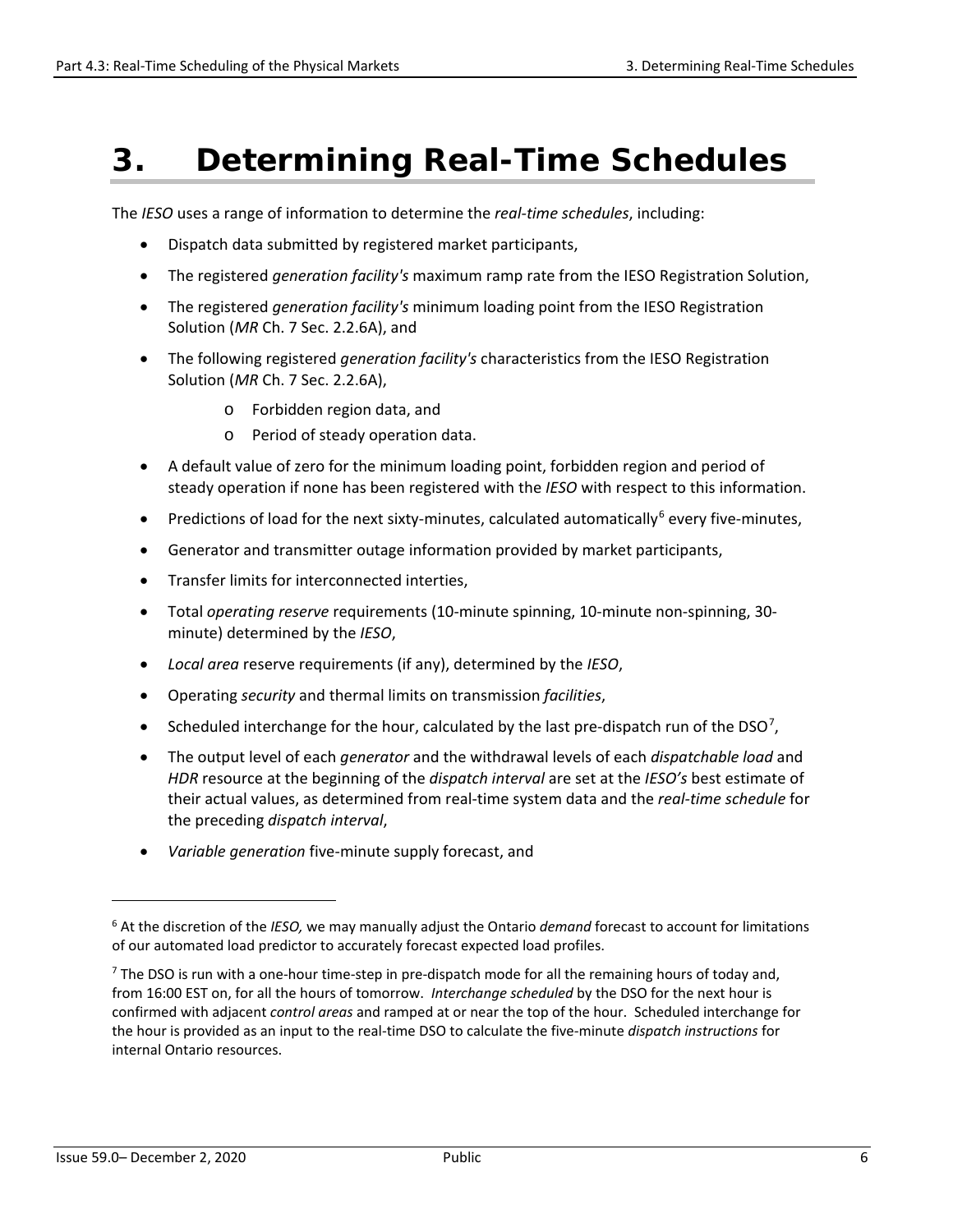# 3. Determining Real-Time Schedules

The *IESO* uses a range of information to determine the *real-time schedules*, including:

- Dispatch data submitted by registered market participants,
- The registered *generation facility's* maximum ramp rate from the IESO Registration Solution,
- The registered *generation facility's* minimum loading point from the IESO Registration Solution (*MR* Ch. 7 Sec. 2.2.6A), and
- The following registered *generation facility's* characteristics from the IESO Registration Solution (*MR* Ch. 7 Sec. 2.2.6A),
  - Forbidden region data, and
  - Period of steady operation data.
- A default value of zero for the minimum loading point, forbidden region and period of steady operation if none has been registered with the *IESO* with respect to this information.
- Predictions of load for the next sixty-minutes, calculated automatically[6] every five-minutes,
- Generator and transmitter outage information provided by market participants,
- Transfer limits for interconnected interties,
- Total *operating reserve* requirements (10-minute spinning, 10-minute non-spinning, 30-minute) determined by the *IESO*,
- *Local area* reserve requirements (if any), determined by the *IESO*,
- Operating *security* and thermal limits on transmission *facilities*,
- Scheduled interchange for the hour, calculated by the last pre-dispatch run of the DSO[7],
- The output level of each *generator* and the withdrawal levels of each *dispatchable load* and *HDR* resource at the beginning of the *dispatch interval* are set at the *IESO's* best estimate of their actual values, as determined from real-time system data and the *real-time schedule* for the preceding *dispatch interval*,
- *Variable generation* five-minute supply forecast, and

---

[6] At the discretion of the *IESO,* we may manually adjust the Ontario *demand* forecast to account for limitations of our automated load predictor to accurately forecast expected load profiles.

[7] The DSO is run with a one-hour time-step in pre-dispatch mode for all the remaining hours of today and, from 16:00 EST on, for all the hours of tomorrow. *Interchange scheduled* by the DSO for the next hour is confirmed with adjacent *control areas* and ramped at or near the top of the hour. Scheduled interchange for the hour is provided as an input to the real-time DSO to calculate the five-minute *dispatch instructions* for internal Ontario resources.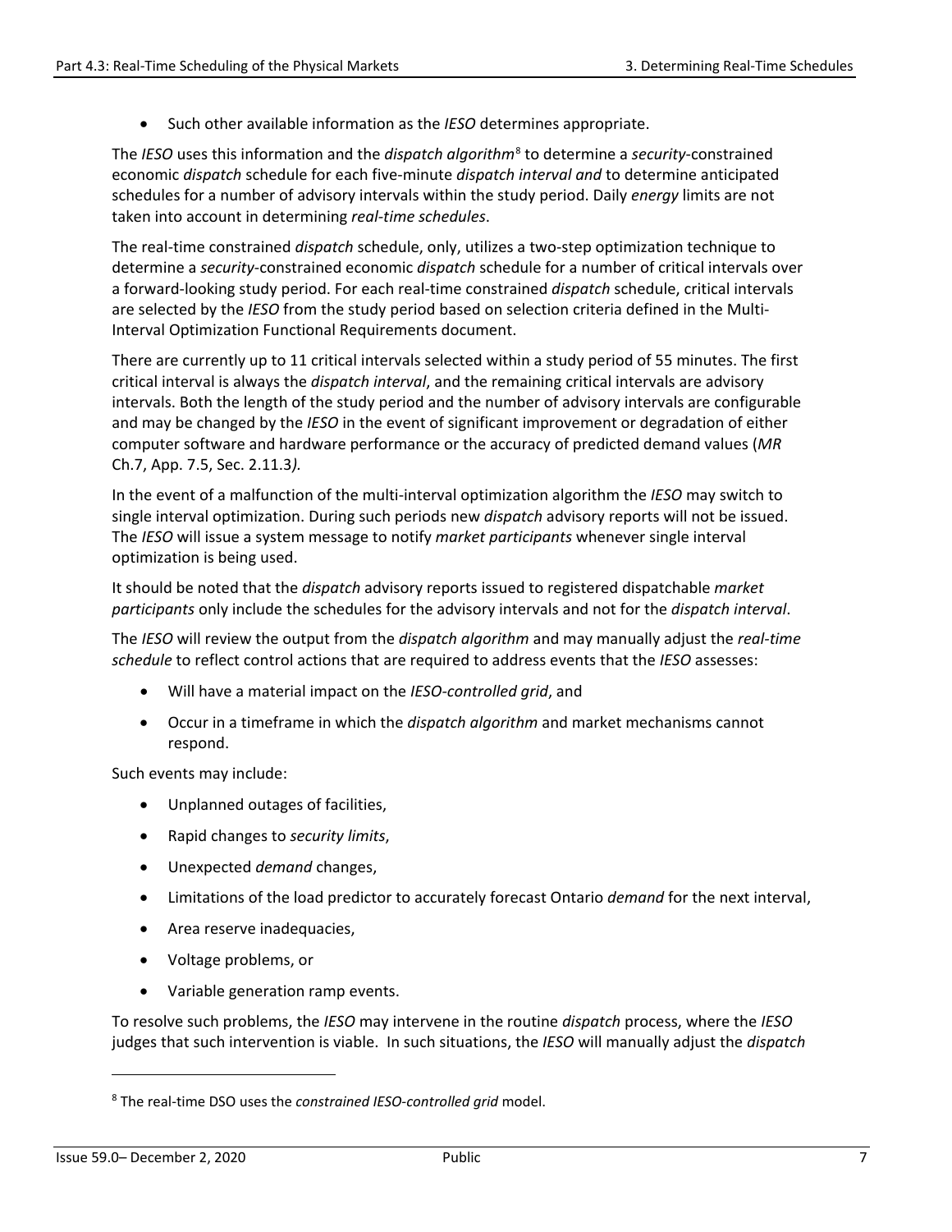- Such other available information as the *IESO* determines appropriate.

The *IESO* uses this information and the *dispatch algorithm*[8] to determine a *security*-constrained economic *dispatch* schedule for each five-minute *dispatch interval and* to determine anticipated schedules for a number of advisory intervals within the study period. Daily *energy* limits are not taken into account in determining *real-time schedules*.

The real-time constrained *dispatch* schedule, only, utilizes a two-step optimization technique to determine a *security*-constrained economic *dispatch* schedule for a number of critical intervals over a forward-looking study period. For each real-time constrained *dispatch* schedule, critical intervals are selected by the *IESO* from the study period based on selection criteria defined in the Multi-Interval Optimization Functional Requirements document.

There are currently up to 11 critical intervals selected within a study period of 55 minutes. The first critical interval is always the *dispatch interval*, and the remaining critical intervals are advisory intervals. Both the length of the study period and the number of advisory intervals are configurable and may be changed by the *IESO* in the event of significant improvement or degradation of either computer software and hardware performance or the accuracy of predicted demand values (*MR* Ch.7, App. 7.5, Sec. 2.11.3*)*.

In the event of a malfunction of the multi-interval optimization algorithm the *IESO* may switch to single interval optimization. During such periods new *dispatch* advisory reports will not be issued. The *IESO* will issue a system message to notify *market participants* whenever single interval optimization is being used.

It should be noted that the *dispatch* advisory reports issued to registered dispatchable *market participants* only include the schedules for the advisory intervals and not for the *dispatch interval*.

The *IESO* will review the output from the *dispatch algorithm* and may manually adjust the *real-time schedule* to reflect control actions that are required to address events that the *IESO* assesses:

- Will have a material impact on the *IESO-controlled grid*, and
- Occur in a timeframe in which the *dispatch algorithm* and market mechanisms cannot respond.

Such events may include:

- Unplanned outages of facilities,
- Rapid changes to *security limits*,
- Unexpected *demand* changes,
- Limitations of the load predictor to accurately forecast Ontario *demand* for the next interval,
- Area reserve inadequacies,
- Voltage problems, or
- Variable generation ramp events.

To resolve such problems, the *IESO* may intervene in the routine *dispatch* process, where the *IESO* judges that such intervention is viable. In such situations, the *IESO* will manually adjust the *dispatch*

---

[8] The real-time DSO uses the *constrained IESO-controlled grid* model.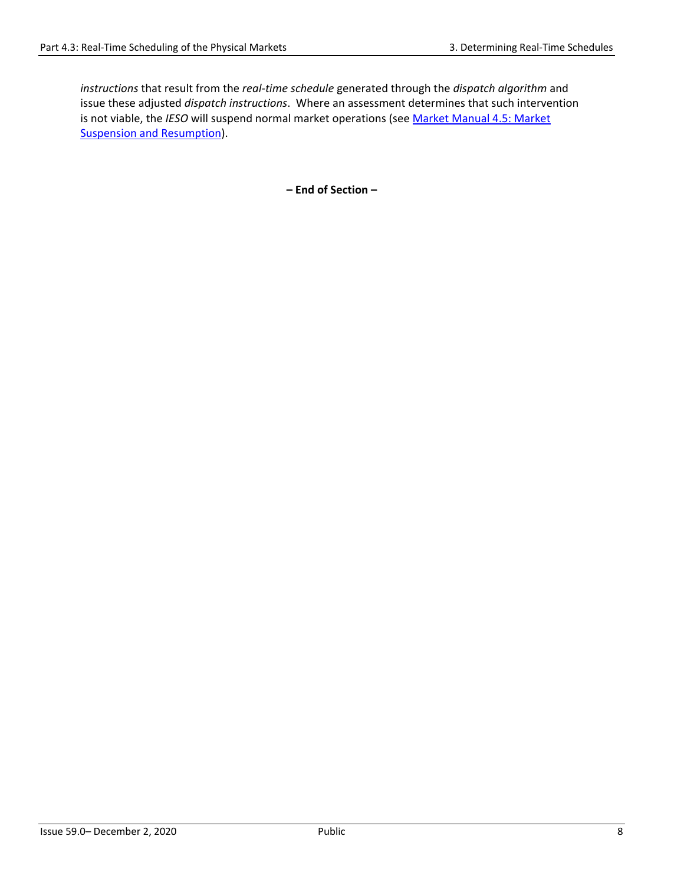*instructions* that result from the *real-time schedule* generated through the *dispatch algorithm* and issue these adjusted *dispatch instructions*. Where an assessment determines that such intervention is not viable, the *IESO* will suspend normal market operations (see [Market Manual 4.5: Market Suspension and Resumption](#)).

**– End of Section –**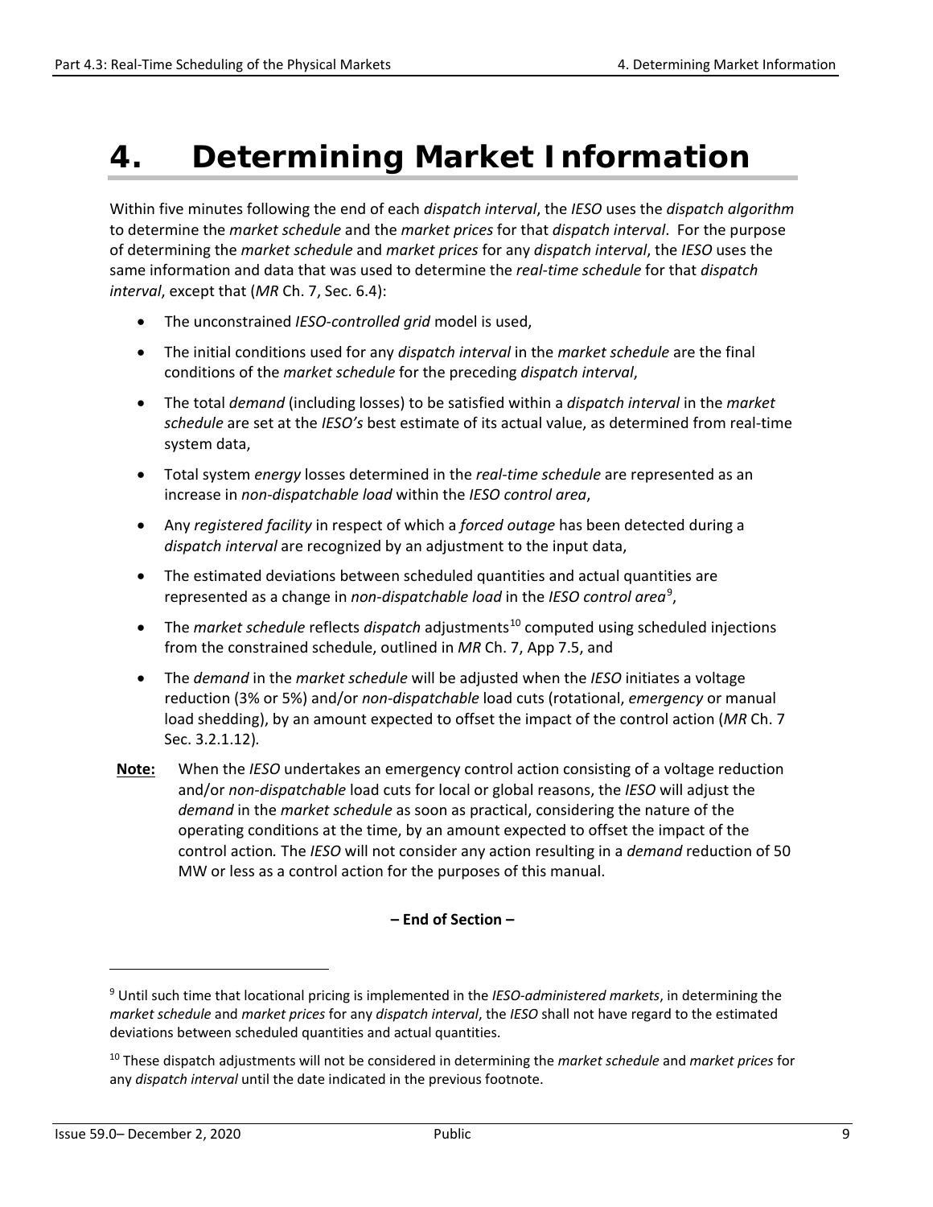# 4. Determining Market Information

Within five minutes following the end of each *dispatch interval*, the *IESO* uses the *dispatch algorithm* to determine the *market schedule* and the *market prices* for that *dispatch interval*. For the purpose of determining the *market schedule* and *market prices* for any *dispatch interval*, the *IESO* uses the same information and data that was used to determine the *real-time schedule* for that *dispatch interval*, except that (*MR* Ch. 7, Sec. 6.4):

- The unconstrained *IESO-controlled grid* model is used,
- The initial conditions used for any *dispatch interval* in the *market schedule* are the final conditions of the *market schedule* for the preceding *dispatch interval*,
- The total *demand* (including losses) to be satisfied within a *dispatch interval* in the *market schedule* are set at the *IESO's* best estimate of its actual value, as determined from real-time system data,
- Total system *energy* losses determined in the *real-time schedule* are represented as an increase in *non-dispatchable load* within the *IESO control area*,
- Any *registered facility* in respect of which a *forced outage* has been detected during a *dispatch interval* are recognized by an adjustment to the input data,
- The estimated deviations between scheduled quantities and actual quantities are represented as a change in *non-dispatchable load* in the *IESO control area*[9],
- The *market schedule* reflects *dispatch* adjustments[10] computed using scheduled injections from the constrained schedule, outlined in *MR* Ch. 7, App 7.5, and
- The *demand* in the *market schedule* will be adjusted when the *IESO* initiates a voltage reduction (3% or 5%) and/or *non-dispatchable* load cuts (rotational, *emergency* or manual load shedding), by an amount expected to offset the impact of the control action (*MR* Ch. 7 Sec. 3.2.1.12).

**Note:** When the *IESO* undertakes an emergency control action consisting of a voltage reduction and/or *non-dispatchable* load cuts for local or global reasons, the *IESO* will adjust the *demand* in the *market schedule* as soon as practical, considering the nature of the operating conditions at the time, by an amount expected to offset the impact of the control action. The *IESO* will not consider any action resulting in a *demand* reduction of 50 MW or less as a control action for the purposes of this manual.

**– End of Section –**

[9] Until such time that locational pricing is implemented in the *IESO-administered markets*, in determining the *market schedule* and *market prices* for any *dispatch interval*, the *IESO* shall not have regard to the estimated deviations between scheduled quantities and actual quantities.

[10] These dispatch adjustments will not be considered in determining the *market schedule* and *market prices* for any *dispatch interval* until the date indicated in the previous footnote.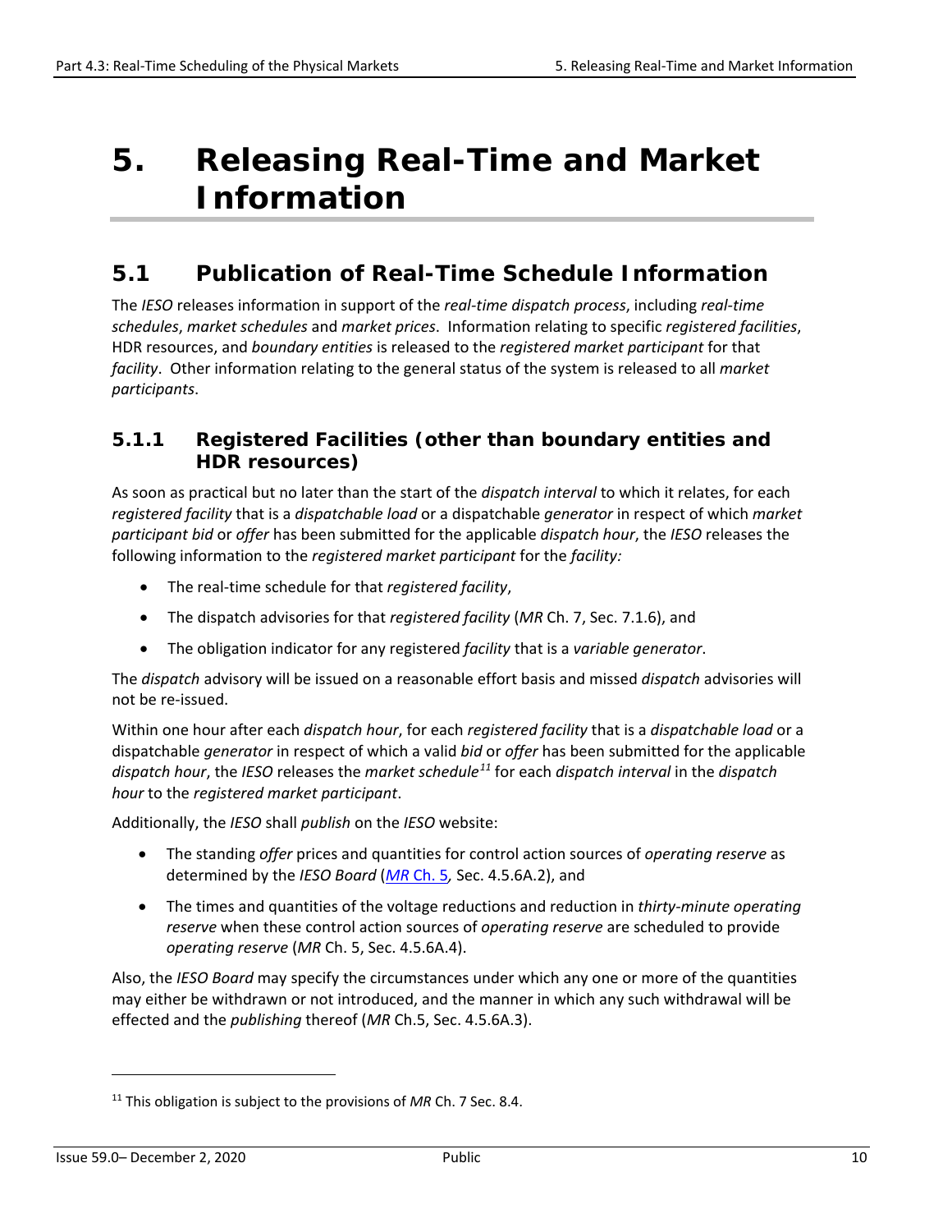# 5. Releasing Real-Time and Market Information

## 5.1 Publication of Real-Time Schedule Information

The *IESO* releases information in support of the *real-time dispatch process*, including *real-time schedules*, *market schedules* and *market prices*. Information relating to specific *registered facilities*, HDR resources, and *boundary entities* is released to the *registered market participant* for that *facility*. Other information relating to the general status of the system is released to all *market participants*.

### 5.1.1 Registered Facilities (other than boundary entities and HDR resources)

As soon as practical but no later than the start of the *dispatch interval* to which it relates, for each *registered facility* that is a *dispatchable load* or a dispatchable *generator* in respect of which *market participant bid* or *offer* has been submitted for the applicable *dispatch hour*, the *IESO* releases the following information to the *registered market participant* for the *facility:*

- The real-time schedule for that *registered facility*,
- The dispatch advisories for that *registered facility* (*MR* Ch. 7, Sec. 7.1.6), and
- The obligation indicator for any registered *facility* that is a *variable generator*.

The *dispatch* advisory will be issued on a reasonable effort basis and missed *dispatch* advisories will not be re-issued.

Within one hour after each *dispatch hour*, for each *registered facility* that is a *dispatchable load* or a dispatchable *generator* in respect of which a valid *bid* or *offer* has been submitted for the applicable *dispatch hour*, the *IESO* releases the *market schedule*[11] for each *dispatch interval* in the *dispatch hour* to the *registered market participant*.

Additionally, the *IESO* shall *publish* on the *IESO* website:

- The standing *offer* prices and quantities for control action sources of *operating reserve* as determined by the *IESO Board* (*MR* Ch. 5*,* Sec. 4.5.6A.2), and
- The times and quantities of the voltage reductions and reduction in *thirty-minute operating reserve* when these control action sources of *operating reserve* are scheduled to provide *operating reserve* (*MR* Ch. 5, Sec. 4.5.6A.4).

Also, the *IESO Board* may specify the circumstances under which any one or more of the quantities may either be withdrawn or not introduced, and the manner in which any such withdrawal will be effected and the *publishing* thereof (*MR* Ch.5, Sec. 4.5.6A.3).

[11] This obligation is subject to the provisions of *MR* Ch. 7 Sec. 8.4.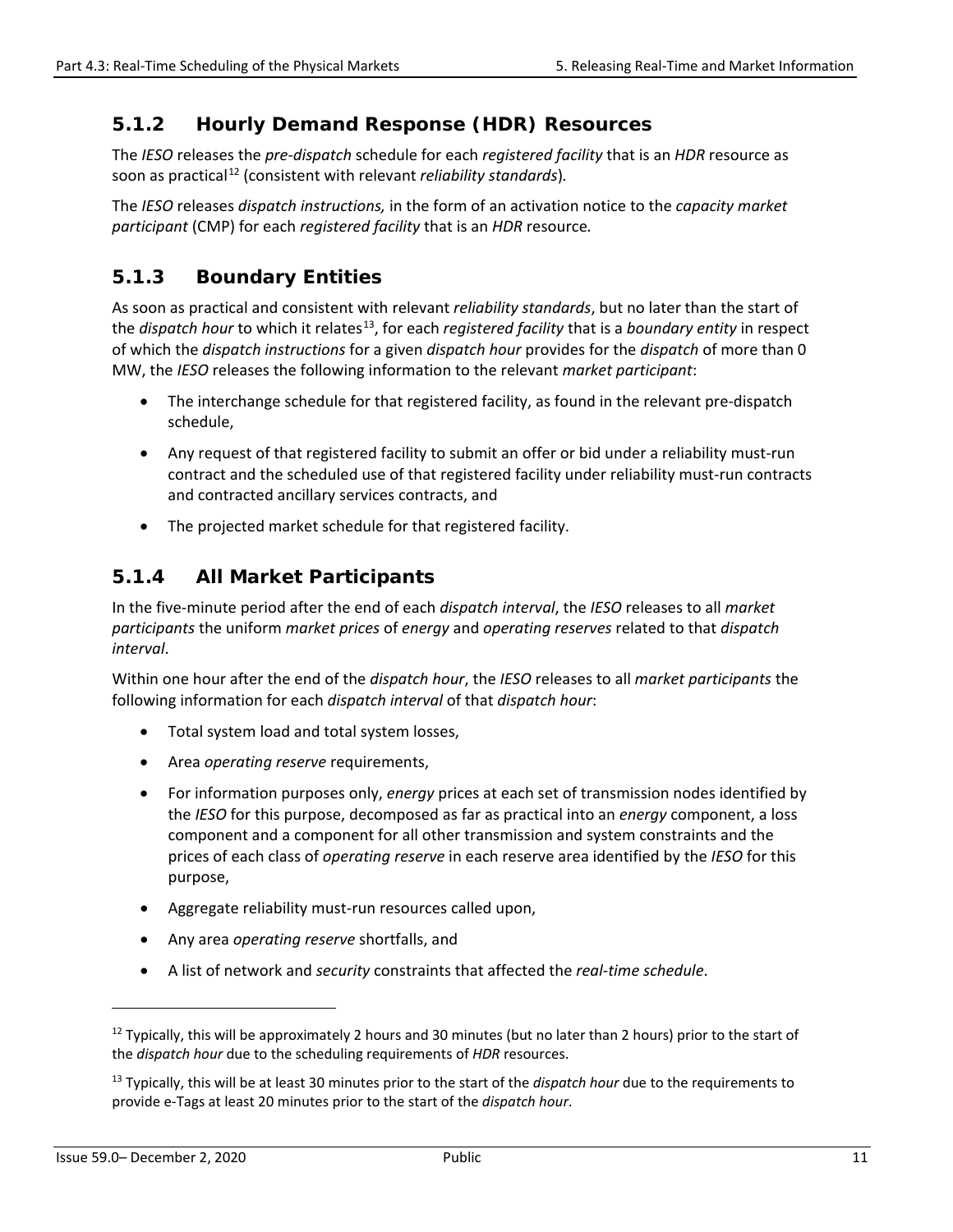### 5.1.2 Hourly Demand Response (HDR) Resources

The *IESO* releases the *pre-dispatch* schedule for each *registered facility* that is an *HDR* resource as soon as practical[12] (consistent with relevant *reliability standards*).

The *IESO* releases *dispatch instructions,* in the form of an activation notice to the *capacity market participant* (CMP) for each *registered facility* that is an *HDR* resource*.*

### 5.1.3 Boundary Entities

As soon as practical and consistent with relevant *reliability standards*, but no later than the start of the *dispatch hour* to which it relates[13], for each *registered facility* that is a *boundary entity* in respect of which the *dispatch instructions* for a given *dispatch hour* provides for the *dispatch* of more than 0 MW, the *IESO* releases the following information to the relevant *market participant*:

- The interchange schedule for that registered facility, as found in the relevant pre-dispatch schedule,
- Any request of that registered facility to submit an offer or bid under a reliability must-run contract and the scheduled use of that registered facility under reliability must-run contracts and contracted ancillary services contracts, and
- The projected market schedule for that registered facility.

### 5.1.4 All Market Participants

In the five-minute period after the end of each *dispatch interval*, the *IESO* releases to all *market participants* the uniform *market prices* of *energy* and *operating reserves* related to that *dispatch interval*.

Within one hour after the end of the *dispatch hour*, the *IESO* releases to all *market participants* the following information for each *dispatch interval* of that *dispatch hour*:

- Total system load and total system losses,
- Area *operating reserve* requirements,
- For information purposes only, *energy* prices at each set of transmission nodes identified by the *IESO* for this purpose, decomposed as far as practical into an *energy* component, a loss component and a component for all other transmission and system constraints and the prices of each class of *operating reserve* in each reserve area identified by the *IESO* for this purpose,
- Aggregate reliability must-run resources called upon,
- Any area *operating reserve* shortfalls, and
- A list of network and *security* constraints that affected the *real-time schedule*.

---

[12] Typically, this will be approximately 2 hours and 30 minutes (but no later than 2 hours) prior to the start of the *dispatch hour* due to the scheduling requirements of *HDR* resources.

[13] Typically, this will be at least 30 minutes prior to the start of the *dispatch hour* due to the requirements to provide e-Tags at least 20 minutes prior to the start of the *dispatch hour*.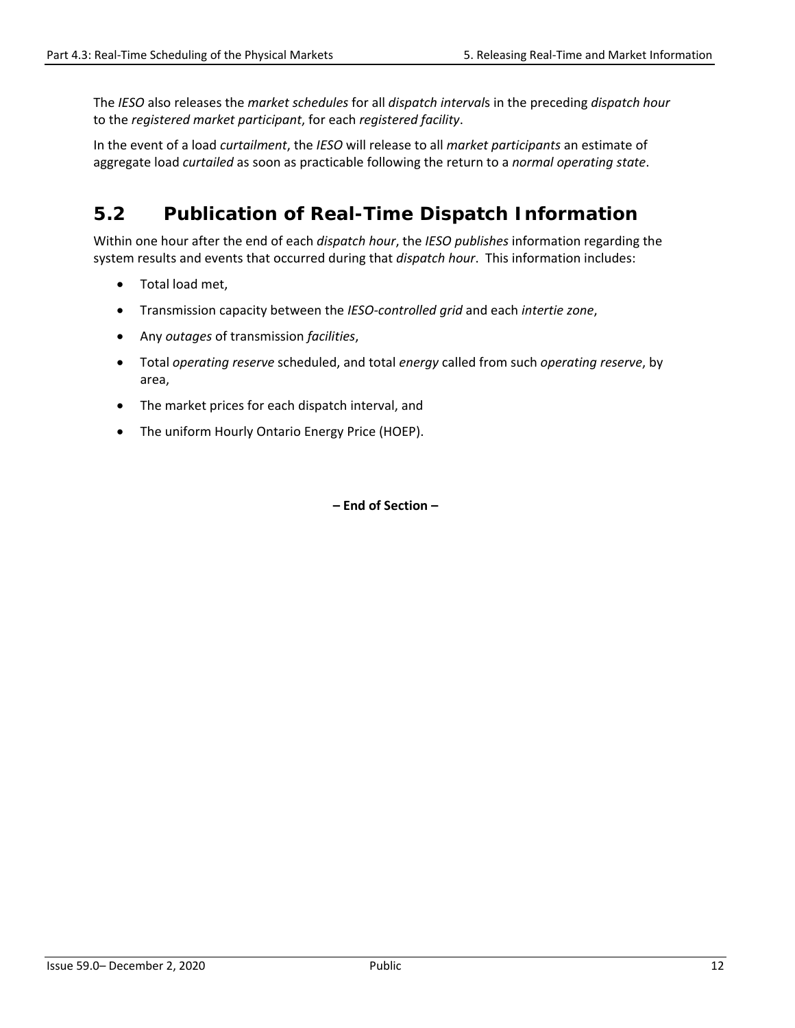The *IESO* also releases the *market schedules* for all *dispatch interval*s in the preceding *dispatch hour* to the *registered market participant*, for each *registered facility*.

In the event of a load *curtailment*, the *IESO* will release to all *market participants* an estimate of aggregate load *curtailed* as soon as practicable following the return to a *normal operating state*.

## 5.2 Publication of Real-Time Dispatch Information

Within one hour after the end of each *dispatch hour*, the *IESO publishes* information regarding the system results and events that occurred during that *dispatch hour*. This information includes:

- Total load met,
- Transmission capacity between the *IESO-controlled grid* and each *intertie zone*,
- Any *outages* of transmission *facilities*,
- Total *operating reserve* scheduled, and total *energy* called from such *operating reserve*, by area,
- The market prices for each dispatch interval, and
- The uniform Hourly Ontario Energy Price (HOEP).

**– End of Section –**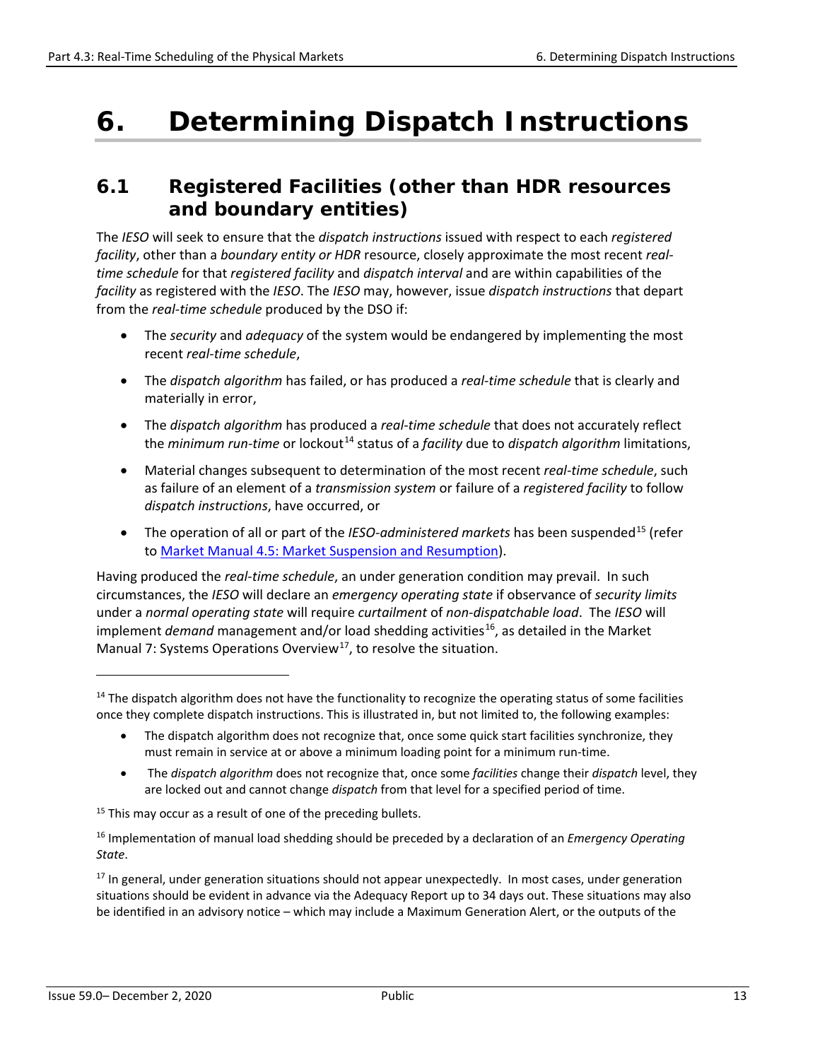# 6. Determining Dispatch Instructions

## 6.1 Registered Facilities (other than HDR resources and boundary entities)

The *IESO* will seek to ensure that the *dispatch instructions* issued with respect to each *registered facility*, other than a *boundary entity or HDR* resource, closely approximate the most recent *real-time schedule* for that *registered facility* and *dispatch interval* and are within capabilities of the *facility* as registered with the *IESO*. The *IESO* may, however, issue *dispatch instructions* that depart from the *real-time schedule* produced by the DSO if:

- The *security* and *adequacy* of the system would be endangered by implementing the most recent *real-time schedule*,
- The *dispatch algorithm* has failed, or has produced a *real-time schedule* that is clearly and materially in error,
- The *dispatch algorithm* has produced a *real-time schedule* that does not accurately reflect the *minimum run-time* or lockout[14] status of a *facility* due to *dispatch algorithm* limitations,
- Material changes subsequent to determination of the most recent *real-time schedule*, such as failure of an element of a *transmission system* or failure of a *registered facility* to follow *dispatch instructions*, have occurred, or
- The operation of all or part of the *IESO-administered markets* has been suspended[15] (refer to [Market Manual 4.5: Market Suspension and Resumption](#)).

Having produced the *real-time schedule*, an under generation condition may prevail. In such circumstances, the *IESO* will declare an *emergency operating state* if observance of *security limits* under a *normal operating state* will require *curtailment* of *non-dispatchable load*. The *IESO* will implement *demand* management and/or load shedding activities[16], as detailed in the Market Manual 7: Systems Operations Overview[17], to resolve the situation.

---

[14] The dispatch algorithm does not have the functionality to recognize the operating status of some facilities once they complete dispatch instructions. This is illustrated in, but not limited to, the following examples:

- The dispatch algorithm does not recognize that, once some quick start facilities synchronize, they must remain in service at or above a minimum loading point for a minimum run-time.
- The *dispatch algorithm* does not recognize that, once some *facilities* change their *dispatch* level, they are locked out and cannot change *dispatch* from that level for a specified period of time.

[15] This may occur as a result of one of the preceding bullets.

[16] Implementation of manual load shedding should be preceded by a declaration of an *Emergency Operating State*.

[17] In general, under generation situations should not appear unexpectedly. In most cases, under generation situations should be evident in advance via the Adequacy Report up to 34 days out. These situations may also be identified in an advisory notice – which may include a Maximum Generation Alert, or the outputs of the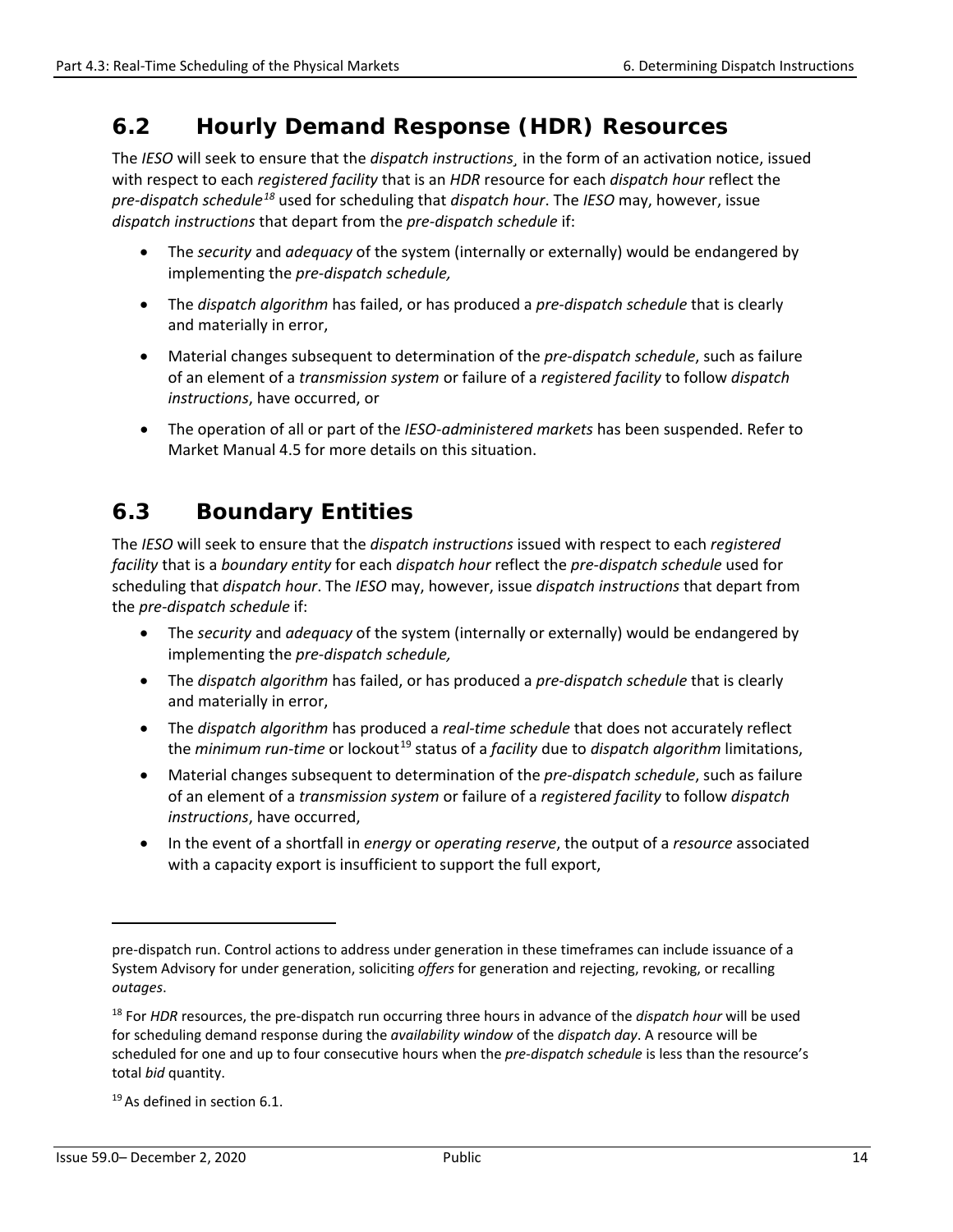## 6.2 Hourly Demand Response (HDR) Resources

The *IESO* will seek to ensure that the *dispatch instructions*¸ in the form of an activation notice, issued with respect to each *registered facility* that is an *HDR* resource for each *dispatch hour* reflect the *pre-dispatch schedule*[18] used for scheduling that *dispatch hour*. The *IESO* may, however, issue *dispatch instructions* that depart from the *pre-dispatch schedule* if:

- The *security* and *adequacy* of the system (internally or externally) would be endangered by implementing the *pre-dispatch schedule,*
- The *dispatch algorithm* has failed, or has produced a *pre-dispatch schedule* that is clearly and materially in error,
- Material changes subsequent to determination of the *pre-dispatch schedule*, such as failure of an element of a *transmission system* or failure of a *registered facility* to follow *dispatch instructions*, have occurred, or
- The operation of all or part of the *IESO-administered markets* has been suspended. Refer to Market Manual 4.5 for more details on this situation.

## 6.3 Boundary Entities

The *IESO* will seek to ensure that the *dispatch instructions* issued with respect to each *registered facility* that is a *boundary entity* for each *dispatch hour* reflect the *pre-dispatch schedule* used for scheduling that *dispatch hour*. The *IESO* may, however, issue *dispatch instructions* that depart from the *pre-dispatch schedule* if:

- The *security* and *adequacy* of the system (internally or externally) would be endangered by implementing the *pre-dispatch schedule,*
- The *dispatch algorithm* has failed, or has produced a *pre-dispatch schedule* that is clearly and materially in error,
- The *dispatch algorithm* has produced a *real-time schedule* that does not accurately reflect the *minimum run-time* or lockout[19] status of a *facility* due to *dispatch algorithm* limitations,
- Material changes subsequent to determination of the *pre-dispatch schedule*, such as failure of an element of a *transmission system* or failure of a *registered facility* to follow *dispatch instructions*, have occurred,
- In the event of a shortfall in *energy* or *operating reserve*, the output of a *resource* associated with a capacity export is insufficient to support the full export,

---

pre-dispatch run. Control actions to address under generation in these timeframes can include issuance of a System Advisory for under generation, soliciting *offers* for generation and rejecting, revoking, or recalling *outages*.

[18] For *HDR* resources, the pre-dispatch run occurring three hours in advance of the *dispatch hour* will be used for scheduling demand response during the *availability window* of the *dispatch day*. A resource will be scheduled for one and up to four consecutive hours when the *pre-dispatch schedule* is less than the resource's total *bid* quantity.

[19] As defined in section 6.1.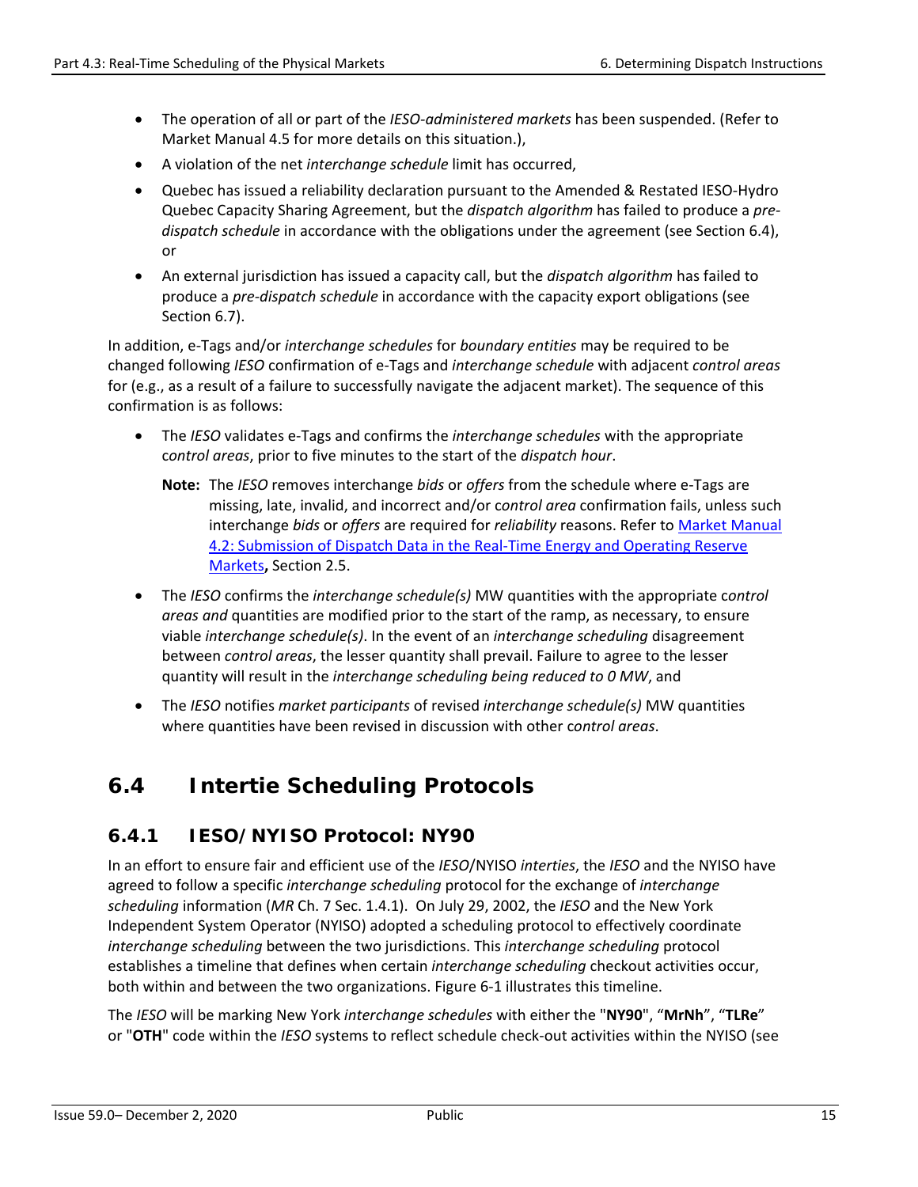- The operation of all or part of the *IESO-administered markets* has been suspended. (Refer to Market Manual 4.5 for more details on this situation.),
- A violation of the net *interchange schedule* limit has occurred,
- Quebec has issued a reliability declaration pursuant to the Amended & Restated IESO-Hydro Quebec Capacity Sharing Agreement, but the *dispatch algorithm* has failed to produce a *pre-dispatch schedule* in accordance with the obligations under the agreement (see Section 6.4), or
- An external jurisdiction has issued a capacity call, but the *dispatch algorithm* has failed to produce a *pre-dispatch schedule* in accordance with the capacity export obligations (see Section 6.7).

In addition, e-Tags and/or *interchange schedules* for *boundary entities* may be required to be changed following *IESO* confirmation of e-Tags and *interchange schedule* with adjacent *control areas* for (e.g., as a result of a failure to successfully navigate the adjacent market). The sequence of this confirmation is as follows:

- The *IESO* validates e-Tags and confirms the *interchange schedules* with the appropriate c*ontrol areas*, prior to five minutes to the start of the *dispatch hour*.

  **Note:** The *IESO* removes interchange *bids* or *offers* from the schedule where e-Tags are missing, late, invalid, and incorrect and/or *control area* confirmation fails, unless such interchange *bids* or *offers* are required for *reliability* reasons. Refer to Market Manual 4.2: Submission of Dispatch Data in the Real-Time Energy and Operating Reserve Markets**,** Section 2.5.

- The *IESO* confirms the *interchange schedule(s)* MW quantities with the appropriate c*ontrol areas and* quantities are modified prior to the start of the ramp, as necessary, to ensure viable *interchange schedule(s)*. In the event of an *interchange scheduling* disagreement between *control areas*, the lesser quantity shall prevail. Failure to agree to the lesser quantity will result in the *interchange scheduling being reduced to 0 MW*, and
- The *IESO* notifies *market participants* of revised *interchange schedule(s)* MW quantities where quantities have been revised in discussion with other c*ontrol areas*.

## 6.4 Intertie Scheduling Protocols

### 6.4.1 IESO/NYISO Protocol: NY90

In an effort to ensure fair and efficient use of the *IESO*/NYISO *interties*, the *IESO* and the NYISO have agreed to follow a specific *interchange scheduling* protocol for the exchange of *interchange scheduling* information (*MR* Ch. 7 Sec. 1.4.1). On July 29, 2002, the *IESO* and the New York Independent System Operator (NYISO) adopted a scheduling protocol to effectively coordinate *interchange scheduling* between the two jurisdictions. This *interchange scheduling* protocol establishes a timeline that defines when certain *interchange scheduling* checkout activities occur, both within and between the two organizations. Figure 6-1 illustrates this timeline.

The *IESO* will be marking New York *interchange schedules* with either the "**NY90**", "**MrNh**", "**TLRe**" or "**OTH**" code within the *IESO* systems to reflect schedule check-out activities within the NYISO (see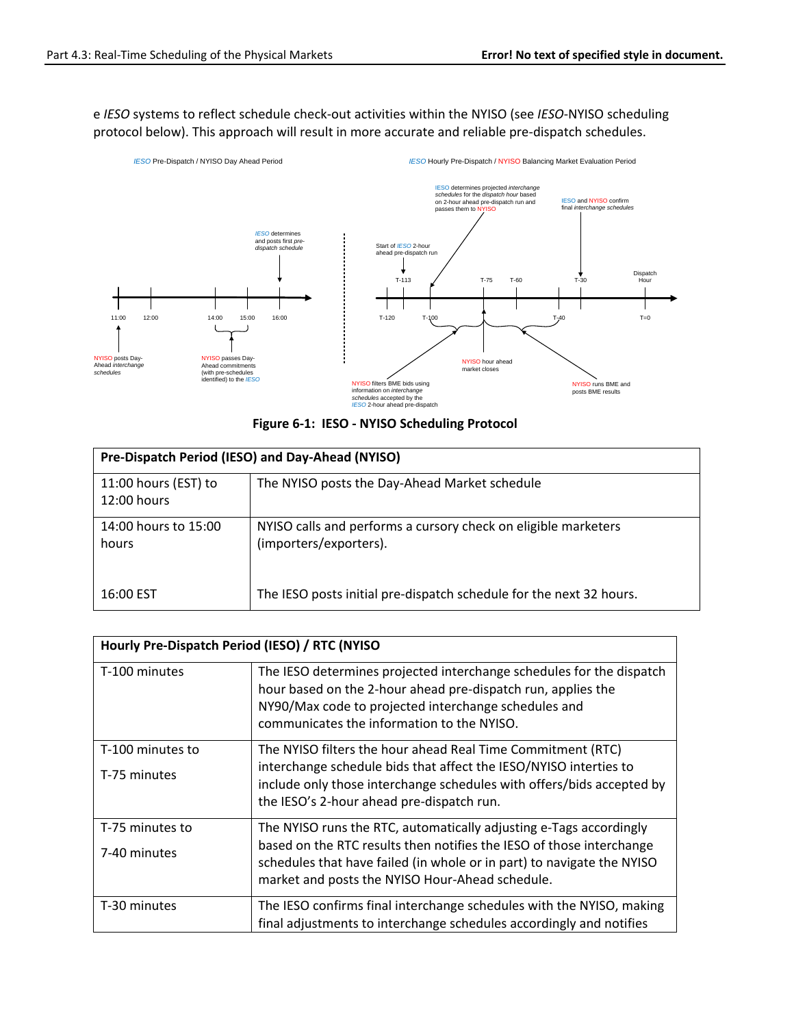e *IESO* systems to reflect schedule check-out activities within the NYISO (see *IESO*-NYISO scheduling protocol below). This approach will result in more accurate and reliable pre-dispatch schedules.

*IESO* Pre-Dispatch / NYISO Day Ahead Period

*IESO* Hourly Pre-Dispatch / NYISO Balancing Market Evaluation Period

*IESO* determines and posts first *pre-dispatch schedule*

11:00 12:00 14:00 15:00 16:00

NYISO posts Day-Ahead *interchange schedules*

NYISO passes Day-Ahead commitments (with pre-schedules identified) to the *IESO*

*IESO* determines projected *interchange schedules* for the *dispatch hour* based on 2-hour ahead pre-dispatch run and passes them to NYISO

*IESO* and NYISO confirm final *interchange schedules*

Start of *IESO* 2-hour ahead pre-dispatch run

T-113 T-75 T-60 T-30 Dispatch Hour

T-120 T-100 T-40 T=0

NYISO hour ahead market closes

NYISO filters BME bids using information on *interchange schedules* accepted by the *IESO* 2-hour ahead pre-dispatch

NYISO runs BME and posts BME results

**Figure 6-1: IESO - NYISO Scheduling Protocol**

| **Pre-Dispatch Period (IESO) and Day-Ahead (NYISO)** | |
|---|---|
| 11:00 hours (EST) to 12:00 hours | The NYISO posts the Day-Ahead Market schedule |
| 14:00 hours to 15:00 hours<br><br>16:00 EST | NYISO calls and performs a cursory check on eligible marketers (importers/exporters).<br><br>The IESO posts initial pre-dispatch schedule for the next 32 hours. |

| **Hourly Pre-Dispatch Period (IESO) / RTC (NYISO** | |
|---|---|
| T-100 minutes | The IESO determines projected interchange schedules for the dispatch hour based on the 2-hour ahead pre-dispatch run, applies the NY90/Max code to projected interchange schedules and communicates the information to the NYISO. |
| T-100 minutes to<br>T-75 minutes | The NYISO filters the hour ahead Real Time Commitment (RTC) interchange schedule bids that affect the IESO/NYISO interties to include only those interchange schedules with offers/bids accepted by the IESO's 2-hour ahead pre-dispatch run. |
| T-75 minutes to<br>7-40 minutes | The NYISO runs the RTC, automatically adjusting e-Tags accordingly based on the RTC results then notifies the IESO of those interchange schedules that have failed (in whole or in part) to navigate the NYISO market and posts the NYISO Hour-Ahead schedule. |
| T-30 minutes | The IESO confirms final interchange schedules with the NYISO, making final adjustments to interchange schedules accordingly and notifies |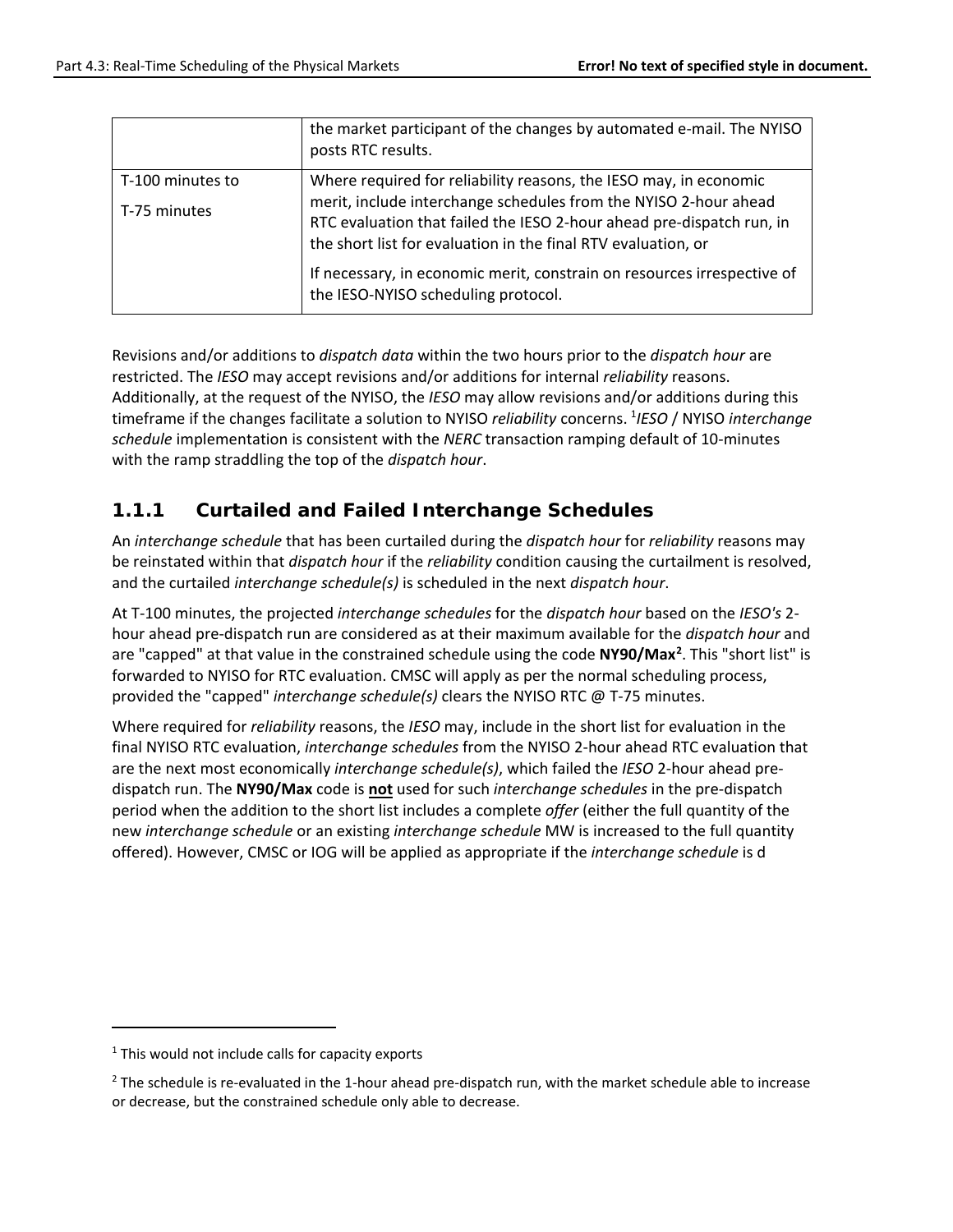| | |
|---|---|
| | the market participant of the changes by automated e-mail. The NYISO posts RTC results. |
| T-100 minutes to<br><br>T-75 minutes | Where required for reliability reasons, the IESO may, in economic merit, include interchange schedules from the NYISO 2-hour ahead RTC evaluation that failed the IESO 2-hour ahead pre-dispatch run, in the short list for evaluation in the final RTV evaluation, or<br><br>If necessary, in economic merit, constrain on resources irrespective of the IESO-NYISO scheduling protocol. |

Revisions and/or additions to *dispatch data* within the two hours prior to the *dispatch hour* are restricted. The *IESO* may accept revisions and/or additions for internal *reliability* reasons. Additionally, at the request of the NYISO, the *IESO* may allow revisions and/or additions during this timeframe if the changes facilitate a solution to NYISO *reliability* concerns. [1] *IESO* / NYISO *interchange schedule* implementation is consistent with the *NERC* transaction ramping default of 10-minutes with the ramp straddling the top of the *dispatch hour*.

### 1.1.1 Curtailed and Failed Interchange Schedules

An *interchange schedule* that has been curtailed during the *dispatch hour* for *reliability* reasons may be reinstated within that *dispatch hour* if the *reliability* condition causing the curtailment is resolved, and the curtailed *interchange schedule(s)* is scheduled in the next *dispatch hour*.

At T-100 minutes, the projected *interchange schedules* for the *dispatch hour* based on the *IESO's* 2-hour ahead pre-dispatch run are considered as at their maximum available for the *dispatch hour* and are "capped" at that value in the constrained schedule using the code **NY90/Max**[2]. This "short list" is forwarded to NYISO for RTC evaluation. CMSC will apply as per the normal scheduling process, provided the "capped" *interchange schedule(s)* clears the NYISO RTC @ T-75 minutes.

Where required for *reliability* reasons, the *IESO* may, include in the short list for evaluation in the final NYISO RTC evaluation, *interchange schedules* from the NYISO 2-hour ahead RTC evaluation that are the next most economically *interchange schedule(s)*, which failed the *IESO* 2-hour ahead pre-dispatch run. The **NY90/Max** code is **not** used for such *interchange schedules* in the pre-dispatch period when the addition to the short list includes a complete *offer* (either the full quantity of the new *interchange schedule* or an existing *interchange schedule* MW is increased to the full quantity offered). However, CMSC or IOG will be applied as appropriate if the *interchange schedule* is d

---

[1] This would not include calls for capacity exports

[2] The schedule is re-evaluated in the 1-hour ahead pre-dispatch run, with the market schedule able to increase or decrease, but the constrained schedule only able to decrease.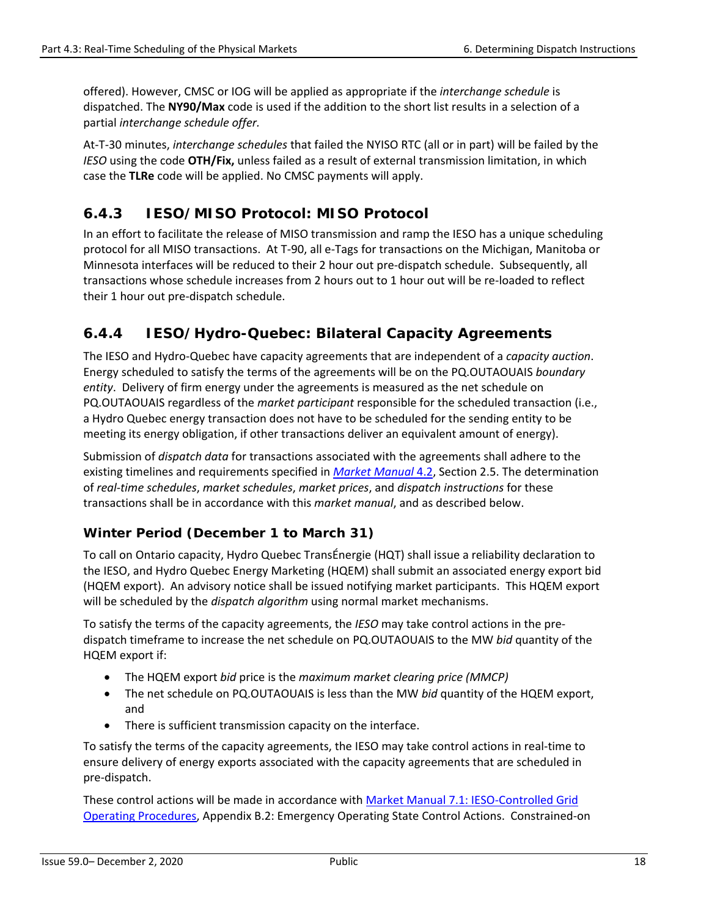offered). However, CMSC or IOG will be applied as appropriate if the *interchange schedule* is dispatched. The **NY90/Max** code is used if the addition to the short list results in a selection of a partial *interchange schedule offer.*

At-T-30 minutes, *interchange schedules* that failed the NYISO RTC (all or in part) will be failed by the *IESO* using the code **OTH/Fix,** unless failed as a result of external transmission limitation, in which case the **TLRe** code will be applied. No CMSC payments will apply.

### 6.4.3 IESO/MISO Protocol: MISO Protocol

In an effort to facilitate the release of MISO transmission and ramp the IESO has a unique scheduling protocol for all MISO transactions. At T-90, all e-Tags for transactions on the Michigan, Manitoba or Minnesota interfaces will be reduced to their 2 hour out pre-dispatch schedule. Subsequently, all transactions whose schedule increases from 2 hours out to 1 hour out will be re-loaded to reflect their 1 hour out pre-dispatch schedule.

### 6.4.4 IESO/Hydro-Quebec: Bilateral Capacity Agreements

The IESO and Hydro-Quebec have capacity agreements that are independent of a *capacity auction*. Energy scheduled to satisfy the terms of the agreements will be on the PQ.OUTAOUAIS *boundary entity*. Delivery of firm energy under the agreements is measured as the net schedule on PQ.OUTAOUAIS regardless of the *market participant* responsible for the scheduled transaction (i.e., a Hydro Quebec energy transaction does not have to be scheduled for the sending entity to be meeting its energy obligation, if other transactions deliver an equivalent amount of energy).

Submission of *dispatch data* for transactions associated with the agreements shall adhere to the existing timelines and requirements specified in *Market Manual* 4.2, Section 2.5. The determination of *real-time schedules*, *market schedules*, *market prices*, and *dispatch instructions* for these transactions shall be in accordance with this *market manual*, and as described below.

#### Winter Period (December 1 to March 31)

To call on Ontario capacity, Hydro Quebec TransÉnergie (HQT) shall issue a reliability declaration to the IESO, and Hydro Quebec Energy Marketing (HQEM) shall submit an associated energy export bid (HQEM export). An advisory notice shall be issued notifying market participants. This HQEM export will be scheduled by the *dispatch algorithm* using normal market mechanisms.

To satisfy the terms of the capacity agreements, the *IESO* may take control actions in the pre-dispatch timeframe to increase the net schedule on PQ.OUTAOUAIS to the MW *bid* quantity of the HQEM export if:

- The HQEM export *bid* price is the *maximum market clearing price (MMCP)*
- The net schedule on PQ.OUTAOUAIS is less than the MW *bid* quantity of the HQEM export, and
- There is sufficient transmission capacity on the interface.

To satisfy the terms of the capacity agreements, the IESO may take control actions in real-time to ensure delivery of energy exports associated with the capacity agreements that are scheduled in pre-dispatch.

These control actions will be made in accordance with Market Manual 7.1: IESO-Controlled Grid Operating Procedures, Appendix B.2: Emergency Operating State Control Actions. Constrained-on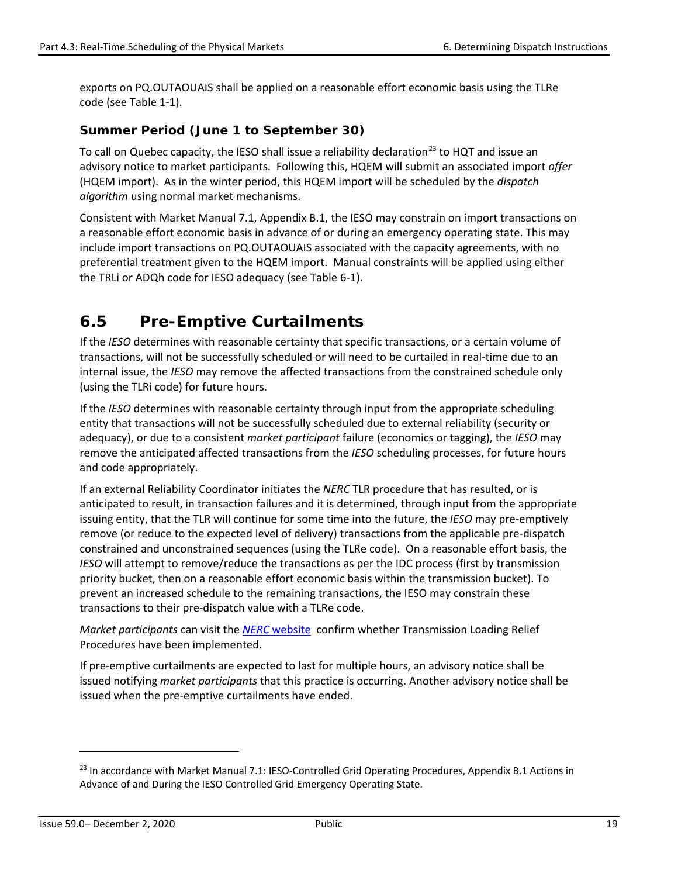exports on PQ.OUTAOUAIS shall be applied on a reasonable effort economic basis using the TLRe code (see Table 1-1).

### Summer Period (June 1 to September 30)

To call on Quebec capacity, the IESO shall issue a reliability declaration[23] to HQT and issue an advisory notice to market participants. Following this, HQEM will submit an associated import *offer* (HQEM import). As in the winter period, this HQEM import will be scheduled by the *dispatch algorithm* using normal market mechanisms.

Consistent with Market Manual 7.1, Appendix B.1, the IESO may constrain on import transactions on a reasonable effort economic basis in advance of or during an emergency operating state. This may include import transactions on PQ.OUTAOUAIS associated with the capacity agreements, with no preferential treatment given to the HQEM import. Manual constraints will be applied using either the TRLi or ADQh code for IESO adequacy (see Table 6-1).

## 6.5 Pre-Emptive Curtailments

If the *IESO* determines with reasonable certainty that specific transactions, or a certain volume of transactions, will not be successfully scheduled or will need to be curtailed in real-time due to an internal issue, the *IESO* may remove the affected transactions from the constrained schedule only (using the TLRi code) for future hours.

If the *IESO* determines with reasonable certainty through input from the appropriate scheduling entity that transactions will not be successfully scheduled due to external reliability (security or adequacy), or due to a consistent *market participant* failure (economics or tagging), the *IESO* may remove the anticipated affected transactions from the *IESO* scheduling processes, for future hours and code appropriately.

If an external Reliability Coordinator initiates the *NERC* TLR procedure that has resulted, or is anticipated to result, in transaction failures and it is determined, through input from the appropriate issuing entity, that the TLR will continue for some time into the future, the *IESO* may pre-emptively remove (or reduce to the expected level of delivery) transactions from the applicable pre-dispatch constrained and unconstrained sequences (using the TLRe code). On a reasonable effort basis, the *IESO* will attempt to remove/reduce the transactions as per the IDC process (first by transmission priority bucket, then on a reasonable effort economic basis within the transmission bucket). To prevent an increased schedule to the remaining transactions, the IESO may constrain these transactions to their pre-dispatch value with a TLRe code.

*Market participants* can visit the *NERC* website confirm whether Transmission Loading Relief Procedures have been implemented.

If pre-emptive curtailments are expected to last for multiple hours, an advisory notice shall be issued notifying *market participants* that this practice is occurring. Another advisory notice shall be issued when the pre-emptive curtailments have ended.

---

[23] In accordance with Market Manual 7.1: IESO-Controlled Grid Operating Procedures, Appendix B.1 Actions in Advance of and During the IESO Controlled Grid Emergency Operating State.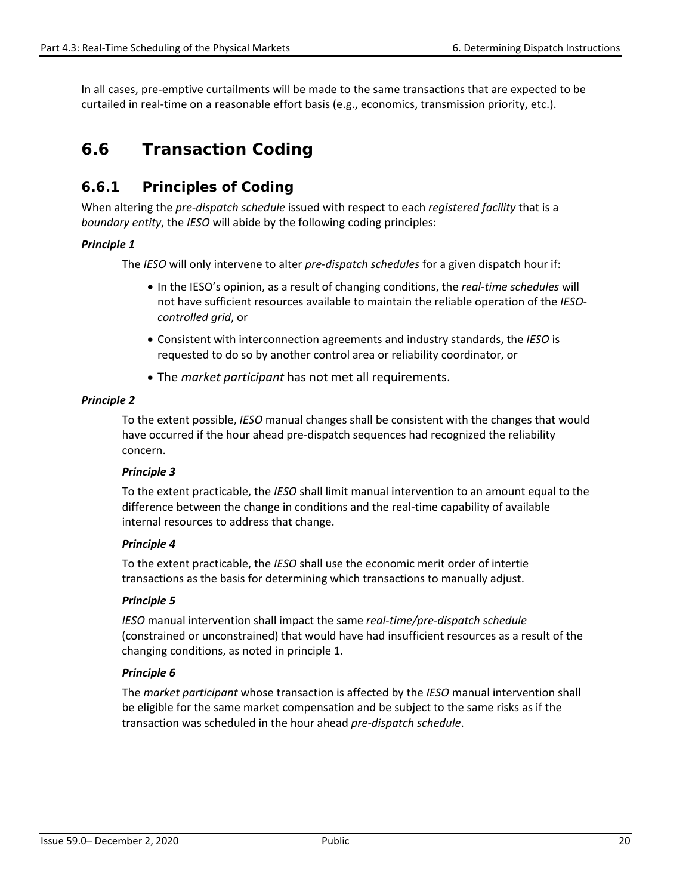In all cases, pre-emptive curtailments will be made to the same transactions that are expected to be curtailed in real-time on a reasonable effort basis (e.g., economics, transmission priority, etc.).

## 6.6 Transaction Coding

### 6.6.1 Principles of Coding

When altering the *pre-dispatch schedule* issued with respect to each *registered facility* that is a *boundary entity*, the *IESO* will abide by the following coding principles:

***Principle 1***

The *IESO* will only intervene to alter *pre-dispatch schedules* for a given dispatch hour if:

- In the IESO's opinion, as a result of changing conditions, the *real-time schedules* will not have sufficient resources available to maintain the reliable operation of the *IESO-controlled grid*, or
- Consistent with interconnection agreements and industry standards, the *IESO* is requested to do so by another control area or reliability coordinator, or
- The *market participant* has not met all requirements.

***Principle 2***

To the extent possible, *IESO* manual changes shall be consistent with the changes that would have occurred if the hour ahead pre-dispatch sequences had recognized the reliability concern.

***Principle 3***

To the extent practicable, the *IESO* shall limit manual intervention to an amount equal to the difference between the change in conditions and the real-time capability of available internal resources to address that change.

***Principle 4***

To the extent practicable, the *IESO* shall use the economic merit order of intertie transactions as the basis for determining which transactions to manually adjust.

***Principle 5***

*IESO* manual intervention shall impact the same *real-time/pre-dispatch schedule* (constrained or unconstrained) that would have had insufficient resources as a result of the changing conditions, as noted in principle 1.

***Principle 6***

The *market participant* whose transaction is affected by the *IESO* manual intervention shall be eligible for the same market compensation and be subject to the same risks as if the transaction was scheduled in the hour ahead *pre-dispatch schedule*.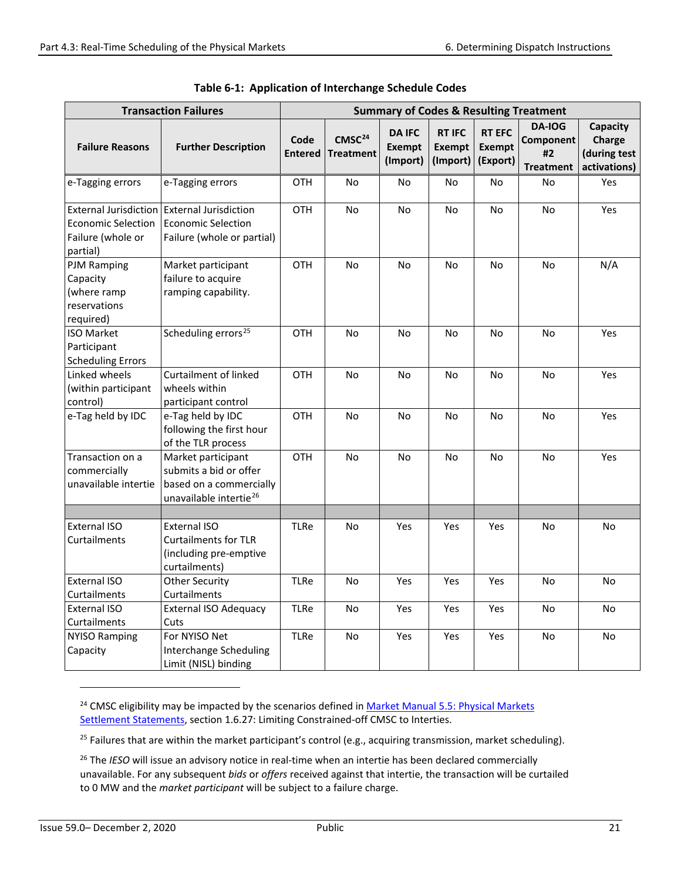**Table 6-1: Application of Interchange Schedule Codes**

| Transaction Failures | | Summary of Codes & Resulting Treatment | | | | | | |
|---|---|---|---|---|---|---|---|---|
| **Failure Reasons** | **Further Description** | **Code Entered** | **CMSC[24] Treatment** | **DA IFC Exempt (Import)** | **RT IFC Exempt (Import)** | **RT EFC Exempt (Export)** | **DA-IOG Component #2 Treatment** | **Capacity Charge (during test activations)** |
| e-Tagging errors | e-Tagging errors | OTH | No | No | No | No | No | Yes |
| External Jurisdiction Economic Selection Failure (whole or partial) | External Jurisdiction Economic Selection Failure (whole or partial) | OTH | No | No | No | No | No | Yes |
| PJM Ramping Capacity (where ramp reservations required) | Market participant failure to acquire ramping capability. | OTH | No | No | No | No | No | N/A |
| ISO Market Participant Scheduling Errors | Scheduling errors[25] | OTH | No | No | No | No | No | Yes |
| Linked wheels (within participant control) | Curtailment of linked wheels within participant control | OTH | No | No | No | No | No | Yes |
| e-Tag held by IDC | e-Tag held by IDC following the first hour of the TLR process | OTH | No | No | No | No | No | Yes |
| Transaction on a commercially unavailable intertie | Market participant submits a bid or offer based on a commercially unavailable intertie[26] | OTH | No | No | No | No | No | Yes |
| | | | | | | | | |
| External ISO Curtailments | External ISO Curtailments for TLR (including pre-emptive curtailments) | TLRe | No | Yes | Yes | Yes | No | No |
| External ISO Curtailments | Other Security Curtailments | TLRe | No | Yes | Yes | Yes | No | No |
| External ISO Curtailments | External ISO Adequacy Cuts | TLRe | No | Yes | Yes | Yes | No | No |
| NYISO Ramping Capacity | For NYISO Net Interchange Scheduling Limit (NISL) binding | TLRe | No | Yes | Yes | Yes | No | No |

[24] CMSC eligibility may be impacted by the scenarios defined in Market Manual 5.5: Physical Markets Settlement Statements, section 1.6.27: Limiting Constrained-off CMSC to Interties.

[25] Failures that are within the market participant's control (e.g., acquiring transmission, market scheduling).

[26] The *IESO* will issue an advisory notice in real-time when an intertie has been declared commercially unavailable. For any subsequent *bids* or *offers* received against that intertie, the transaction will be curtailed to 0 MW and the *market participant* will be subject to a failure charge.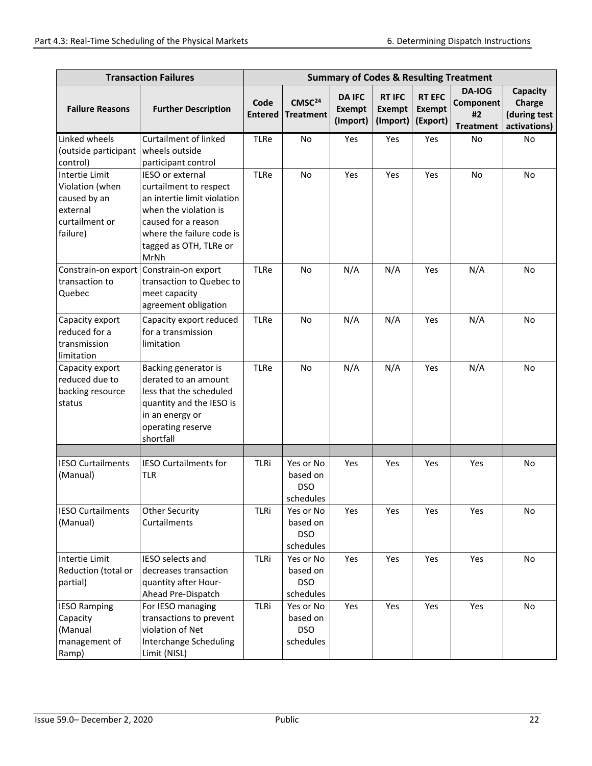| Transaction Failures | | Summary of Codes & Resulting Treatment | | | | | | |
|---|---|---|---|---|---|---|---|---|
| **Failure Reasons** | **Further Description** | **Code Entered** | **CMSC[24] Treatment** | **DA IFC Exempt (Import)** | **RT IFC Exempt (Import)** | **RT EFC Exempt (Export)** | **DA-IOG Component #2 Treatment** | **Capacity Charge (during test activations)** |
| Linked wheels (outside participant control) | Curtailment of linked wheels outside participant control | TLRe | No | Yes | Yes | Yes | No | No |
| Intertie Limit Violation (when caused by an external curtailment or failure) | IESO or external curtailment to respect an intertie limit violation when the violation is caused for a reason where the failure code is tagged as OTH, TLRe or MrNh | TLRe | No | Yes | Yes | Yes | No | No |
| Constrain-on export transaction to Quebec | Constrain-on export transaction to Quebec to meet capacity agreement obligation | TLRe | No | N/A | N/A | Yes | N/A | No |
| Capacity export reduced for a transmission limitation | Capacity export reduced for a transmission limitation | TLRe | No | N/A | N/A | Yes | N/A | No |
| Capacity export reduced due to backing resource status | Backing generator is derated to an amount less that the scheduled quantity and the IESO is in an energy or operating reserve shortfall | TLRe | No | N/A | N/A | Yes | N/A | No |
| | | | | | | | | |
| IESO Curtailments (Manual) | IESO Curtailments for TLR | TLRi | Yes or No based on DSO schedules | Yes | Yes | Yes | Yes | No |
| IESO Curtailments (Manual) | Other Security Curtailments | TLRi | Yes or No based on DSO schedules | Yes | Yes | Yes | Yes | No |
| Intertie Limit Reduction (total or partial) | IESO selects and decreases transaction quantity after Hour-Ahead Pre-Dispatch | TLRi | Yes or No based on DSO schedules | Yes | Yes | Yes | Yes | No |
| IESO Ramping Capacity (Manual management of Ramp) | For IESO managing transactions to prevent violation of Net Interchange Scheduling Limit (NISL) | TLRi | Yes or No based on DSO schedules | Yes | Yes | Yes | Yes | No |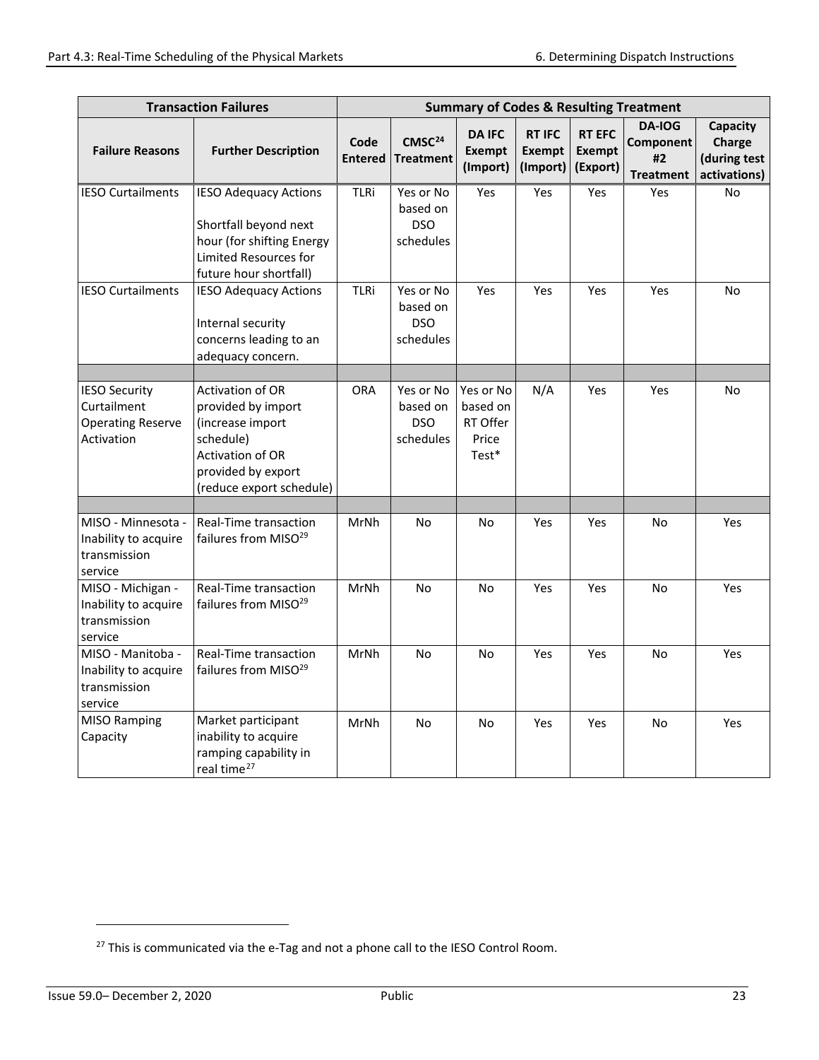| Transaction Failures | | Summary of Codes & Resulting Treatment | | | | | | |
|---|---|---|---|---|---|---|---|---|
| Failure Reasons | Further Description | Code Entered | CMSC[24] Treatment | DA IFC Exempt (Import) | RT IFC Exempt (Import) | RT EFC Exempt (Export) | DA-IOG Component #2 Treatment | Capacity Charge (during test activations) |
| IESO Curtailments | IESO Adequacy Actions<br><br>Shortfall beyond next hour (for shifting Energy Limited Resources for future hour shortfall) | TLRi | Yes or No based on DSO schedules | Yes | Yes | Yes | Yes | No |
| IESO Curtailments | IESO Adequacy Actions<br><br>Internal security concerns leading to an adequacy concern. | TLRi | Yes or No based on DSO schedules | Yes | Yes | Yes | Yes | No |
| | | | | | | | | |
| IESO Security Curtailment Operating Reserve Activation | Activation of OR provided by import (increase import schedule)<br>Activation of OR provided by export (reduce export schedule) | ORA | Yes or No based on DSO schedules | Yes or No based on RT Offer Price Test* | N/A | Yes | Yes | No |
| | | | | | | | | |
| MISO - Minnesota - Inability to acquire transmission service | Real-Time transaction failures from MISO[29] | MrNh | No | No | Yes | Yes | No | Yes |
| MISO - Michigan - Inability to acquire transmission service | Real-Time transaction failures from MISO[29] | MrNh | No | No | Yes | Yes | No | Yes |
| MISO - Manitoba - Inability to acquire transmission service | Real-Time transaction failures from MISO[29] | MrNh | No | No | Yes | Yes | No | Yes |
| MISO Ramping Capacity | Market participant inability to acquire ramping capability in real time[27] | MrNh | No | No | Yes | Yes | No | Yes |

[27] This is communicated via the e-Tag and not a phone call to the IESO Control Room.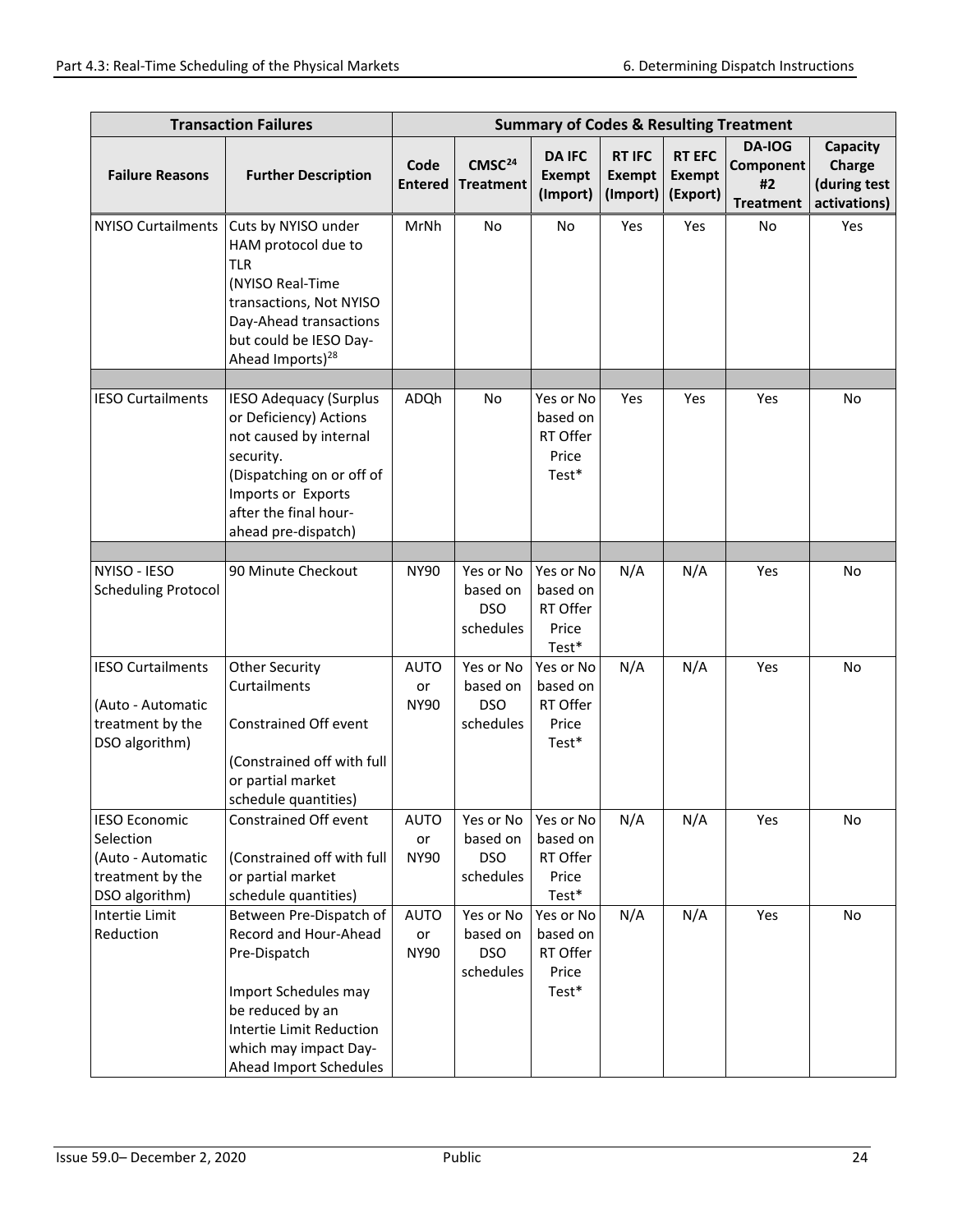| Transaction Failures | | Summary of Codes & Resulting Treatment | | | | | | |
|---|---|---|---|---|---|---|---|---|
| Failure Reasons | Further Description | Code Entered | CMSC[24] Treatment | DA IFC Exempt (Import) | RT IFC Exempt (Import) | RT EFC Exempt (Export) | DA-IOG Component #2 Treatment | Capacity Charge (during test activations) |
| NYISO Curtailments | Cuts by NYISO under HAM protocol due to TLR (NYISO Real-Time transactions, Not NYISO Day-Ahead transactions but could be IESO Day-Ahead Imports)[28] | MrNh | No | No | Yes | Yes | No | Yes |
| | | | | | | | | |
| IESO Curtailments | IESO Adequacy (Surplus or Deficiency) Actions not caused by internal security. (Dispatching on or off of Imports or Exports after the final hour-ahead pre-dispatch) | ADQh | No | Yes or No based on RT Offer Price Test* | Yes | Yes | Yes | No |
| | | | | | | | | |
| NYISO - IESO Scheduling Protocol | 90 Minute Checkout | NY90 | Yes or No based on DSO schedules | Yes or No based on RT Offer Price Test* | N/A | N/A | Yes | No |
| IESO Curtailments (Auto - Automatic treatment by the DSO algorithm) | Other Security Curtailments<br><br>Constrained Off event<br><br>(Constrained off with full or partial market schedule quantities) | AUTO or NY90 | Yes or No based on DSO schedules | Yes or No based on RT Offer Price Test* | N/A | N/A | Yes | No |
| IESO Economic Selection (Auto - Automatic treatment by the DSO algorithm) | Constrained Off event<br><br>(Constrained off with full or partial market schedule quantities) | AUTO or NY90 | Yes or No based on DSO schedules | Yes or No based on RT Offer Price Test* | N/A | N/A | Yes | No |
| Intertie Limit Reduction | Between Pre-Dispatch of Record and Hour-Ahead Pre-Dispatch<br><br>Import Schedules may be reduced by an Intertie Limit Reduction which may impact Day-Ahead Import Schedules | AUTO or NY90 | Yes or No based on DSO schedules | Yes or No based on RT Offer Price Test* | N/A | N/A | Yes | No |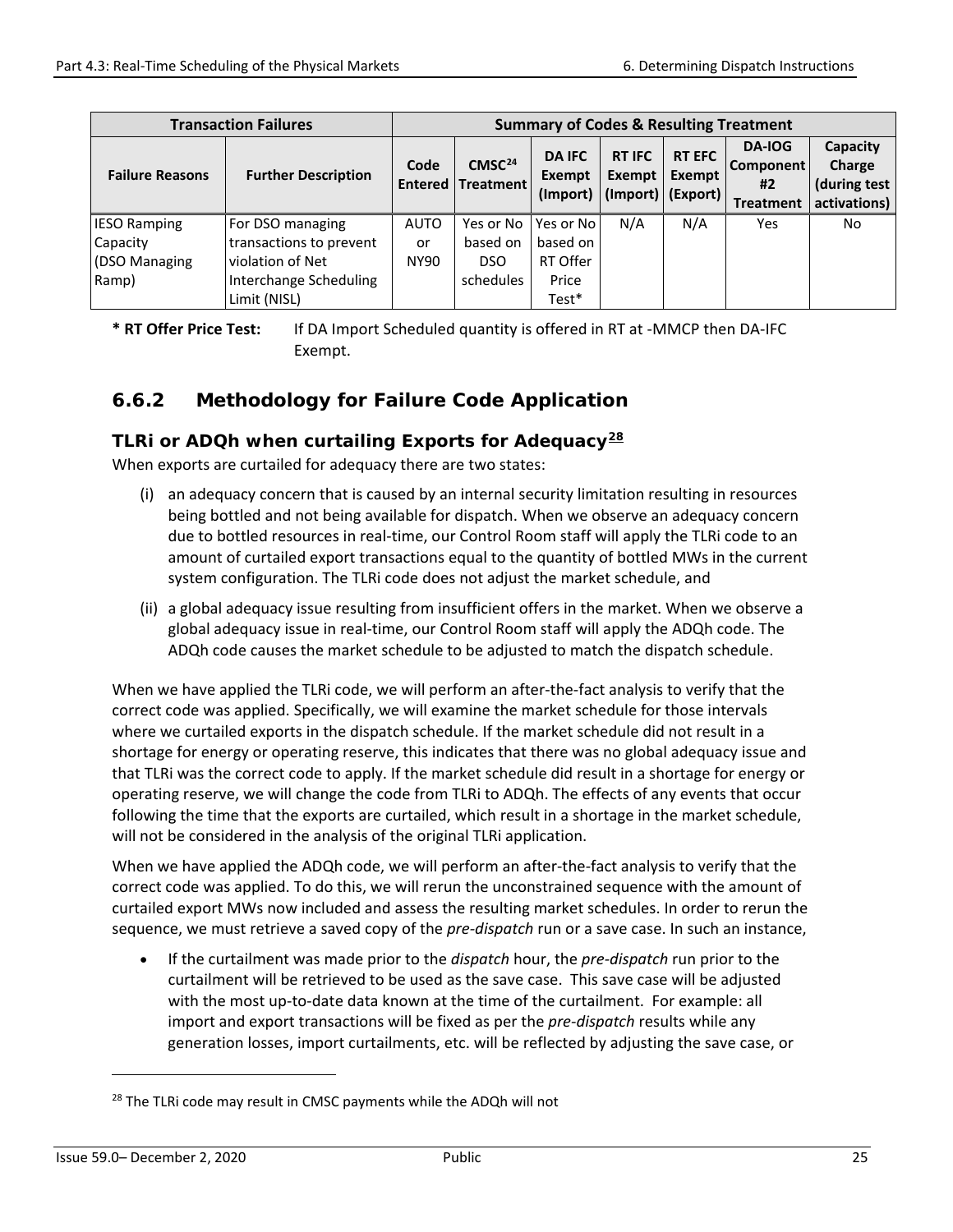| Transaction Failures | | Summary of Codes & Resulting Treatment | | | | | | |
|---|---|---|---|---|---|---|---|---|
| Failure Reasons | Further Description | Code Entered | CMSC[24] Treatment | DA IFC Exempt (Import) | RT IFC Exempt (Import) | RT EFC Exempt (Export) | DA-IOG Component #2 Treatment | Capacity Charge (during test activations) |
| IESO Ramping Capacity (DSO Managing Ramp) | For DSO managing transactions to prevent violation of Net Interchange Scheduling Limit (NISL) | AUTO or NY90 | Yes or No based on DSO schedules | Yes or No based on RT Offer Price Test* | N/A | N/A | Yes | No |

**\* RT Offer Price Test:** If DA Import Scheduled quantity is offered in RT at -MMCP then DA-IFC Exempt.

### 6.6.2 Methodology for Failure Code Application

#### TLRi or ADQh when curtailing Exports for Adequacy[28]

When exports are curtailed for adequacy there are two states:

(i) an adequacy concern that is caused by an internal security limitation resulting in resources being bottled and not being available for dispatch. When we observe an adequacy concern due to bottled resources in real-time, our Control Room staff will apply the TLRi code to an amount of curtailed export transactions equal to the quantity of bottled MWs in the current system configuration. The TLRi code does not adjust the market schedule, and

(ii) a global adequacy issue resulting from insufficient offers in the market. When we observe a global adequacy issue in real-time, our Control Room staff will apply the ADQh code. The ADQh code causes the market schedule to be adjusted to match the dispatch schedule.

When we have applied the TLRi code, we will perform an after-the-fact analysis to verify that the correct code was applied. Specifically, we will examine the market schedule for those intervals where we curtailed exports in the dispatch schedule. If the market schedule did not result in a shortage for energy or operating reserve, this indicates that there was no global adequacy issue and that TLRi was the correct code to apply. If the market schedule did result in a shortage for energy or operating reserve, we will change the code from TLRi to ADQh. The effects of any events that occur following the time that the exports are curtailed, which result in a shortage in the market schedule, will not be considered in the analysis of the original TLRi application.

When we have applied the ADQh code, we will perform an after-the-fact analysis to verify that the correct code was applied. To do this, we will rerun the unconstrained sequence with the amount of curtailed export MWs now included and assess the resulting market schedules. In order to rerun the sequence, we must retrieve a saved copy of the *pre-dispatch* run or a save case. In such an instance,

- If the curtailment was made prior to the *dispatch* hour, the *pre-dispatch* run prior to the curtailment will be retrieved to be used as the save case. This save case will be adjusted with the most up-to-date data known at the time of the curtailment. For example: all import and export transactions will be fixed as per the *pre-dispatch* results while any generation losses, import curtailments, etc. will be reflected by adjusting the save case, or

---

[28] The TLRi code may result in CMSC payments while the ADQh will not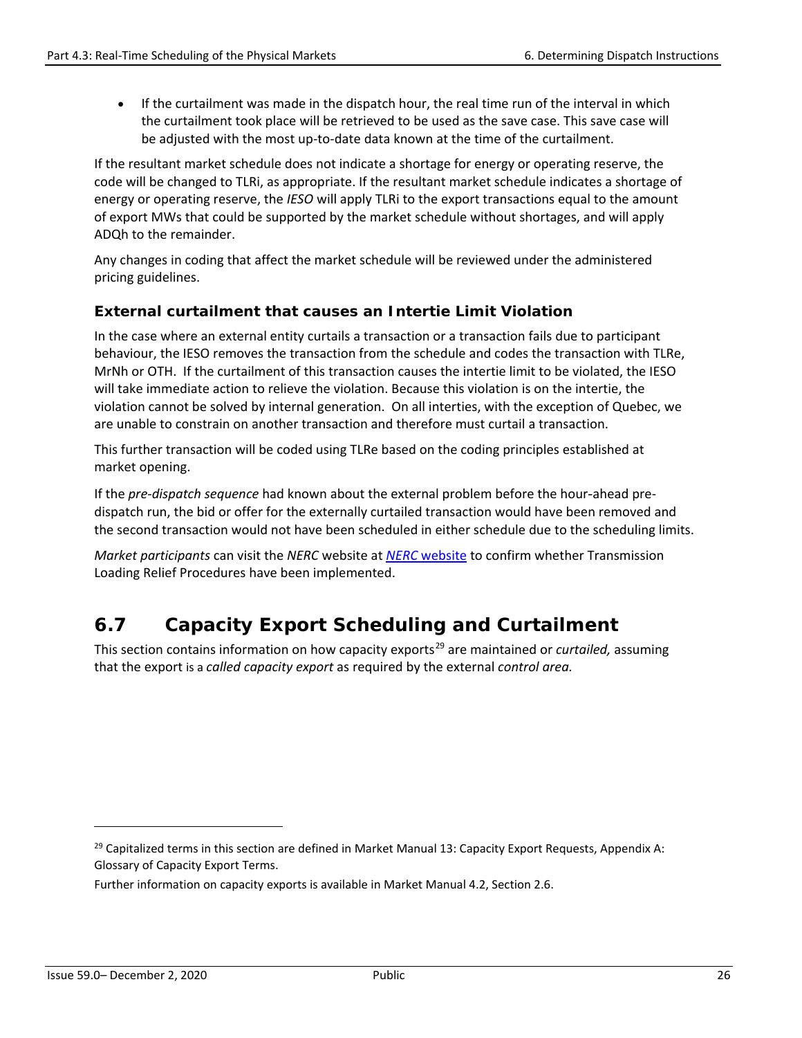- If the curtailment was made in the dispatch hour, the real time run of the interval in which the curtailment took place will be retrieved to be used as the save case. This save case will be adjusted with the most up-to-date data known at the time of the curtailment.

If the resultant market schedule does not indicate a shortage for energy or operating reserve, the code will be changed to TLRi, as appropriate. If the resultant market schedule indicates a shortage of energy or operating reserve, the *IESO* will apply TLRi to the export transactions equal to the amount of export MWs that could be supported by the market schedule without shortages, and will apply ADQh to the remainder.

Any changes in coding that affect the market schedule will be reviewed under the administered pricing guidelines.

### External curtailment that causes an Intertie Limit Violation

In the case where an external entity curtails a transaction or a transaction fails due to participant behaviour, the IESO removes the transaction from the schedule and codes the transaction with TLRe, MrNh or OTH. If the curtailment of this transaction causes the intertie limit to be violated, the IESO will take immediate action to relieve the violation. Because this violation is on the intertie, the violation cannot be solved by internal generation. On all interties, with the exception of Quebec, we are unable to constrain on another transaction and therefore must curtail a transaction.

This further transaction will be coded using TLRe based on the coding principles established at market opening.

If the *pre-dispatch sequence* had known about the external problem before the hour-ahead pre-dispatch run, the bid or offer for the externally curtailed transaction would have been removed and the second transaction would not have been scheduled in either schedule due to the scheduling limits.

*Market participants* can visit the *NERC* website at [*NERC* website] to confirm whether Transmission Loading Relief Procedures have been implemented.

## 6.7 Capacity Export Scheduling and Curtailment

This section contains information on how capacity exports[29] are maintained or *curtailed,* assuming that the export is a *called capacity export* as required by the external *control area.*

[29] Capitalized terms in this section are defined in Market Manual 13: Capacity Export Requests, Appendix A: Glossary of Capacity Export Terms.

Further information on capacity exports is available in Market Manual 4.2, Section 2.6.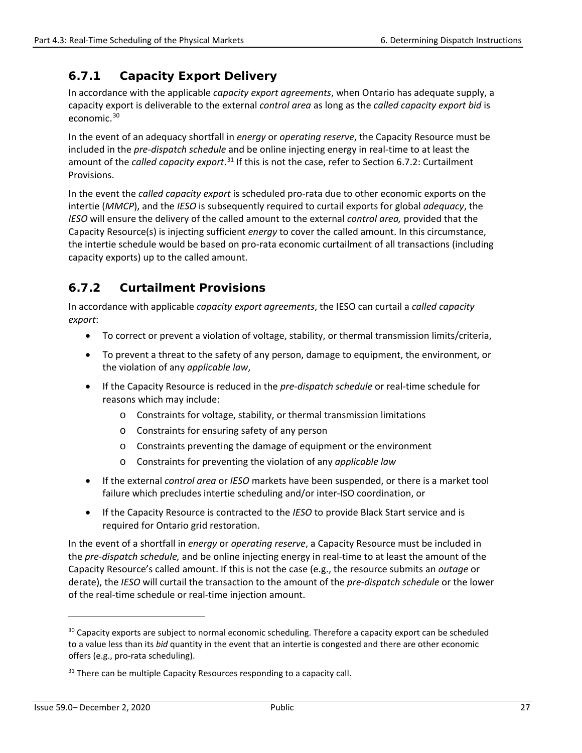### 6.7.1 Capacity Export Delivery

In accordance with the applicable *capacity export agreements*, when Ontario has adequate supply, a capacity export is deliverable to the external *control area* as long as the *called capacity export bid* is economic.[30]

In the event of an adequacy shortfall in *energy* or *operating reserve*, the Capacity Resource must be included in the *pre-dispatch schedule* and be online injecting energy in real-time to at least the amount of the *called capacity export*.[31] If this is not the case, refer to Section 6.7.2: Curtailment Provisions.

In the event the *called capacity export* is scheduled pro-rata due to other economic exports on the intertie (*MMCP*), and the *IESO* is subsequently required to curtail exports for global *adequacy*, the *IESO* will ensure the delivery of the called amount to the external *control area,* provided that the Capacity Resource(s) is injecting sufficient *energy* to cover the called amount. In this circumstance, the intertie schedule would be based on pro-rata economic curtailment of all transactions (including capacity exports) up to the called amount.

### 6.7.2 Curtailment Provisions

In accordance with applicable *capacity export agreements*, the IESO can curtail a *called capacity export*:

- To correct or prevent a violation of voltage, stability, or thermal transmission limits/criteria,
- To prevent a threat to the safety of any person, damage to equipment, the environment, or the violation of any *applicable law*,
- If the Capacity Resource is reduced in the *pre-dispatch schedule* or real-time schedule for reasons which may include:
  - Constraints for voltage, stability, or thermal transmission limitations
  - Constraints for ensuring safety of any person
  - Constraints preventing the damage of equipment or the environment
  - Constraints for preventing the violation of any *applicable law*
- If the external *control area* or *IESO* markets have been suspended, or there is a market tool failure which precludes intertie scheduling and/or inter-ISO coordination, or
- If the Capacity Resource is contracted to the *IESO* to provide Black Start service and is required for Ontario grid restoration.

In the event of a shortfall in *energy* or *operating reserve*, a Capacity Resource must be included in the *pre-dispatch schedule,* and be online injecting energy in real-time to at least the amount of the Capacity Resource's called amount. If this is not the case (e.g., the resource submits an *outage* or derate), the *IESO* will curtail the transaction to the amount of the *pre-dispatch schedule* or the lower of the real-time schedule or real-time injection amount.

---

[30] Capacity exports are subject to normal economic scheduling. Therefore a capacity export can be scheduled to a value less than its *bid* quantity in the event that an intertie is congested and there are other economic offers (e.g., pro-rata scheduling).

[31] There can be multiple Capacity Resources responding to a capacity call.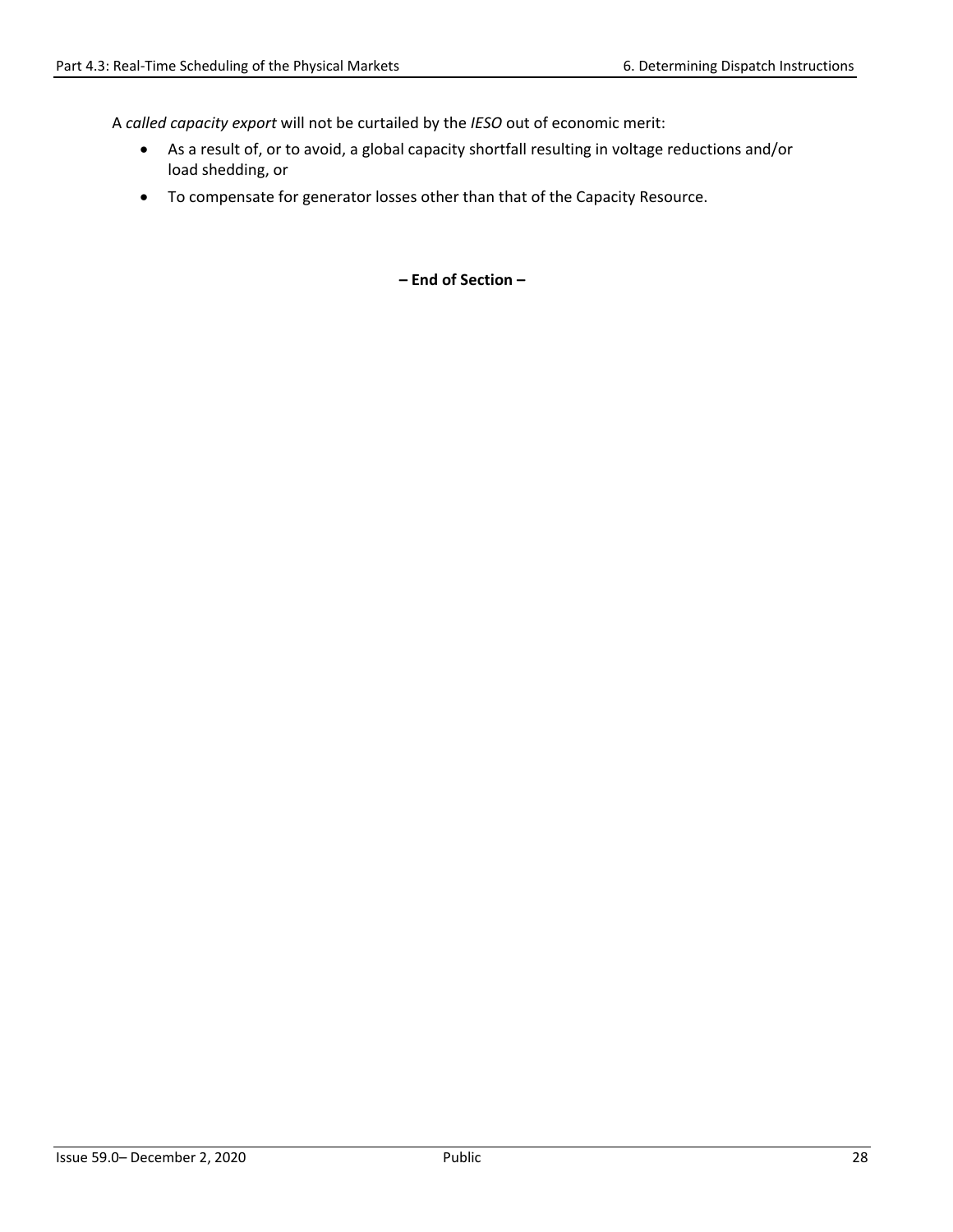A *called capacity export* will not be curtailed by the *IESO* out of economic merit:

- As a result of, or to avoid, a global capacity shortfall resulting in voltage reductions and/or load shedding, or
- To compensate for generator losses other than that of the Capacity Resource.

**– End of Section –**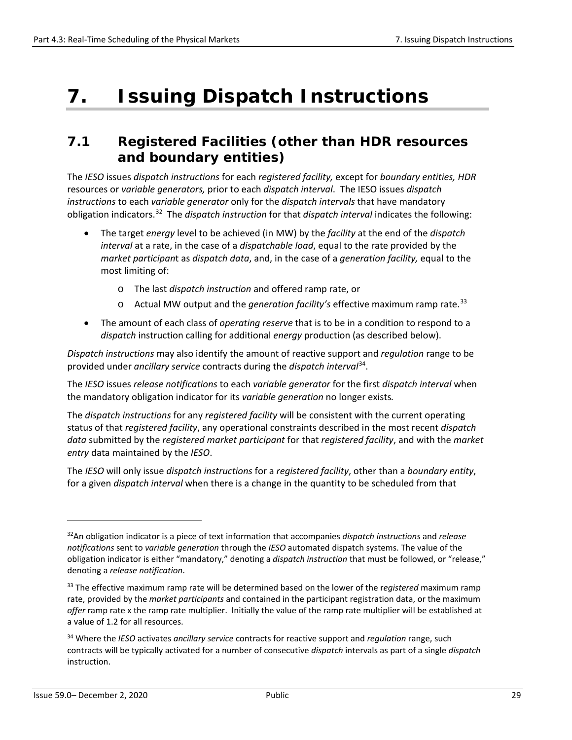# 7. Issuing Dispatch Instructions

## 7.1 Registered Facilities (other than HDR resources and boundary entities)

The *IESO* issues *dispatch instructions* for each *registered facility,* except for *boundary entities, HDR* resources or *variable generators,* prior to each *dispatch interval*. The IESO issues *dispatch instructions* to each *variable generator* only for the *dispatch intervals* that have mandatory obligation indicators.[32] The *dispatch instruction* for that *dispatch interval* indicates the following:

- The target *energy* level to be achieved (in MW) by the *facility* at the end of the *dispatch interval* at a rate, in the case of a *dispatchable load*, equal to the rate provided by the *market participan*t as *dispatch data*, and, in the case of a *generation facility,* equal to the most limiting of:
  - The last *dispatch instruction* and offered ramp rate, or
  - Actual MW output and the *generation facility's* effective maximum ramp rate.[33]
- The amount of each class of *operating reserve* that is to be in a condition to respond to a *dispatch* instruction calling for additional *energy* production (as described below).

*Dispatch instructions* may also identify the amount of reactive support and *regulation* range to be provided under *ancillary service* contracts during the *dispatch interval*[34].

The *IESO* issues *release notifications* to each *variable generator* for the first *dispatch interval* when the mandatory obligation indicator for its *variable generation* no longer exists*.*

The *dispatch instructions* for any *registered facility* will be consistent with the current operating status of that *registered facility*, any operational constraints described in the most recent *dispatch data* submitted by the *registered market participant* for that *registered facility*, and with the *market entry* data maintained by the *IESO*.

The *IESO* will only issue *dispatch instructions* for a *registered facility*, other than a *boundary entity*, for a given *dispatch interval* when there is a change in the quantity to be scheduled from that

---

[32] An obligation indicator is a piece of text information that accompanies *dispatch instructions* and *release notifications* sent to *variable generation* through the *IESO* automated dispatch systems. The value of the obligation indicator is either "mandatory," denoting a *dispatch instruction* that must be followed, or "release," denoting a *release notification*.

[33] The effective maximum ramp rate will be determined based on the lower of the r*egistered* maximum ramp rate, provided by the *market participants* and contained in the participant registration data, or the maximum *offer* ramp rate x the ramp rate multiplier. Initially the value of the ramp rate multiplier will be established at a value of 1.2 for all resources.

[34] Where the *IESO* activates *ancillary service* contracts for reactive support and *regulation* range, such contracts will be typically activated for a number of consecutive *dispatch* intervals as part of a single *dispatch* instruction.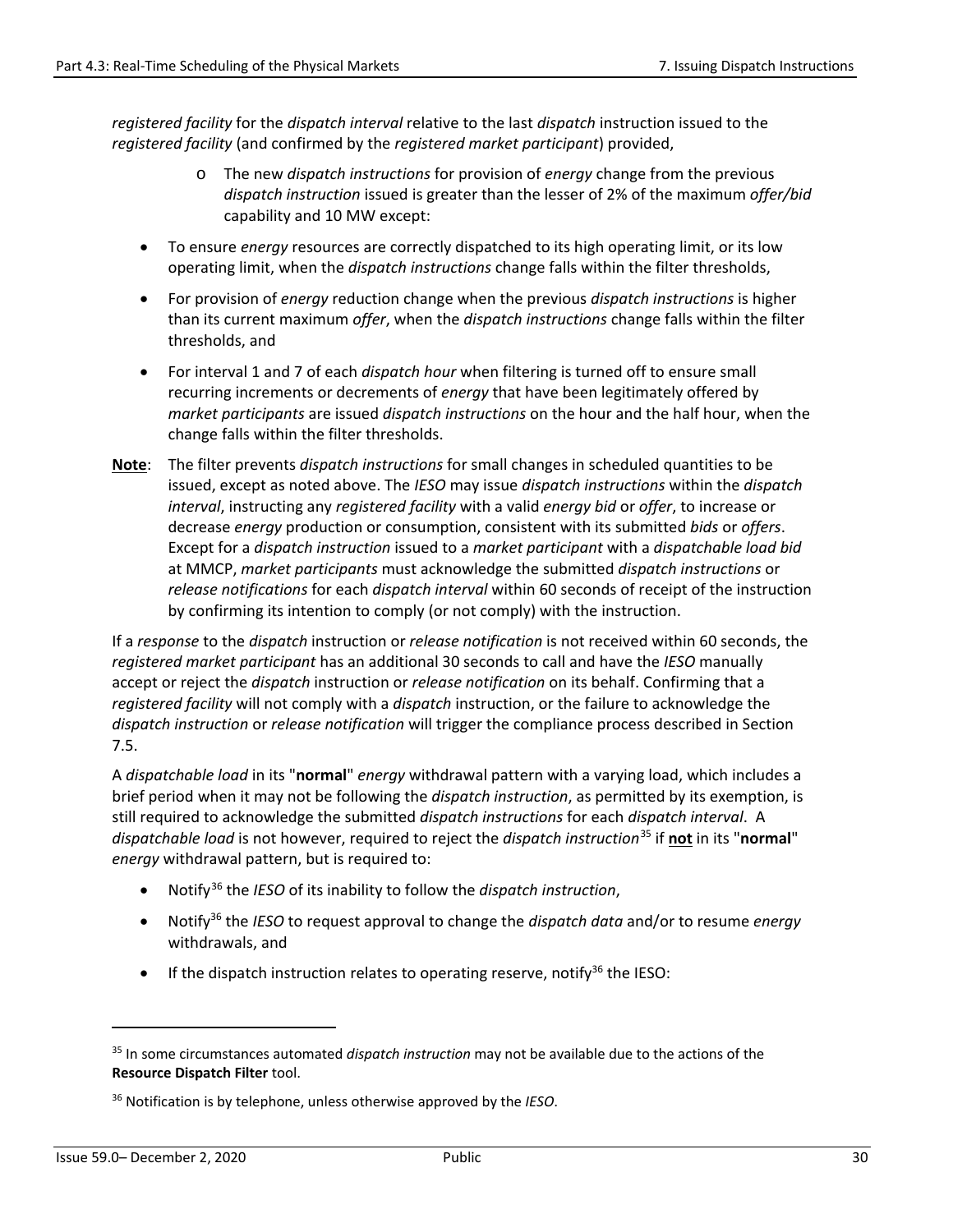*registered facility* for the *dispatch interval* relative to the last *dispatch* instruction issued to the *registered facility* (and confirmed by the *registered market participant*) provided,

- o The new *dispatch instructions* for provision of *energy* change from the previous *dispatch instruction* issued is greater than the lesser of 2% of the maximum *offer/bid* capability and 10 MW except:

- To ensure *energy* resources are correctly dispatched to its high operating limit, or its low operating limit, when the *dispatch instructions* change falls within the filter thresholds,
- For provision of *energy* reduction change when the previous *dispatch instructions* is higher than its current maximum *offer*, when the *dispatch instructions* change falls within the filter thresholds, and
- For interval 1 and 7 of each *dispatch hour* when filtering is turned off to ensure small recurring increments or decrements of *energy* that have been legitimately offered by *market participants* are issued *dispatch instructions* on the hour and the half hour, when the change falls within the filter thresholds.

**Note**: The filter prevents *dispatch instructions* for small changes in scheduled quantities to be issued, except as noted above. The *IESO* may issue *dispatch instructions* within the *dispatch interval*, instructing any *registered facility* with a valid *energy bid* or *offer*, to increase or decrease *energy* production or consumption, consistent with its submitted *bids* or *offers*. Except for a *dispatch instruction* issued to a *market participant* with a *dispatchable load bid* at MMCP, *market participants* must acknowledge the submitted *dispatch instructions* or *release notifications* for each *dispatch interval* within 60 seconds of receipt of the instruction by confirming its intention to comply (or not comply) with the instruction.

If a *response* to the *dispatch* instruction or *release notification* is not received within 60 seconds, the *registered market participant* has an additional 30 seconds to call and have the *IESO* manually accept or reject the *dispatch* instruction or *release notification* on its behalf. Confirming that a *registered facility* will not comply with a *dispatch* instruction, or the failure to acknowledge the *dispatch instruction* or *release notification* will trigger the compliance process described in Section 7.5.

A *dispatchable load* in its "**normal**" *energy* withdrawal pattern with a varying load, which includes a brief period when it may not be following the *dispatch instruction*, as permitted by its exemption, is still required to acknowledge the submitted *dispatch instructions* for each *dispatch interval*. A *dispatchable load* is not however, required to reject the *dispatch instruction*[35] if **not** in its "**normal**" *energy* withdrawal pattern, but is required to:

- Notify[36] the *IESO* of its inability to follow the *dispatch instruction*,
- Notify[36] the *IESO* to request approval to change the *dispatch data* and/or to resume *energy* withdrawals, and
- If the dispatch instruction relates to operating reserve, notify[36] the IESO:

---

[35] In some circumstances automated *dispatch instruction* may not be available due to the actions of the **Resource Dispatch Filter** tool.

[36] Notification is by telephone, unless otherwise approved by the *IESO*.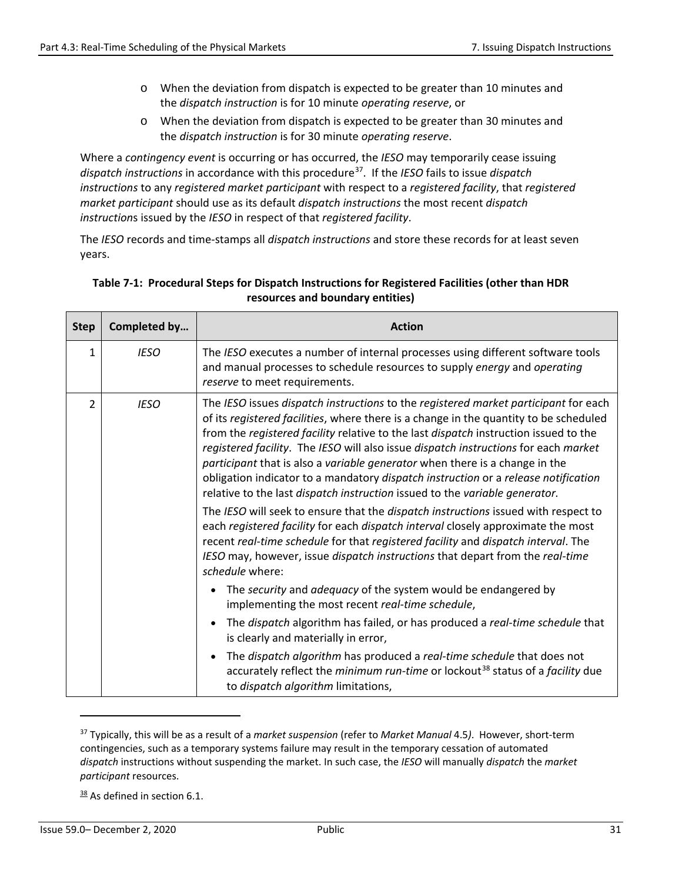- When the deviation from dispatch is expected to be greater than 10 minutes and the *dispatch instruction* is for 10 minute *operating reserve*, or
- When the deviation from dispatch is expected to be greater than 30 minutes and the *dispatch instruction* is for 30 minute *operating reserve*.

Where a *contingency event* is occurring or has occurred, the *IESO* may temporarily cease issuing *dispatch instructions* in accordance with this procedure[37]. If the *IESO* fails to issue *dispatch instructions* to any *registered market participant* with respect to a *registered facility*, that *registered market participant* should use as its default *dispatch instructions* the most recent *dispatch instructions* issued by the *IESO* in respect of that *registered facility*.

The *IESO* records and time-stamps all *dispatch instructions* and store these records for at least seven years.

**Table 7-1: Procedural Steps for Dispatch Instructions for Registered Facilities (other than HDR resources and boundary entities)**

| Step | Completed by… | Action |
|---|---|---|
| 1 | *IESO* | The *IESO* executes a number of internal processes using different software tools and manual processes to schedule resources to supply *energy* and *operating reserve* to meet requirements. |
| 2 | *IESO* | The *IESO* issues *dispatch instructions* to the *registered market participant* for each of its *registered facilities*, where there is a change in the quantity to be scheduled from the *registered facility* relative to the last *dispatch* instruction issued to the *registered facility*. The *IESO* will also issue *dispatch instructions* for each *market participant* that is also a *variable generator* when there is a change in the obligation indicator to a mandatory *dispatch instruction* or a *release notification* relative to the last *dispatch instruction* issued to the *variable generator*. <br><br> The *IESO* will seek to ensure that the *dispatch instructions* issued with respect to each *registered facility* for each *dispatch interval* closely approximate the most recent *real-time schedule* for that *registered facility* and *dispatch interval*. The *IESO* may, however, issue *dispatch instructions* that depart from the *real-time schedule* where: <br><br> • The *security* and *adequacy* of the system would be endangered by implementing the most recent *real-time schedule*, <br> • The *dispatch* algorithm has failed, or has produced a *real-time schedule* that is clearly and materially in error, <br> • The *dispatch algorithm* has produced a *real-time schedule* that does not accurately reflect the *minimum run-time* or lockout[38] status of a *facility* due to *dispatch algorithm* limitations, |

[37] Typically, this will be as a result of a *market suspension* (refer to *Market Manual* 4.5). However, short-term contingencies, such as a temporary systems failure may result in the temporary cessation of automated *dispatch* instructions without suspending the market. In such case, the *IESO* will manually *dispatch* the *market participant* resources.

[38] As defined in section 6.1.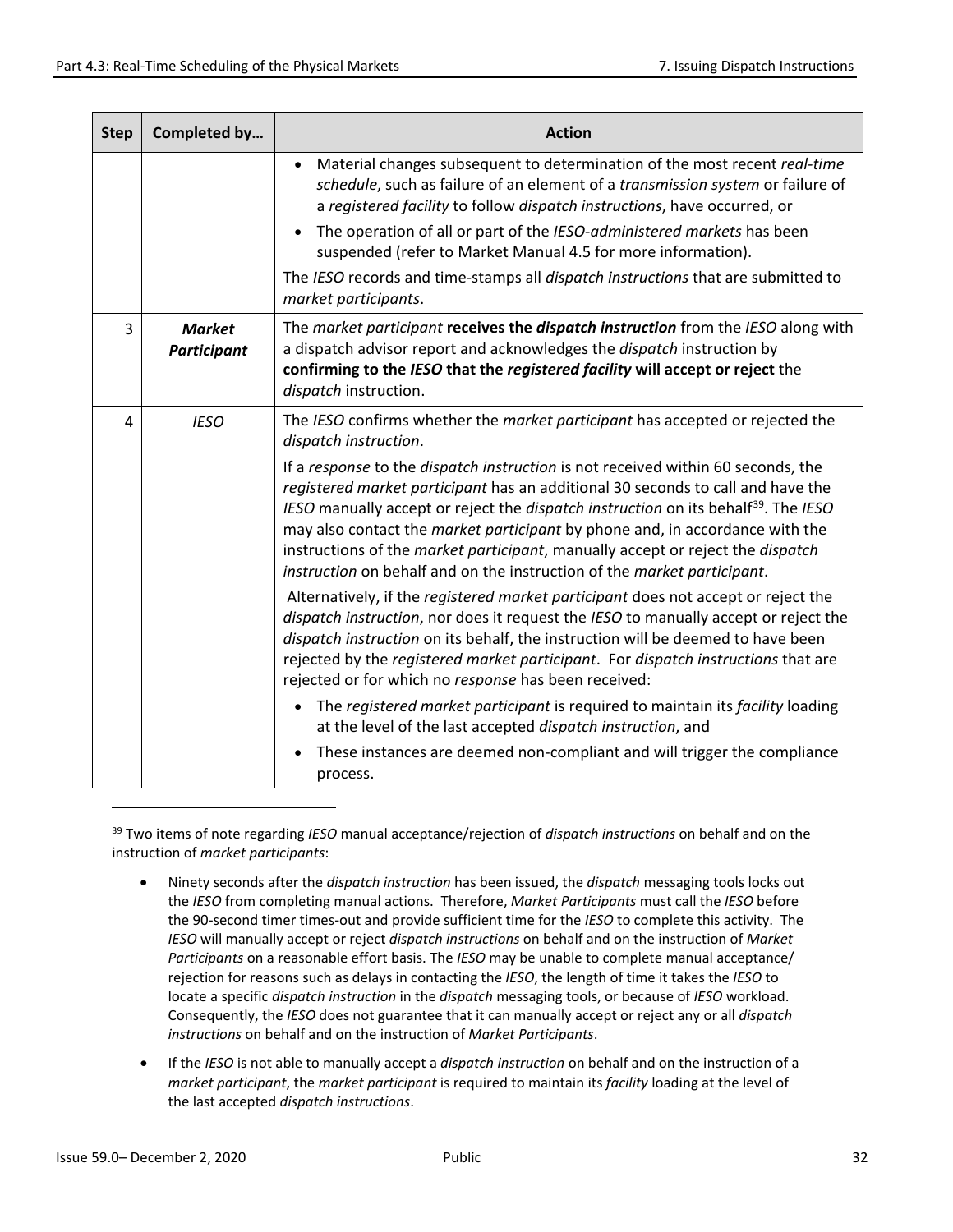| Step | Completed by… | Action |
|---|---|---|
| | | • Material changes subsequent to determination of the most recent *real-time schedule*, such as failure of an element of a *transmission system* or failure of a *registered facility* to follow *dispatch instructions*, have occurred, or<br>• The operation of all or part of the *IESO-administered markets* has been suspended (refer to Market Manual 4.5 for more information).<br>The *IESO* records and time-stamps all *dispatch instructions* that are submitted to *market participants*. |
| 3 | ***Market Participant*** | The *market participant* **receives the *dispatch instruction*** from the *IESO* along with a dispatch advisor report and acknowledges the *dispatch* instruction by **confirming to the *IESO* that the *registered facility* will accept or reject** the *dispatch* instruction. |
| 4 | *IESO* | The *IESO* confirms whether the *market participant* has accepted or rejected the *dispatch instruction*.<br>If a *response* to the *dispatch instruction* is not received within 60 seconds, the *registered market participant* has an additional 30 seconds to call and have the *IESO* manually accept or reject the *dispatch instruction* on its behalf[39]. The *IESO* may also contact the *market participant* by phone and, in accordance with the instructions of the *market participant*, manually accept or reject the *dispatch instruction* on behalf and on the instruction of the *market participant*.<br>Alternatively, if the *registered market participant* does not accept or reject the *dispatch instruction*, nor does it request the *IESO* to manually accept or reject the *dispatch instruction* on its behalf, the instruction will be deemed to have been rejected by the *registered market participant*. For *dispatch instructions* that are rejected or for which no *response* has been received:<br>• The *registered market participant* is required to maintain its *facility* loading at the level of the last accepted *dispatch instruction*, and<br>• These instances are deemed non-compliant and will trigger the compliance process. |

[39] Two items of note regarding *IESO* manual acceptance/rejection of *dispatch instructions* on behalf and on the instruction of *market participants*:

- Ninety seconds after the *dispatch instruction* has been issued, the *dispatch* messaging tools locks out the *IESO* from completing manual actions. Therefore, *Market Participants* must call the *IESO* before the 90-second timer times-out and provide sufficient time for the *IESO* to complete this activity. The *IESO* will manually accept or reject *dispatch instructions* on behalf and on the instruction of *Market Participants* on a reasonable effort basis. The *IESO* may be unable to complete manual acceptance/ rejection for reasons such as delays in contacting the *IESO*, the length of time it takes the *IESO* to locate a specific *dispatch instruction* in the *dispatch* messaging tools, or because of *IESO* workload. Consequently, the *IESO* does not guarantee that it can manually accept or reject any or all *dispatch instructions* on behalf and on the instruction of *Market Participants*.
- If the *IESO* is not able to manually accept a *dispatch instruction* on behalf and on the instruction of a *market participant*, the *market participant* is required to maintain its *facility* loading at the level of the last accepted *dispatch instructions*.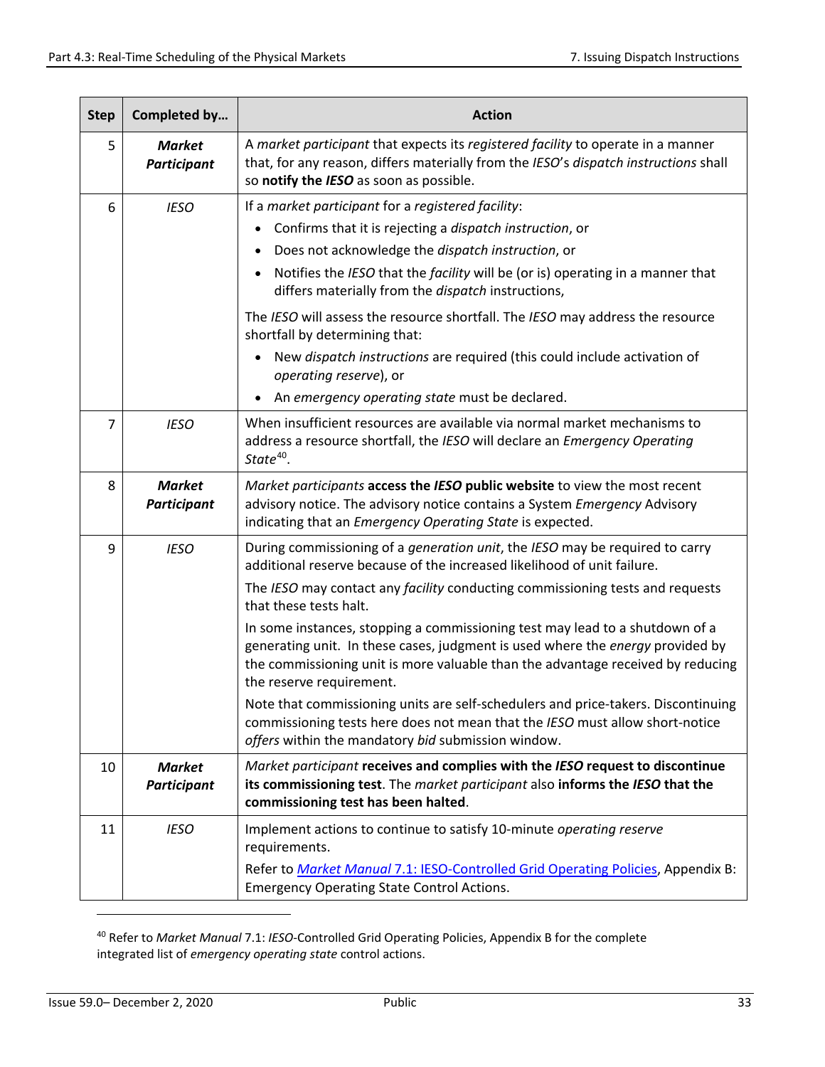| Step | Completed by… | Action |
|---|---|---|
| 5 | ***Market Participant*** | A *market participant* that expects its *registered facility* to operate in a manner that, for any reason, differs materially from the *IESO*'s *dispatch instructions* shall so **notify the *IESO*** as soon as possible. |
| 6 | *IESO* | If a *market participant* for a *registered facility*:<br>• Confirms that it is rejecting a *dispatch instruction*, or<br>• Does not acknowledge the *dispatch instruction*, or<br>• Notifies the *IESO* that the *facility* will be (or is) operating in a manner that differs materially from the *dispatch* instructions,<br><br>The *IESO* will assess the resource shortfall. The *IESO* may address the resource shortfall by determining that:<br>• New *dispatch instructions* are required (this could include activation of *operating reserve*), or<br>• An *emergency operating state* must be declared. |
| 7 | *IESO* | When insufficient resources are available via normal market mechanisms to address a resource shortfall, the *IESO* will declare an *Emergency Operating State*[40]. |
| 8 | ***Market Participant*** | *Market participants* **access the *IESO* public website** to view the most recent advisory notice. The advisory notice contains a System *Emergency* Advisory indicating that an *Emergency Operating State* is expected. |
| 9 | *IESO* | During commissioning of a *generation unit*, the *IESO* may be required to carry additional reserve because of the increased likelihood of unit failure.<br><br>The *IESO* may contact any *facility* conducting commissioning tests and requests that these tests halt.<br><br>In some instances, stopping a commissioning test may lead to a shutdown of a generating unit. In these cases, judgment is used where the *energy* provided by the commissioning unit is more valuable than the advantage received by reducing the reserve requirement.<br><br>Note that commissioning units are self-schedulers and price-takers. Discontinuing commissioning tests here does not mean that the *IESO* must allow short-notice *offers* within the mandatory *bid* submission window. |
| 10 | ***Market Participant*** | *Market participant* **receives and complies with the *IESO* request to discontinue its commissioning test**. The *market participant* also **informs the *IESO* that the commissioning test has been halted**. |
| 11 | *IESO* | Implement actions to continue to satisfy 10-minute *operating reserve* requirements.<br><br>Refer to *Market Manual* 7.1: IESO-Controlled Grid Operating Policies, Appendix B: Emergency Operating State Control Actions. |

[40] Refer to *Market Manual* 7.1: *IESO*-Controlled Grid Operating Policies, Appendix B for the complete integrated list of *emergency operating state* control actions.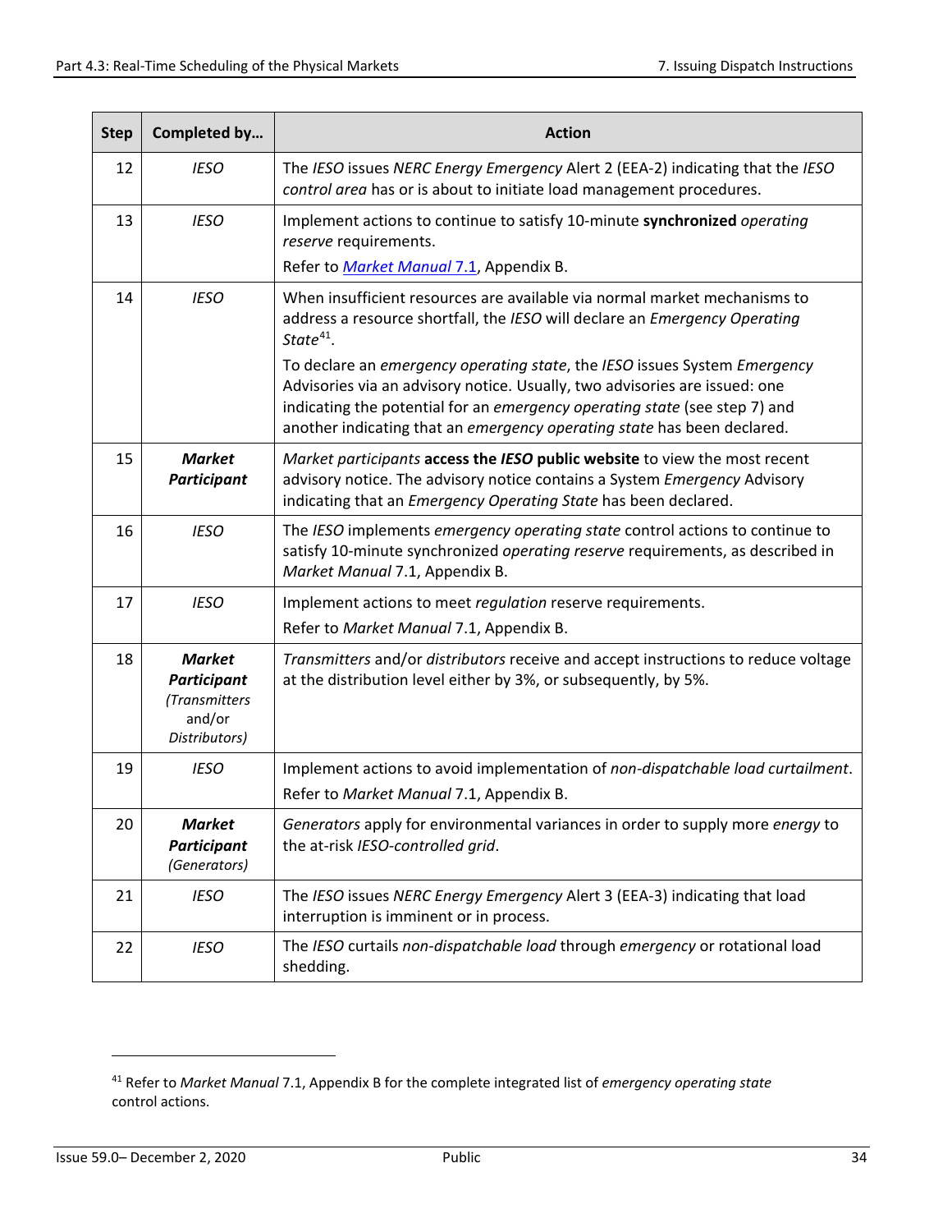| Step | Completed by… | Action |
|---|---|---|
| 12 | *IESO* | The *IESO* issues *NERC Energy Emergency* Alert 2 (EEA-2) indicating that the *IESO control area* has or is about to initiate load management procedures. |
| 13 | *IESO* | Implement actions to continue to satisfy 10-minute **synchronized** *operating reserve* requirements.<br>Refer to *Market Manual* 7.1, Appendix B. |
| 14 | *IESO* | When insufficient resources are available via normal market mechanisms to address a resource shortfall, the *IESO* will declare an *Emergency Operating State*[41].<br>To declare an *emergency operating state*, the *IESO* issues System *Emergency* Advisories via an advisory notice. Usually, two advisories are issued: one indicating the potential for an *emergency operating state* (see step 7) and another indicating that an *emergency operating state* has been declared. |
| 15 | ***Market Participant*** | *Market participants* **access the *IESO* public website** to view the most recent advisory notice. The advisory notice contains a System *Emergency* Advisory indicating that an *Emergency Operating State* has been declared. |
| 16 | *IESO* | The *IESO* implements *emergency operating state* control actions to continue to satisfy 10-minute synchronized *operating reserve* requirements, as described in *Market Manual* 7.1, Appendix B. |
| 17 | *IESO* | Implement actions to meet *regulation* reserve requirements.<br>Refer to *Market Manual* 7.1, Appendix B. |
| 18 | ***Market Participant*** *(Transmitters* and/or *Distributors)* | *Transmitters* and/or *distributors* receive and accept instructions to reduce voltage at the distribution level either by 3%, or subsequently, by 5%. |
| 19 | *IESO* | Implement actions to avoid implementation of *non-dispatchable load curtailment*.<br>Refer to *Market Manual* 7.1, Appendix B. |
| 20 | ***Market Participant*** *(Generators)* | *Generators* apply for environmental variances in order to supply more *energy* to the at-risk *IESO-controlled grid*. |
| 21 | *IESO* | The *IESO* issues *NERC Energy Emergency* Alert 3 (EEA-3) indicating that load interruption is imminent or in process. |
| 22 | *IESO* | The *IESO* curtails *non-dispatchable load* through *emergency* or rotational load shedding. |

[41] Refer to *Market Manual* 7.1, Appendix B for the complete integrated list of *emergency operating state* control actions.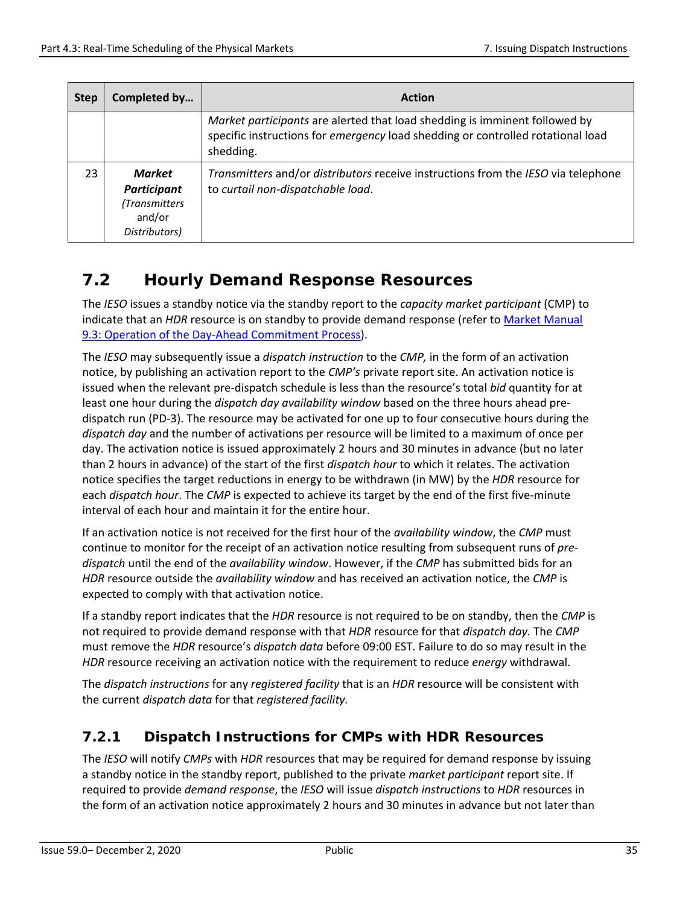| Step | Completed by… | Action |
|---|---|---|
| | | *Market participants* are alerted that load shedding is imminent followed by specific instructions for *emergency* load shedding or controlled rotational load shedding. |
| 23 | ***Market Participant*** *(Transmitters* and/or *Distributors)* | *Transmitters* and/or *distributors* receive instructions from the *IESO* via telephone to *curtail non-dispatchable load*. |

## 7.2 Hourly Demand Response Resources

The *IESO* issues a standby notice via the standby report to the *capacity market participant* (CMP) to indicate that an *HDR* resource is on standby to provide demand response (refer to Market Manual 9.3: Operation of the Day-Ahead Commitment Process).

The *IESO* may subsequently issue a *dispatch instruction* to the *CMP,* in the form of an activation notice, by publishing an activation report to the *CMP's* private report site. An activation notice is issued when the relevant pre-dispatch schedule is less than the resource's total *bid* quantity for at least one hour during the *dispatch day availability window* based on the three hours ahead pre-dispatch run (PD-3). The resource may be activated for one up to four consecutive hours during the *dispatch day* and the number of activations per resource will be limited to a maximum of once per day. The activation notice is issued approximately 2 hours and 30 minutes in advance (but no later than 2 hours in advance) of the start of the first *dispatch hour* to which it relates. The activation notice specifies the target reductions in energy to be withdrawn (in MW) by the *HDR* resource for each *dispatch hour*. The *CMP* is expected to achieve its target by the end of the first five-minute interval of each hour and maintain it for the entire hour.

If an activation notice is not received for the first hour of the *availability window*, the *CMP* must continue to monitor for the receipt of an activation notice resulting from subsequent runs of *pre-dispatch* until the end of the *availability window*. However, if the *CMP* has submitted bids for an *HDR* resource outside the *availability window* and has received an activation notice, the *CMP* is expected to comply with that activation notice.

If a standby report indicates that the *HDR* resource is not required to be on standby, then the *CMP* is not required to provide demand response with that *HDR* resource for that *dispatch day.* The *CMP* must remove the *HDR* resource's *dispatch data* before 09:00 EST. Failure to do so may result in the *HDR* resource receiving an activation notice with the requirement to reduce *energy* withdrawal.

The *dispatch instructions* for any *registered facility* that is an *HDR* resource will be consistent with the current *dispatch data* for that *registered facility.*

### 7.2.1 Dispatch Instructions for CMPs with HDR Resources

The *IESO* will notify *CMPs* with *HDR* resources that may be required for demand response by issuing a standby notice in the standby report, published to the private *market participant* report site. If required to provide *demand response*, the *IESO* will issue *dispatch instructions* to *HDR* resources in the form of an activation notice approximately 2 hours and 30 minutes in advance but not later than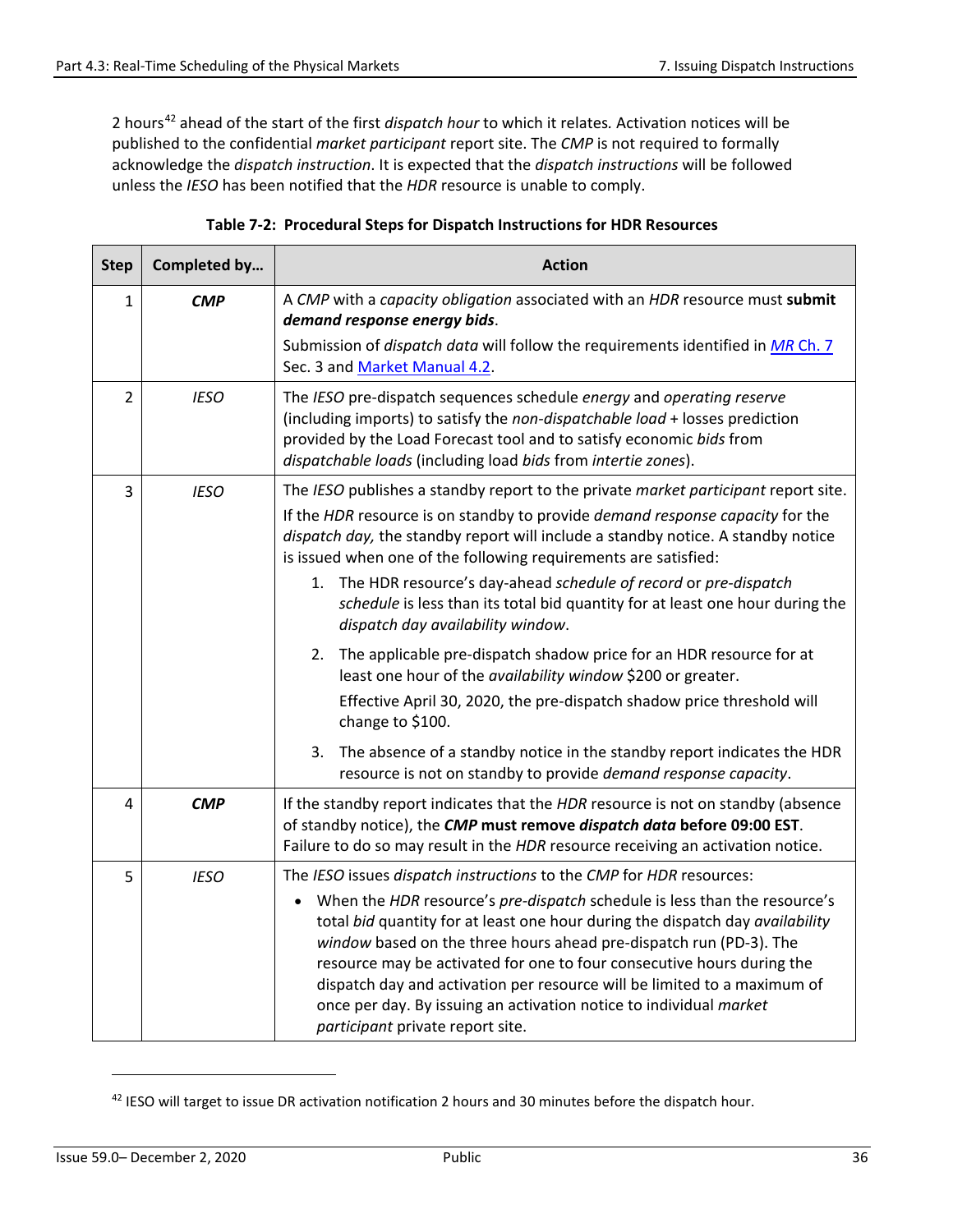2 hours[42] ahead of the start of the first *dispatch hour* to which it relates. Activation notices will be published to the confidential *market participant* report site. The *CMP* is not required to formally acknowledge the *dispatch instruction*. It is expected that the *dispatch instructions* will be followed unless the *IESO* has been notified that the *HDR* resource is unable to comply.

**Table 7-2: Procedural Steps for Dispatch Instructions for HDR Resources**

| Step | Completed by… | Action |
|---|---|---|
| 1 | ***CMP*** | A *CMP* with a *capacity obligation* associated with an *HDR* resource must **submit *demand response energy bids***. <br> Submission of *dispatch data* will follow the requirements identified in *MR* Ch. 7 Sec. 3 and Market Manual 4.2. |
| 2 | *IESO* | The *IESO* pre-dispatch sequences schedule *energy* and *operating reserve* (including imports) to satisfy the *non-dispatchable load* + losses prediction provided by the Load Forecast tool and to satisfy economic *bids* from *dispatchable loads* (including load *bids* from *intertie zones*). |
| 3 | *IESO* | The *IESO* publishes a standby report to the private *market participant* report site. <br> If the *HDR* resource is on standby to provide *demand response capacity* for the *dispatch day,* the standby report will include a standby notice. A standby notice is issued when one of the following requirements are satisfied: <br> 1. The HDR resource's day-ahead *schedule of record* or *pre-dispatch schedule* is less than its total bid quantity for at least one hour during the *dispatch day availability window*. <br> 2. The applicable pre-dispatch shadow price for an HDR resource for at least one hour of the *availability window* $200 or greater. <br> Effective April 30, 2020, the pre-dispatch shadow price threshold will change to $100. <br> 3. The absence of a standby notice in the standby report indicates the HDR resource is not on standby to provide *demand response capacity*. |
| 4 | ***CMP*** | If the standby report indicates that the *HDR* resource is not on standby (absence of standby notice), the ***CMP* must remove *dispatch data* before 09:00 EST**. Failure to do so may result in the *HDR* resource receiving an activation notice. |
| 5 | *IESO* | The *IESO* issues *dispatch instructions* to the *CMP* for *HDR* resources: <br> • When the *HDR* resource's *pre-dispatch* schedule is less than the resource's total *bid* quantity for at least one hour during the dispatch day *availability window* based on the three hours ahead pre-dispatch run (PD-3). The resource may be activated for one to four consecutive hours during the dispatch day and activation per resource will be limited to a maximum of once per day. By issuing an activation notice to individual *market participant* private report site. |

[42] IESO will target to issue DR activation notification 2 hours and 30 minutes before the dispatch hour.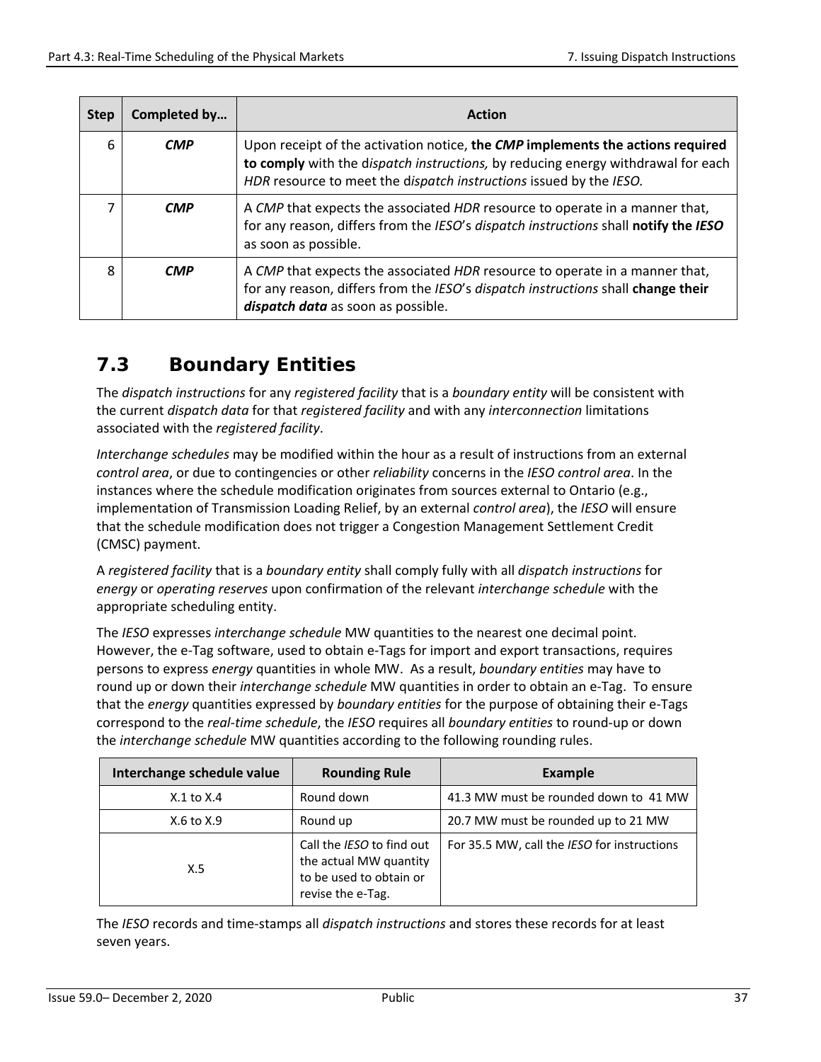| Step | Completed by… | Action |
|---|---|---|
| 6 | ***CMP*** | Upon receipt of the activation notice, **the *CMP* implements the actions required to comply** with the d*ispatch instructions,* by reducing energy withdrawal for each *HDR* resource to meet the d*ispatch instructions* issued by the *IESO.* |
| 7 | ***CMP*** | A *CMP* that expects the associated *HDR* resource to operate in a manner that, for any reason, differs from the *IESO*'s *dispatch instructions* shall **notify the *IESO*** as soon as possible. |
| 8 | ***CMP*** | A *CMP* that expects the associated *HDR* resource to operate in a manner that, for any reason, differs from the *IESO*'s *dispatch instructions* shall **change their *dispatch data*** as soon as possible. |

## 7.3 Boundary Entities

The *dispatch instructions* for any *registered facility* that is a *boundary entity* will be consistent with the current *dispatch data* for that *registered facility* and with any *interconnection* limitations associated with the *registered facility*.

*Interchange schedules* may be modified within the hour as a result of instructions from an external *control area*, or due to contingencies or other *reliability* concerns in the *IESO control area*. In the instances where the schedule modification originates from sources external to Ontario (e.g., implementation of Transmission Loading Relief, by an external *control area*), the *IESO* will ensure that the schedule modification does not trigger a Congestion Management Settlement Credit (CMSC) payment.

A *registered facility* that is a *boundary entity* shall comply fully with all *dispatch instructions* for *energy* or *operating reserves* upon confirmation of the relevant *interchange schedule* with the appropriate scheduling entity.

The *IESO* expresses *interchange schedule* MW quantities to the nearest one decimal point. However, the e-Tag software, used to obtain e-Tags for import and export transactions, requires persons to express *energy* quantities in whole MW. As a result, *boundary entities* may have to round up or down their *interchange schedule* MW quantities in order to obtain an e-Tag. To ensure that the *energy* quantities expressed by *boundary entities* for the purpose of obtaining their e-Tags correspond to the *real-time schedule*, the *IESO* requires all *boundary entities* to round-up or down the *interchange schedule* MW quantities according to the following rounding rules.

| Interchange schedule value | Rounding Rule | Example |
|---|---|---|
| X.1 to X.4 | Round down | 41.3 MW must be rounded down to 41 MW |
| X.6 to X.9 | Round up | 20.7 MW must be rounded up to 21 MW |
| X.5 | Call the *IESO* to find out the actual MW quantity to be used to obtain or revise the e-Tag. | For 35.5 MW, call the *IESO* for instructions |

The *IESO* records and time-stamps all *dispatch instructions* and stores these records for at least seven years.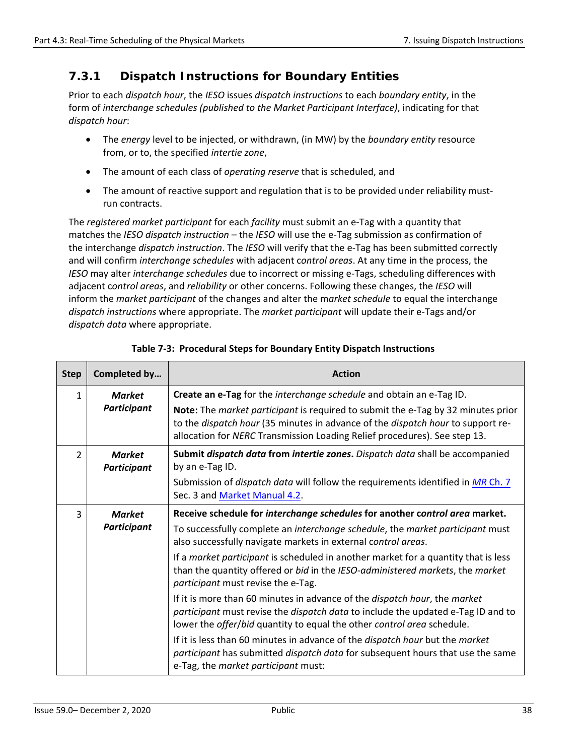### 7.3.1 Dispatch Instructions for Boundary Entities

Prior to each *dispatch hour*, the *IESO* issues *dispatch instructions* to each *boundary entity*, in the form of *interchange schedules (published to the Market Participant Interface)*, indicating for that *dispatch hour*:

- The *energy* level to be injected, or withdrawn, (in MW) by the *boundary entity* resource from, or to, the specified *intertie zone*,
- The amount of each class of *operating reserve* that is scheduled, and
- The amount of reactive support and regulation that is to be provided under reliability must-run contracts.

The *registered market participant* for each *facility* must submit an e-Tag with a quantity that matches the *IESO dispatch instruction* – the *IESO* will use the e-Tag submission as confirmation of the interchange *dispatch instruction*. The *IESO* will verify that the e-Tag has been submitted correctly and will confirm *interchange schedules* with adjacent c*ontrol areas*. At any time in the process, the *IESO* may alter *interchange schedules* due to incorrect or missing e-Tags, scheduling differences with adjacent c*ontrol areas*, and *reliability* or other concerns. Following these changes, the *IESO* will inform the *market participant* of the changes and alter the m*arket schedule* to equal the interchange *dispatch instructions* where appropriate. The *market participant* will update their e-Tags and/or *dispatch data* where appropriate.

**Table 7-3: Procedural Steps for Boundary Entity Dispatch Instructions**

| Step | Completed by… | Action |
|---|---|---|
| 1 | ***Market Participant*** | **Create an e-Tag** for the *interchange schedule* and obtain an e-Tag ID.<br><br>**Note:** The *market participant* is required to submit the e-Tag by 32 minutes prior to the *dispatch hour* (35 minutes in advance of the *dispatch hour* to support re-allocation for *NERC* Transmission Loading Relief procedures). See step 13. |
| 2 | ***Market Participant*** | **Submit *dispatch data* from *intertie zones*.** *Dispatch data* shall be accompanied by an e-Tag ID.<br><br>Submission of *dispatch data* will follow the requirements identified in *MR* Ch. 7 Sec. 3 and Market Manual 4.2. |
| 3 | ***Market Participant*** | **Receive schedule for *interchange schedules* for another c*ontrol area* market.**<br><br>To successfully complete an *interchange schedule*, the *market participant* must also successfully navigate markets in external c*ontrol areas*.<br><br>If a *market participant* is scheduled in another market for a quantity that is less than the quantity offered or *bid* in the *IESO-administered markets*, the *market participant* must revise the e-Tag.<br><br>If it is more than 60 minutes in advance of the *dispatch hour*, the *market participant* must revise the *dispatch data* to include the updated e-Tag ID and to lower the *offer*/*bid* quantity to equal the other *control area* schedule.<br><br>If it is less than 60 minutes in advance of the *dispatch hour* but the *market participant* has submitted *dispatch data* for subsequent hours that use the same e-Tag, the *market participant* must: |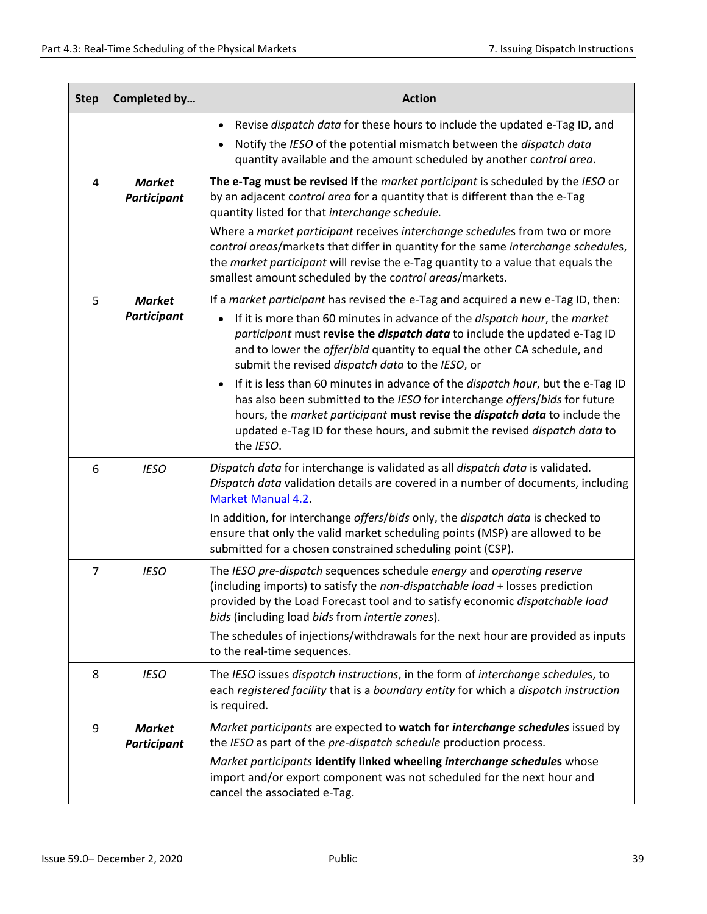| Step | Completed by… | Action |
|---|---|---|
| | | • Revise *dispatch data* for these hours to include the updated e-Tag ID, and<br>• Notify the *IESO* of the potential mismatch between the *dispatch data* quantity available and the amount scheduled by another *control area*. |
| 4 | ***Market Participant*** | **The e-Tag must be revised if** the *market participant* is scheduled by the *IESO* or by an adjacent *control area* for a quantity that is different than the e-Tag quantity listed for that *interchange schedule.*<br><br>Where a *market participant* receives *interchange schedule*s from two or more *control areas*/markets that differ in quantity for the same *interchange schedule*s, the *market participant* will revise the e-Tag quantity to a value that equals the smallest amount scheduled by the *control areas*/markets. |
| 5 | ***Market Participant*** | If a *market participant* has revised the e-Tag and acquired a new e-Tag ID, then:<br>• If it is more than 60 minutes in advance of the *dispatch hour*, the *market participant* must **revise the *dispatch data*** to include the updated e-Tag ID and to lower the *offer*/*bid* quantity to equal the other CA schedule, and submit the revised *dispatch data* to the *IESO*, or<br>• If it is less than 60 minutes in advance of the *dispatch hour*, but the e-Tag ID has also been submitted to the *IESO* for interchange *offers*/*bids* for future hours, the *market participant* **must revise the *dispatch data*** to include the updated e-Tag ID for these hours, and submit the revised *dispatch data* to the *IESO*. |
| 6 | *IESO* | *Dispatch data* for interchange is validated as all *dispatch data* is validated. *Dispatch data* validation details are covered in a number of documents, including [Market Manual 4.2](Market Manual 4.2).<br><br>In addition, for interchange *offers*/*bids* only, the *dispatch data* is checked to ensure that only the valid market scheduling points (MSP) are allowed to be submitted for a chosen constrained scheduling point (CSP). |
| 7 | *IESO* | The *IESO pre-dispatch* sequences schedule *energy* and *operating reserve* (including imports) to satisfy the *non-dispatchable load* + losses prediction provided by the Load Forecast tool and to satisfy economic *dispatchable load bids* (including load *bids* from *intertie zones*).<br><br>The schedules of injections/withdrawals for the next hour are provided as inputs to the real-time sequences. |
| 8 | *IESO* | The *IESO* issues *dispatch instructions*, in the form of *interchange schedule*s, to each *registered facility* that is a *boundary entity* for which a *dispatch instruction* is required. |
| 9 | ***Market Participant*** | *Market participants* are expected to **watch for *interchange schedules*** issued by the *IESO* as part of the *pre-dispatch schedule* production process.<br><br>*Market participants* **identify linked wheeling *interchange schedule*s** whose import and/or export component was not scheduled for the next hour and cancel the associated e-Tag. |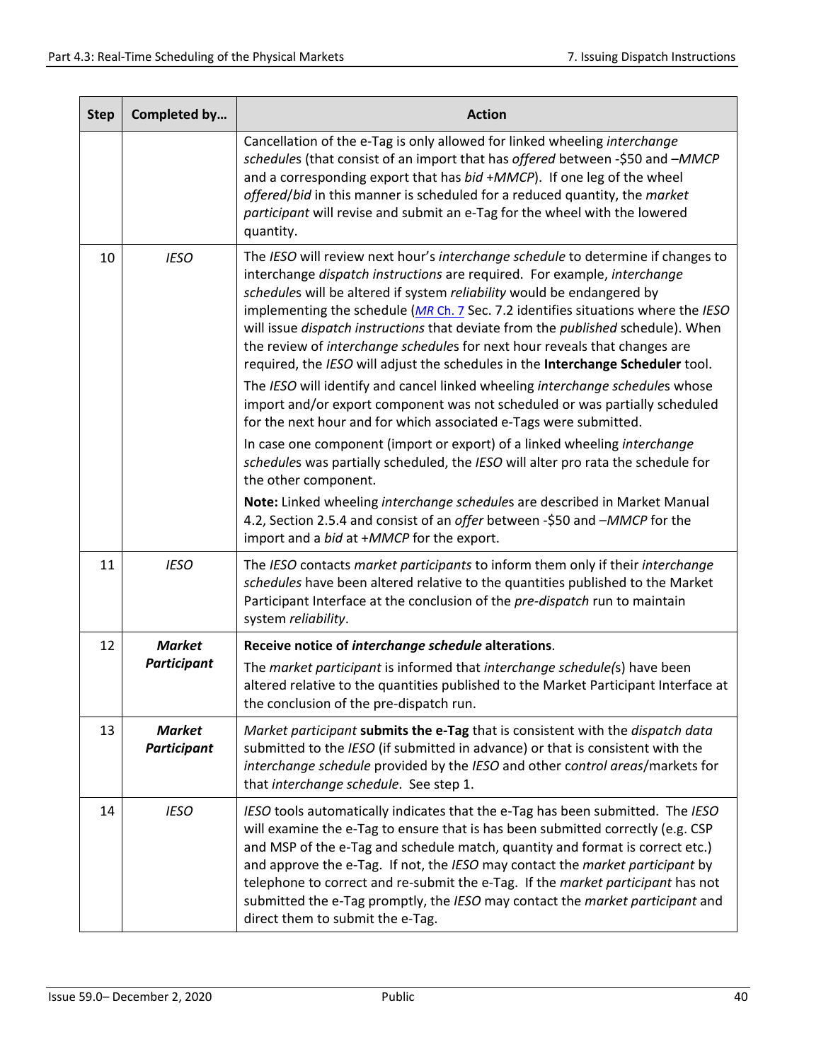| Step | Completed by… | Action |
|---|---|---|
| | | Cancellation of the e-Tag is only allowed for linked wheeling *interchange schedules* (that consist of an import that has *offered* between -$50 and –*MMCP* and a corresponding export that has *bid* +*MMCP*). If one leg of the wheel *offered*/*bid* in this manner is scheduled for a reduced quantity, the *market participant* will revise and submit an e-Tag for the wheel with the lowered quantity. |
| 10 | *IESO* | The *IESO* will review next hour's *interchange schedule* to determine if changes to interchange *dispatch instructions* are required. For example, *interchange schedules* will be altered if system *reliability* would be endangered by implementing the schedule (*MR* Ch. 7 Sec. 7.2 identifies situations where the *IESO* will issue *dispatch instructions* that deviate from the *published* schedule). When the review of *interchange schedules* for next hour reveals that changes are required, the *IESO* will adjust the schedules in the **Interchange Scheduler** tool.<br><br>The *IESO* will identify and cancel linked wheeling *interchange schedules* whose import and/or export component was not scheduled or was partially scheduled for the next hour and for which associated e-Tags were submitted.<br><br>In case one component (import or export) of a linked wheeling *interchange schedules* was partially scheduled, the *IESO* will alter pro rata the schedule for the other component.<br><br>**Note:** Linked wheeling *interchange schedules* are described in Market Manual 4.2, Section 2.5.4 and consist of an *offer* between -$50 and –*MMCP* for the import and a *bid* at +*MMCP* for the export. |
| 11 | *IESO* | The *IESO* contacts *market participants* to inform them only if their *interchange schedules* have been altered relative to the quantities published to the Market Participant Interface at the conclusion of the *pre-dispatch* run to maintain system *reliability*. |
| 12 | ***Market Participant*** | **Receive notice of *interchange schedule* alterations**.<br><br>The *market participant* is informed that *interchange schedule(s)* have been altered relative to the quantities published to the Market Participant Interface at the conclusion of the pre-dispatch run. |
| 13 | ***Market Participant*** | *Market participant* **submits the e-Tag** that is consistent with the *dispatch data* submitted to the *IESO* (if submitted in advance) or that is consistent with the *interchange schedule* provided by the *IESO* and other *control areas*/markets for that *interchange schedule*. See step 1. |
| 14 | *IESO* | *IESO* tools automatically indicates that the e-Tag has been submitted. The *IESO* will examine the e-Tag to ensure that is has been submitted correctly (e.g. CSP and MSP of the e-Tag and schedule match, quantity and format is correct etc.) and approve the e-Tag. If not, the *IESO* may contact the *market participant* by telephone to correct and re-submit the e-Tag. If the *market participant* has not submitted the e-Tag promptly, the *IESO* may contact the *market participant* and direct them to submit the e-Tag. |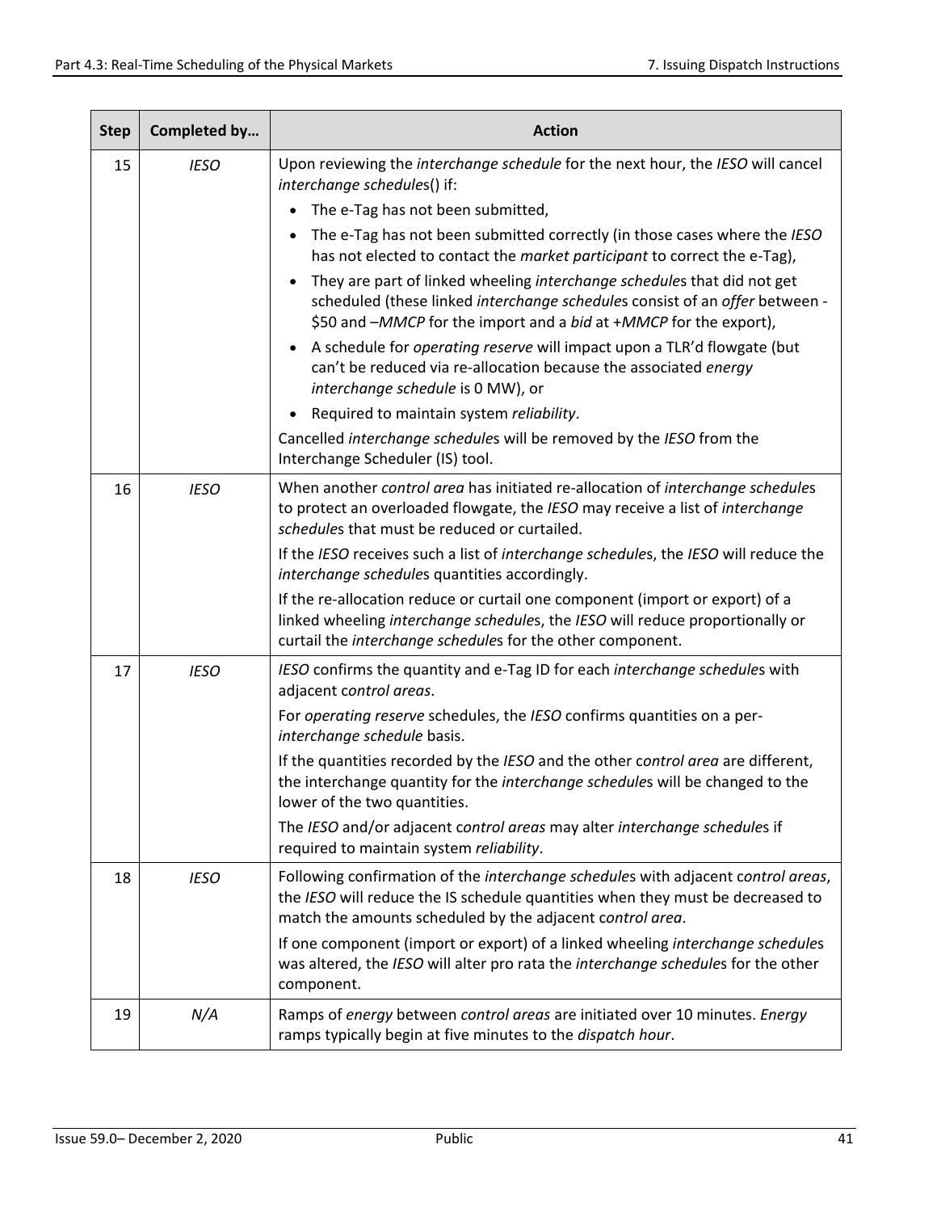| Step | Completed by… | Action |
|---|---|---|
| 15 | *IESO* | Upon reviewing the *interchange schedule* for the next hour, the *IESO* will cancel *interchange schedule*s() if:<br>• The e-Tag has not been submitted,<br>• The e-Tag has not been submitted correctly (in those cases where the *IESO* has not elected to contact the *market participant* to correct the e-Tag),<br>• They are part of linked wheeling *interchange schedule*s that did not get scheduled (these linked *interchange schedule*s consist of an *offer* between -$50 and –*MMCP* for the import and a *bid* at +*MMCP* for the export),<br>• A schedule for *operating reserve* will impact upon a TLR'd flowgate (but can't be reduced via re-allocation because the associated *energy interchange schedule* is 0 MW), or<br>• Required to maintain system *reliability*.<br>Cancelled *interchange schedule*s will be removed by the *IESO* from the Interchange Scheduler (IS) tool. |
| 16 | *IESO* | When another *control area* has initiated re-allocation of *interchange schedule*s to protect an overloaded flowgate, the *IESO* may receive a list of *interchange schedule*s that must be reduced or curtailed.<br>If the *IESO* receives such a list of *interchange schedule*s, the *IESO* will reduce the *interchange schedule*s quantities accordingly.<br>If the re-allocation reduce or curtail one component (import or export) of a linked wheeling *interchange schedule*s, the *IESO* will reduce proportionally or curtail the *interchange schedule*s for the other component. |
| 17 | *IESO* | *IESO* confirms the quantity and e-Tag ID for each *interchange schedule*s with adjacent c*ontrol areas*.<br>For *operating reserve* schedules, the *IESO* confirms quantities on a per-*interchange schedule* basis.<br>If the quantities recorded by the *IESO* and the other c*ontrol area* are different, the interchange quantity for the *interchange schedule*s will be changed to the lower of the two quantities.<br>The *IESO* and/or adjacent c*ontrol areas* may alter *interchange schedule*s if required to maintain system *reliability*. |
| 18 | *IESO* | Following confirmation of the *interchange schedule*s with adjacent c*ontrol areas*, the *IESO* will reduce the IS schedule quantities when they must be decreased to match the amounts scheduled by the adjacent c*ontrol area*.<br>If one component (import or export) of a linked wheeling *interchange schedule*s was altered, the *IESO* will alter pro rata the *interchange schedule*s for the other component. |
| 19 | *N/A* | Ramps of *energy* between *control areas* are initiated over 10 minutes. *Energy* ramps typically begin at five minutes to the *dispatch hour*. |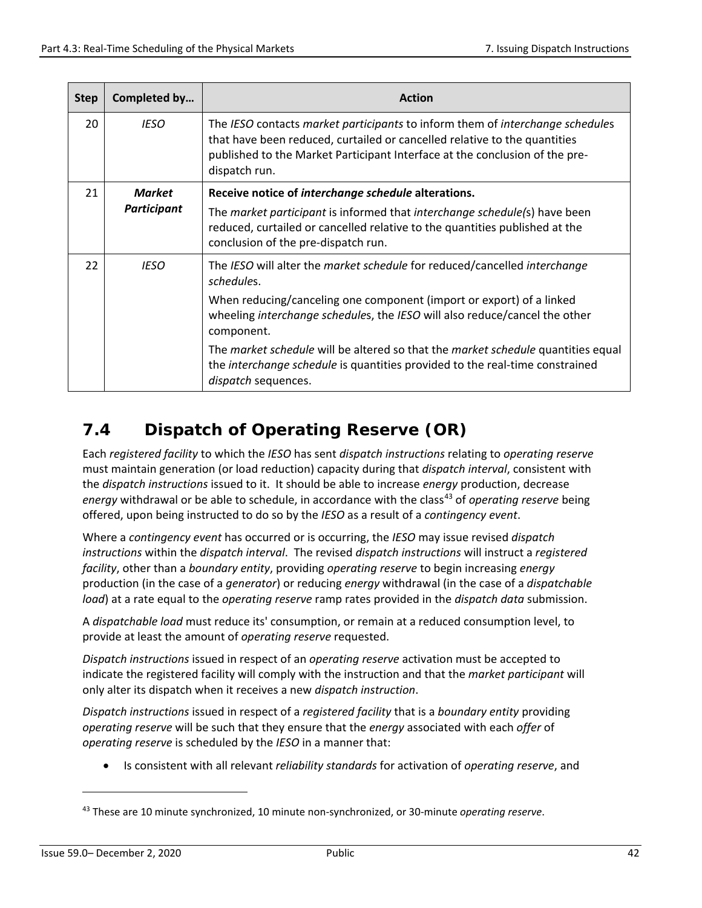| Step | Completed by… | Action |
|---|---|---|
| 20 | *IESO* | The *IESO* contacts *market participants* to inform them of *interchange schedule*s that have been reduced, curtailed or cancelled relative to the quantities published to the Market Participant Interface at the conclusion of the pre-dispatch run. |
| 21 | ***Market Participant*** | **Receive notice of *interchange schedule* alterations.** The *market participant* is informed that *interchange schedule(*s) have been reduced, curtailed or cancelled relative to the quantities published at the conclusion of the pre-dispatch run. |
| 22 | *IESO* | The *IESO* will alter the *market schedule* for reduced/cancelled *interchange schedule*s. When reducing/canceling one component (import or export) of a linked wheeling *interchange schedule*s, the *IESO* will also reduce/cancel the other component. The *market schedule* will be altered so that the *market schedule* quantities equal the *interchange schedule* is quantities provided to the real-time constrained *dispatch* sequences. |

## 7.4 Dispatch of Operating Reserve (OR)

Each *registered facility* to which the *IESO* has sent *dispatch instructions* relating to *operating reserve* must maintain generation (or load reduction) capacity during that *dispatch interval*, consistent with the *dispatch instructions* issued to it. It should be able to increase *energy* production, decrease *energy* withdrawal or be able to schedule, in accordance with the class[43] of *operating reserve* being offered, upon being instructed to do so by the *IESO* as a result of a *contingency event*.

Where a *contingency event* has occurred or is occurring, the *IESO* may issue revised *dispatch instructions* within the *dispatch interval*. The revised *dispatch instructions* will instruct a *registered facility*, other than a *boundary entity*, providing *operating reserve* to begin increasing *energy* production (in the case of a *generator*) or reducing *energy* withdrawal (in the case of a *dispatchable load*) at a rate equal to the *operating reserve* ramp rates provided in the *dispatch data* submission.

A *dispatchable load* must reduce its' consumption, or remain at a reduced consumption level, to provide at least the amount of *operating reserve* requested.

*Dispatch instructions* issued in respect of an *operating reserve* activation must be accepted to indicate the registered facility will comply with the instruction and that the *market participant* will only alter its dispatch when it receives a new *dispatch instruction*.

*Dispatch instructions* issued in respect of a *registered facility* that is a *boundary entity* providing *operating reserve* will be such that they ensure that the *energy* associated with each *offer* of *operating reserve* is scheduled by the *IESO* in a manner that:

- Is consistent with all relevant *reliability standards* for activation of *operating reserve*, and

[43] These are 10 minute synchronized, 10 minute non-synchronized, or 30-minute *operating reserve*.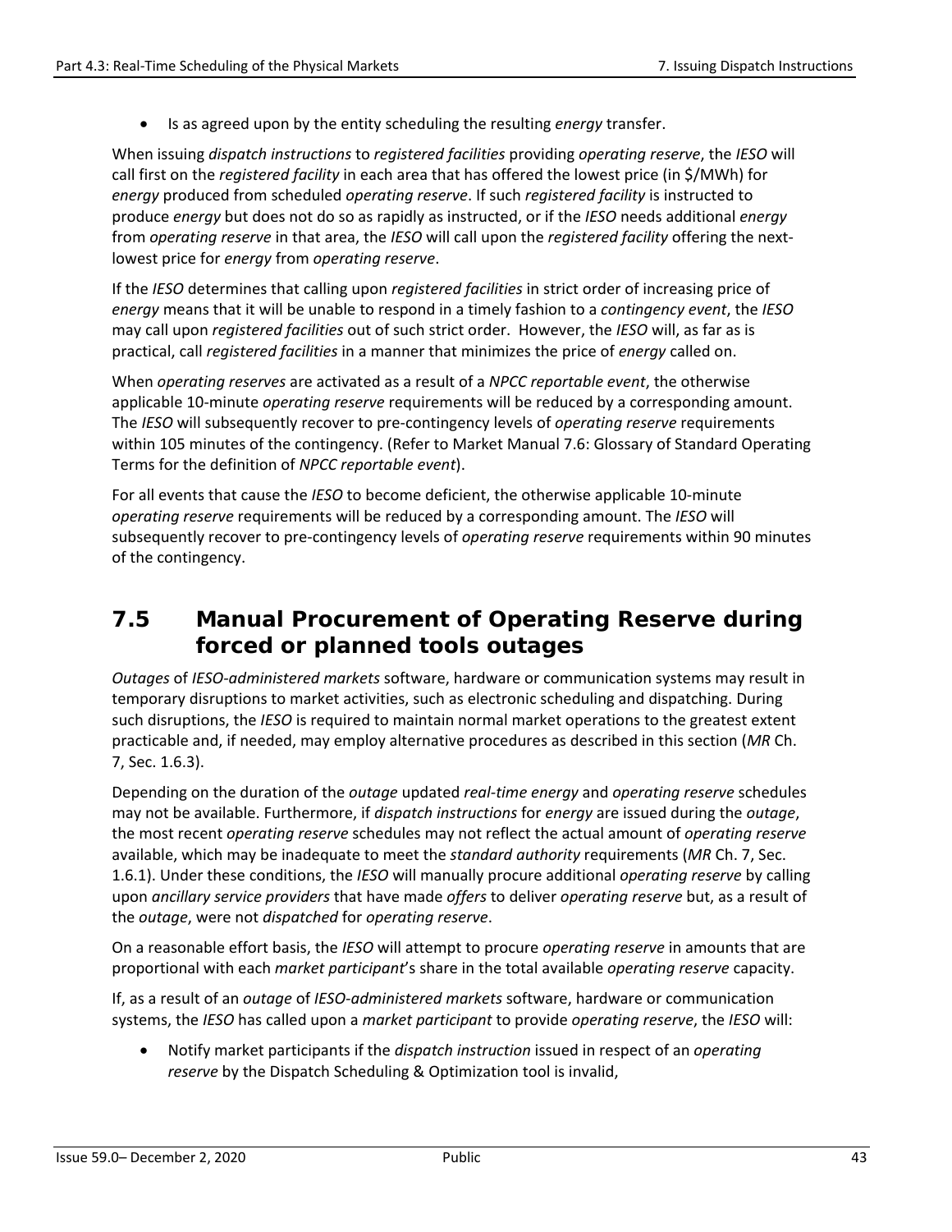- Is as agreed upon by the entity scheduling the resulting *energy* transfer.

When issuing *dispatch instructions* to *registered facilities* providing *operating reserve*, the *IESO* will call first on the *registered facility* in each area that has offered the lowest price (in $/MWh) for *energy* produced from scheduled *operating reserve*. If such *registered facility* is instructed to produce *energy* but does not do so as rapidly as instructed, or if the *IESO* needs additional *energy* from *operating reserve* in that area, the *IESO* will call upon the *registered facility* offering the next-lowest price for *energy* from *operating reserve*.

If the *IESO* determines that calling upon *registered facilities* in strict order of increasing price of *energy* means that it will be unable to respond in a timely fashion to a *contingency event*, the *IESO* may call upon *registered facilities* out of such strict order. However, the *IESO* will, as far as is practical, call *registered facilities* in a manner that minimizes the price of *energy* called on.

When *operating reserves* are activated as a result of a *NPCC reportable event*, the otherwise applicable 10-minute *operating reserve* requirements will be reduced by a corresponding amount. The *IESO* will subsequently recover to pre-contingency levels of *operating reserve* requirements within 105 minutes of the contingency. (Refer to Market Manual 7.6: Glossary of Standard Operating Terms for the definition of *NPCC reportable event*).

For all events that cause the *IESO* to become deficient, the otherwise applicable 10-minute *operating reserve* requirements will be reduced by a corresponding amount. The *IESO* will subsequently recover to pre-contingency levels of *operating reserve* requirements within 90 minutes of the contingency.

## 7.5 Manual Procurement of Operating Reserve during forced or planned tools outages

*Outages* of *IESO-administered markets* software, hardware or communication systems may result in temporary disruptions to market activities, such as electronic scheduling and dispatching. During such disruptions, the *IESO* is required to maintain normal market operations to the greatest extent practicable and, if needed, may employ alternative procedures as described in this section (*MR* Ch. 7, Sec. 1.6.3).

Depending on the duration of the *outage* updated *real-time energy* and *operating reserve* schedules may not be available. Furthermore, if *dispatch instructions* for *energy* are issued during the *outage*, the most recent *operating reserve* schedules may not reflect the actual amount of *operating reserve* available, which may be inadequate to meet the *standard authority* requirements (*MR* Ch. 7, Sec. 1.6.1). Under these conditions, the *IESO* will manually procure additional *operating reserve* by calling upon *ancillary service providers* that have made *offers* to deliver *operating reserve* but, as a result of the *outage*, were not *dispatched* for *operating reserve*.

On a reasonable effort basis, the *IESO* will attempt to procure *operating reserve* in amounts that are proportional with each *market participant*'s share in the total available *operating reserve* capacity.

If, as a result of an *outage* of *IESO-administered markets* software, hardware or communication systems, the *IESO* has called upon a *market participant* to provide *operating reserve*, the *IESO* will:

- Notify market participants if the *dispatch instruction* issued in respect of an *operating reserve* by the Dispatch Scheduling & Optimization tool is invalid,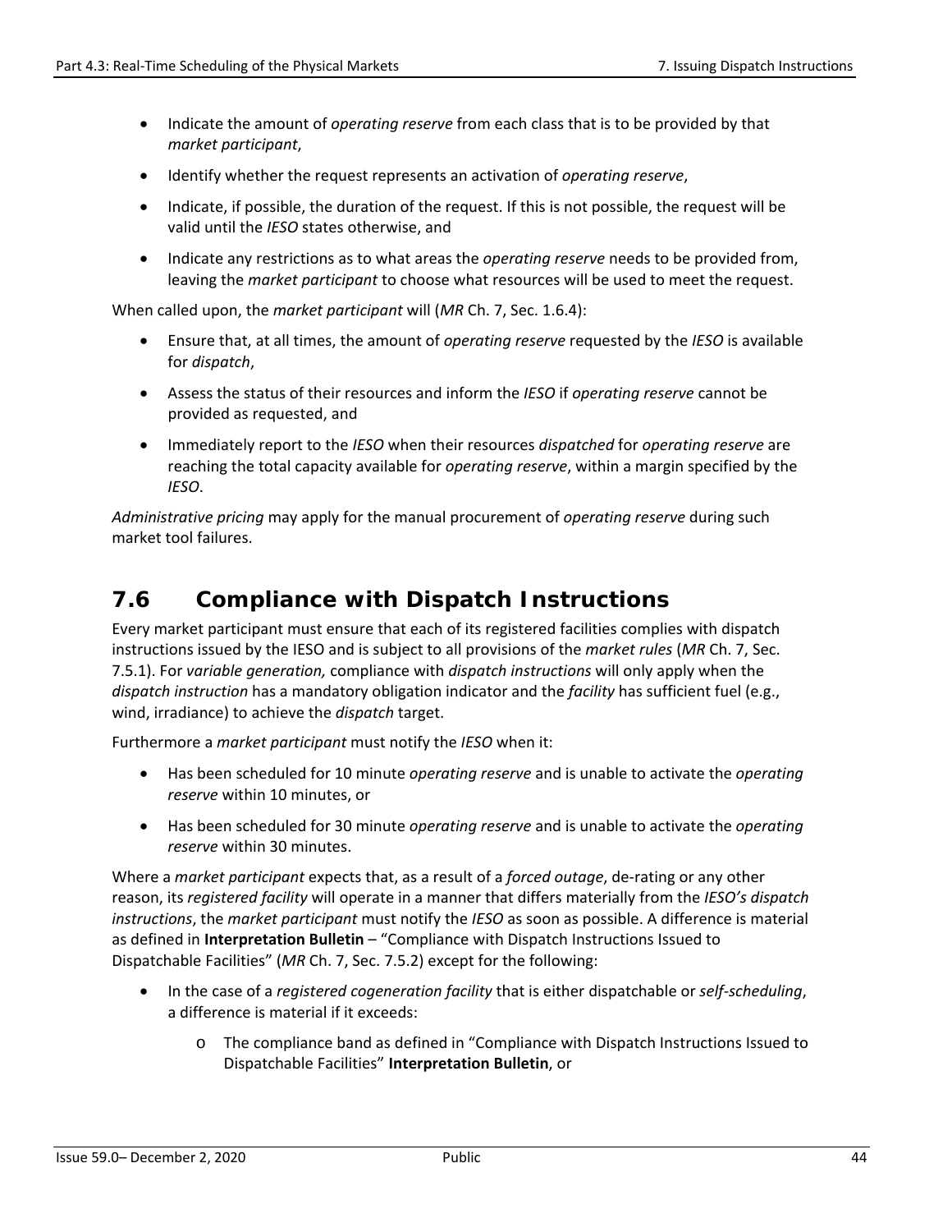- Indicate the amount of *operating reserve* from each class that is to be provided by that *market participant*,
- Identify whether the request represents an activation of *operating reserve*,
- Indicate, if possible, the duration of the request. If this is not possible, the request will be valid until the *IESO* states otherwise, and
- Indicate any restrictions as to what areas the *operating reserve* needs to be provided from, leaving the *market participant* to choose what resources will be used to meet the request.

When called upon, the *market participant* will (*MR* Ch. 7, Sec. 1.6.4):

- Ensure that, at all times, the amount of *operating reserve* requested by the *IESO* is available for *dispatch*,
- Assess the status of their resources and inform the *IESO* if *operating reserve* cannot be provided as requested, and
- Immediately report to the *IESO* when their resources *dispatched* for *operating reserve* are reaching the total capacity available for *operating reserve*, within a margin specified by the *IESO*.

*Administrative pricing* may apply for the manual procurement of *operating reserve* during such market tool failures.

## 7.6 Compliance with Dispatch Instructions

Every market participant must ensure that each of its registered facilities complies with dispatch instructions issued by the IESO and is subject to all provisions of the *market rules* (*MR* Ch. 7, Sec. 7.5.1). For *variable generation,* compliance with *dispatch instructions* will only apply when the *dispatch instruction* has a mandatory obligation indicator and the *facility* has sufficient fuel (e.g., wind, irradiance) to achieve the *dispatch* target.

Furthermore a *market participant* must notify the *IESO* when it:

- Has been scheduled for 10 minute *operating reserve* and is unable to activate the *operating reserve* within 10 minutes, or
- Has been scheduled for 30 minute *operating reserve* and is unable to activate the *operating reserve* within 30 minutes.

Where a *market participant* expects that, as a result of a *forced outage*, de-rating or any other reason, its *registered facility* will operate in a manner that differs materially from the *IESO's dispatch instructions*, the *market participant* must notify the *IESO* as soon as possible. A difference is material as defined in **Interpretation Bulletin** – "Compliance with Dispatch Instructions Issued to Dispatchable Facilities" (*MR* Ch. 7, Sec. 7.5.2) except for the following:

- In the case of a *registered cogeneration facility* that is either dispatchable or *self-scheduling*, a difference is material if it exceeds:
  - The compliance band as defined in "Compliance with Dispatch Instructions Issued to Dispatchable Facilities" **Interpretation Bulletin**, or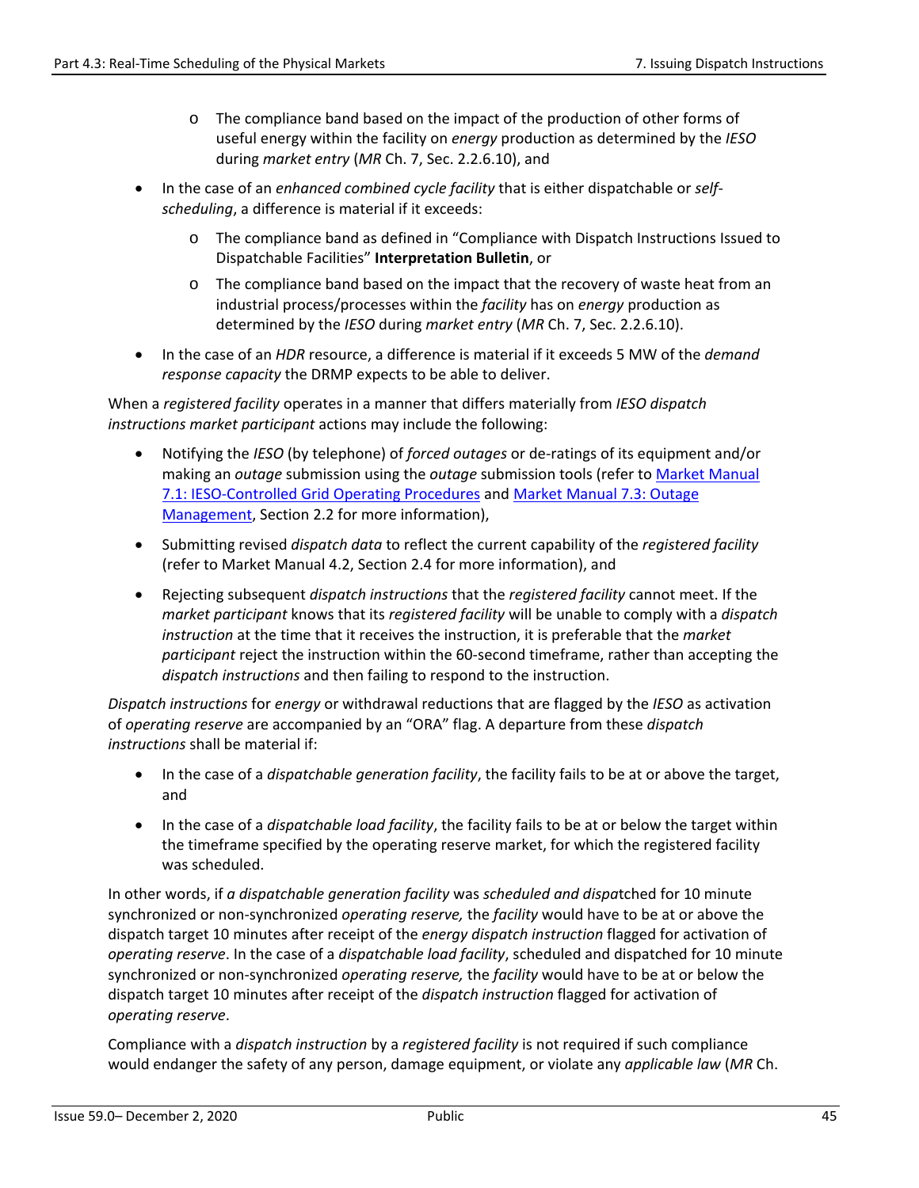- The compliance band based on the impact of the production of other forms of useful energy within the facility on *energy* production as determined by the *IESO* during *market entry* (*MR* Ch. 7, Sec. 2.2.6.10), and

- In the case of an *enhanced combined cycle facility* that is either dispatchable or *self-scheduling*, a difference is material if it exceeds:
    - The compliance band as defined in "Compliance with Dispatch Instructions Issued to Dispatchable Facilities" **Interpretation Bulletin**, or
    - The compliance band based on the impact that the recovery of waste heat from an industrial process/processes within the *facility* has on *energy* production as determined by the *IESO* during *market entry* (*MR* Ch. 7, Sec. 2.2.6.10).
- In the case of an *HDR* resource, a difference is material if it exceeds 5 MW of the *demand response capacity* the DRMP expects to be able to deliver.

When a *registered facility* operates in a manner that differs materially from *IESO dispatch instructions market participant* actions may include the following:

- Notifying the *IESO* (by telephone) of *forced outages* or de-ratings of its equipment and/or making an *outage* submission using the *outage* submission tools (refer to [Market Manual 7.1: IESO-Controlled Grid Operating Procedures]() and [Market Manual 7.3: Outage Management](), Section 2.2 for more information),
- Submitting revised *dispatch data* to reflect the current capability of the *registered facility* (refer to Market Manual 4.2, Section 2.4 for more information), and
- Rejecting subsequent *dispatch instructions* that the *registered facility* cannot meet. If the *market participant* knows that its *registered facility* will be unable to comply with a *dispatch instruction* at the time that it receives the instruction, it is preferable that the *market participant* reject the instruction within the 60-second timeframe, rather than accepting the *dispatch instructions* and then failing to respond to the instruction.

*Dispatch instructions* for *energy* or withdrawal reductions that are flagged by the *IESO* as activation of *operating reserve* are accompanied by an "ORA" flag. A departure from these *dispatch instructions* shall be material if:

- In the case of a *dispatchable generation facility*, the facility fails to be at or above the target, and
- In the case of a *dispatchable load facility*, the facility fails to be at or below the target within the timeframe specified by the operating reserve market, for which the registered facility was scheduled.

In other words, if *a dispatchable generation facility* was *scheduled and dispa*tched for 10 minute synchronized or non-synchronized *operating reserve,* the *facility* would have to be at or above the dispatch target 10 minutes after receipt of the *energy dispatch instruction* flagged for activation of *operating reserve*. In the case of a *dispatchable load facility*, scheduled and dispatched for 10 minute synchronized or non-synchronized *operating reserve,* the *facility* would have to be at or below the dispatch target 10 minutes after receipt of the *dispatch instruction* flagged for activation of *operating reserve*.

Compliance with a *dispatch instruction* by a *registered facility* is not required if such compliance would endanger the safety of any person, damage equipment, or violate any *applicable law* (*MR* Ch.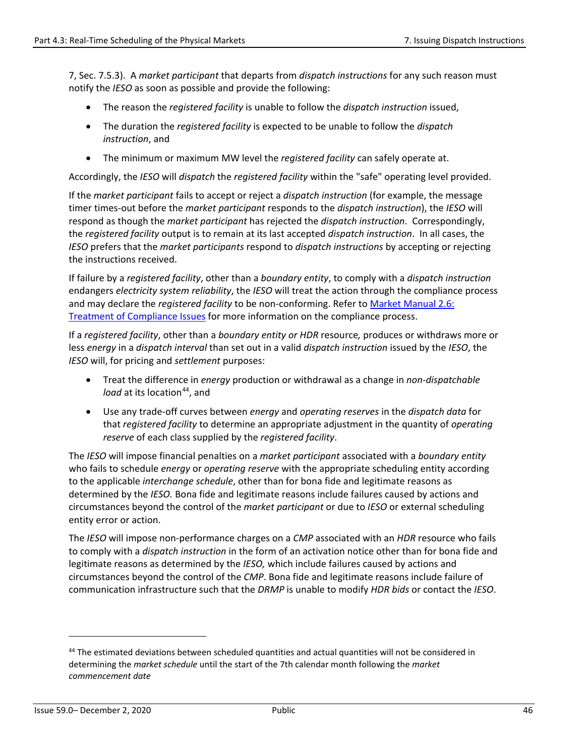7, Sec. 7.5.3). A *market participant* that departs from *dispatch instructions* for any such reason must notify the *IESO* as soon as possible and provide the following:

- The reason the *registered facility* is unable to follow the *dispatch instruction* issued,
- The duration the *registered facility* is expected to be unable to follow the *dispatch instruction*, and
- The minimum or maximum MW level the *registered facility* can safely operate at.

Accordingly, the *IESO* will *dispatch* the *registered facility* within the "safe" operating level provided.

If the *market participant* fails to accept or reject a *dispatch instruction* (for example, the message timer times-out before the *market participant* responds to the *dispatch instruction*), the *IESO* will respond as though the *market participant* has rejected the *dispatch instruction*. Correspondingly, the *registered facility* output is to remain at its last accepted *dispatch instruction*. In all cases, the *IESO* prefers that the *market participants* respond to *dispatch instructions* by accepting or rejecting the instructions received.

If failure by a *registered facility*, other than a *boundary entity*, to comply with a *dispatch instruction* endangers *electricity system reliability*, the *IESO* will treat the action through the compliance process and may declare the *registered facility* to be non-conforming. Refer to [Market Manual 2.6: Treatment of Compliance Issues] for more information on the compliance process.

If a *registered facility*, other than a *boundary entity or HDR* resource*,* produces or withdraws more or less *energy* in a *dispatch interval* than set out in a valid *dispatch instruction* issued by the *IESO*, the *IESO* will, for pricing and *settlement* purposes:

- Treat the difference in *energy* production or withdrawal as a change in *non-dispatchable load* at its location[44], and
- Use any trade-off curves between *energy* and *operating reserves* in the *dispatch data* for that *registered facility* to determine an appropriate adjustment in the quantity of *operating reserve* of each class supplied by the *registered facility*.

The *IESO* will impose financial penalties on a *market participant* associated with a *boundary entity* who fails to schedule *energy* or *operating reserve* with the appropriate scheduling entity according to the applicable *interchange schedule*, other than for bona fide and legitimate reasons as determined by the *IESO.* Bona fide and legitimate reasons include failures caused by actions and circumstances beyond the control of the *market participant* or due to *IESO* or external scheduling entity error or action.

The *IESO* will impose non-performance charges on a *CMP* associated with an *HDR* resource who fails to comply with a *dispatch instruction* in the form of an activation notice other than for bona fide and legitimate reasons as determined by the *IESO,* which include failures caused by actions and circumstances beyond the control of the *CMP*. Bona fide and legitimate reasons include failure of communication infrastructure such that the *DRMP* is unable to modify *HDR bids* or contact the *IESO*.

---

[44] The estimated deviations between scheduled quantities and actual quantities will not be considered in determining the *market schedule* until the start of the 7th calendar month following the *market commencement date*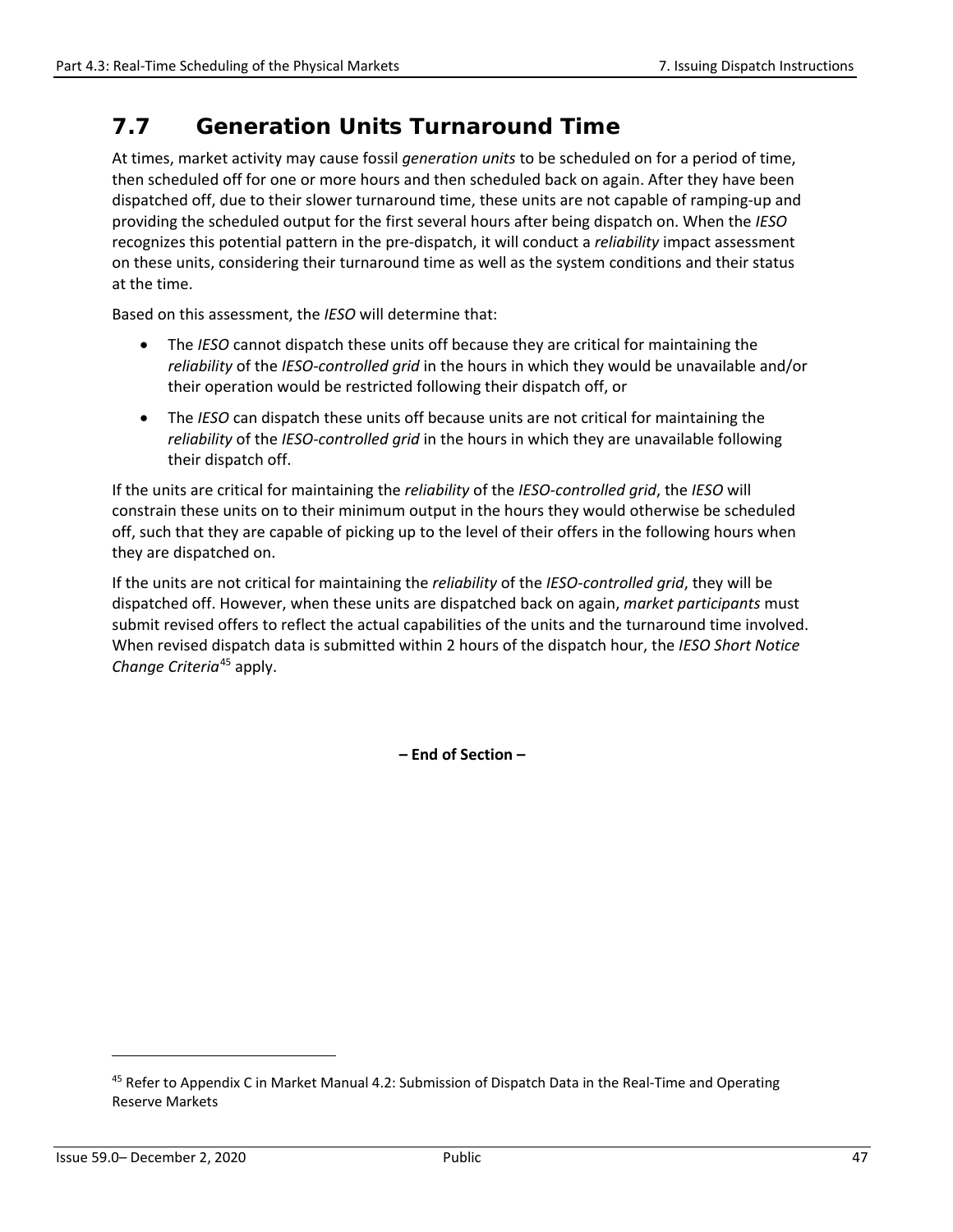## 7.7 Generation Units Turnaround Time

At times, market activity may cause fossil *generation units* to be scheduled on for a period of time, then scheduled off for one or more hours and then scheduled back on again. After they have been dispatched off, due to their slower turnaround time, these units are not capable of ramping-up and providing the scheduled output for the first several hours after being dispatch on. When the *IESO* recognizes this potential pattern in the pre-dispatch, it will conduct a *reliability* impact assessment on these units, considering their turnaround time as well as the system conditions and their status at the time.

Based on this assessment, the *IESO* will determine that:

- The *IESO* cannot dispatch these units off because they are critical for maintaining the *reliability* of the *IESO-controlled grid* in the hours in which they would be unavailable and/or their operation would be restricted following their dispatch off, or
- The *IESO* can dispatch these units off because units are not critical for maintaining the *reliability* of the *IESO-controlled grid* in the hours in which they are unavailable following their dispatch off.

If the units are critical for maintaining the *reliability* of the *IESO-controlled grid*, the *IESO* will constrain these units on to their minimum output in the hours they would otherwise be scheduled off, such that they are capable of picking up to the level of their offers in the following hours when they are dispatched on.

If the units are not critical for maintaining the *reliability* of the *IESO-controlled grid*, they will be dispatched off. However, when these units are dispatched back on again, *market participants* must submit revised offers to reflect the actual capabilities of the units and the turnaround time involved. When revised dispatch data is submitted within 2 hours of the dispatch hour, the *IESO Short Notice Change Criteria*[45] apply.

**– End of Section –**

[45] Refer to Appendix C in Market Manual 4.2: Submission of Dispatch Data in the Real-Time and Operating Reserve Markets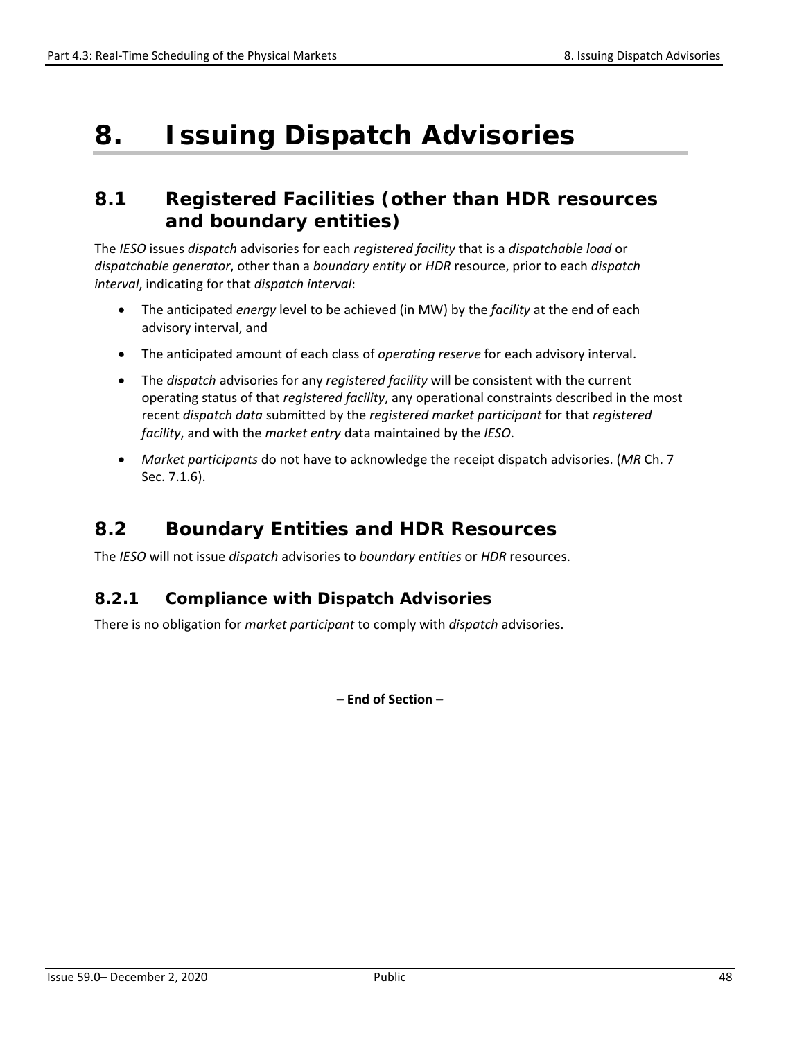# 8. Issuing Dispatch Advisories

## 8.1 Registered Facilities (other than HDR resources and boundary entities)

The *IESO* issues *dispatch* advisories for each *registered facility* that is a *dispatchable load* or *dispatchable generator*, other than a *boundary entity* or *HDR* resource, prior to each *dispatch interval*, indicating for that *dispatch interval*:

- The anticipated *energy* level to be achieved (in MW) by the *facility* at the end of each advisory interval, and
- The anticipated amount of each class of *operating reserve* for each advisory interval.
- The *dispatch* advisories for any *registered facility* will be consistent with the current operating status of that *registered facility*, any operational constraints described in the most recent *dispatch data* submitted by the *registered market participant* for that *registered facility*, and with the *market entry* data maintained by the *IESO*.
- *Market participants* do not have to acknowledge the receipt dispatch advisories. (*MR* Ch. 7 Sec. 7.1.6).

## 8.2 Boundary Entities and HDR Resources

The *IESO* will not issue *dispatch* advisories to *boundary entities* or *HDR* resources.

### 8.2.1 Compliance with Dispatch Advisories

There is no obligation for *market participant* to comply with *dispatch* advisories.

**– End of Section –**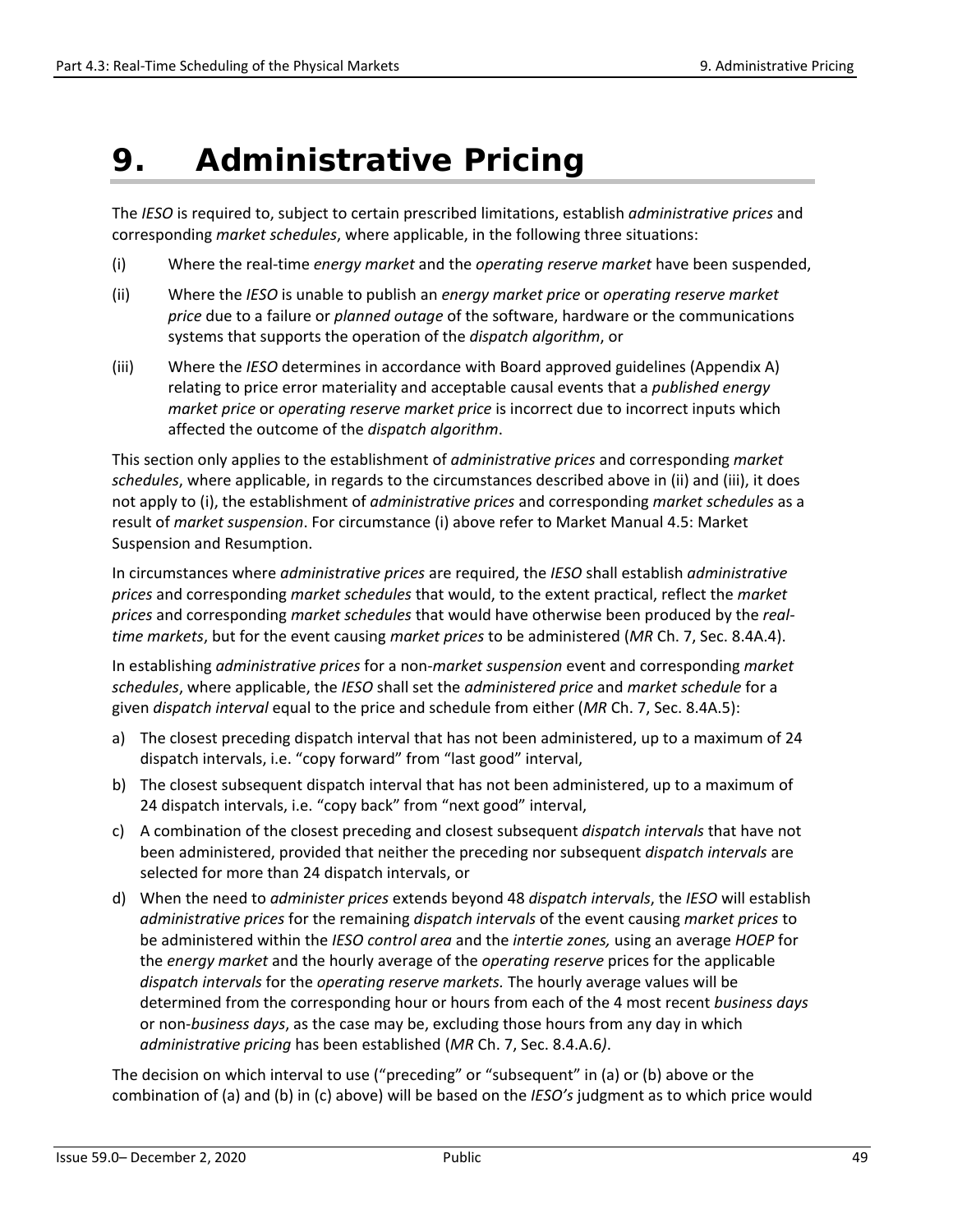# 9. Administrative Pricing

The *IESO* is required to, subject to certain prescribed limitations, establish *administrative prices* and corresponding *market schedules*, where applicable, in the following three situations:

(i) Where the real-time *energy market* and the *operating reserve market* have been suspended,

(ii) Where the *IESO* is unable to publish an *energy market price* or *operating reserve market price* due to a failure or *planned outage* of the software, hardware or the communications systems that supports the operation of the *dispatch algorithm*, or

(iii) Where the *IESO* determines in accordance with Board approved guidelines (Appendix A) relating to price error materiality and acceptable causal events that a *published energy market price* or *operating reserve market price* is incorrect due to incorrect inputs which affected the outcome of the *dispatch algorithm*.

This section only applies to the establishment of *administrative prices* and corresponding *market schedules*, where applicable, in regards to the circumstances described above in (ii) and (iii), it does not apply to (i), the establishment of *administrative prices* and corresponding *market schedules* as a result of *market suspension*. For circumstance (i) above refer to Market Manual 4.5: Market Suspension and Resumption.

In circumstances where *administrative prices* are required, the *IESO* shall establish *administrative prices* and corresponding *market schedules* that would, to the extent practical, reflect the *market prices* and corresponding *market schedules* that would have otherwise been produced by the *real-time markets*, but for the event causing *market prices* to be administered (*MR* Ch. 7, Sec. 8.4A.4).

In establishing *administrative prices* for a non-*market suspension* event and corresponding *market schedules*, where applicable, the *IESO* shall set the *administered price* and *market schedule* for a given *dispatch interval* equal to the price and schedule from either (*MR* Ch. 7, Sec. 8.4A.5):

a) The closest preceding dispatch interval that has not been administered, up to a maximum of 24 dispatch intervals, i.e. "copy forward" from "last good" interval,

b) The closest subsequent dispatch interval that has not been administered, up to a maximum of 24 dispatch intervals, i.e. "copy back" from "next good" interval,

c) A combination of the closest preceding and closest subsequent *dispatch intervals* that have not been administered, provided that neither the preceding nor subsequent *dispatch intervals* are selected for more than 24 dispatch intervals, or

d) When the need to *administer prices* extends beyond 48 *dispatch intervals*, the *IESO* will establish *administrative prices* for the remaining *dispatch intervals* of the event causing *market prices* to be administered within the *IESO control area* and the *intertie zones,* using an average *HOEP* for the *energy market* and the hourly average of the *operating reserve* prices for the applicable *dispatch intervals* for the *operating reserve markets.* The hourly average values will be determined from the corresponding hour or hours from each of the 4 most recent *business days* or non-*business days*, as the case may be, excluding those hours from any day in which *administrative pricing* has been established (*MR* Ch. 7, Sec. 8.4.A.6*)*.

The decision on which interval to use ("preceding" or "subsequent" in (a) or (b) above or the combination of (a) and (b) in (c) above) will be based on the *IESO's* judgment as to which price would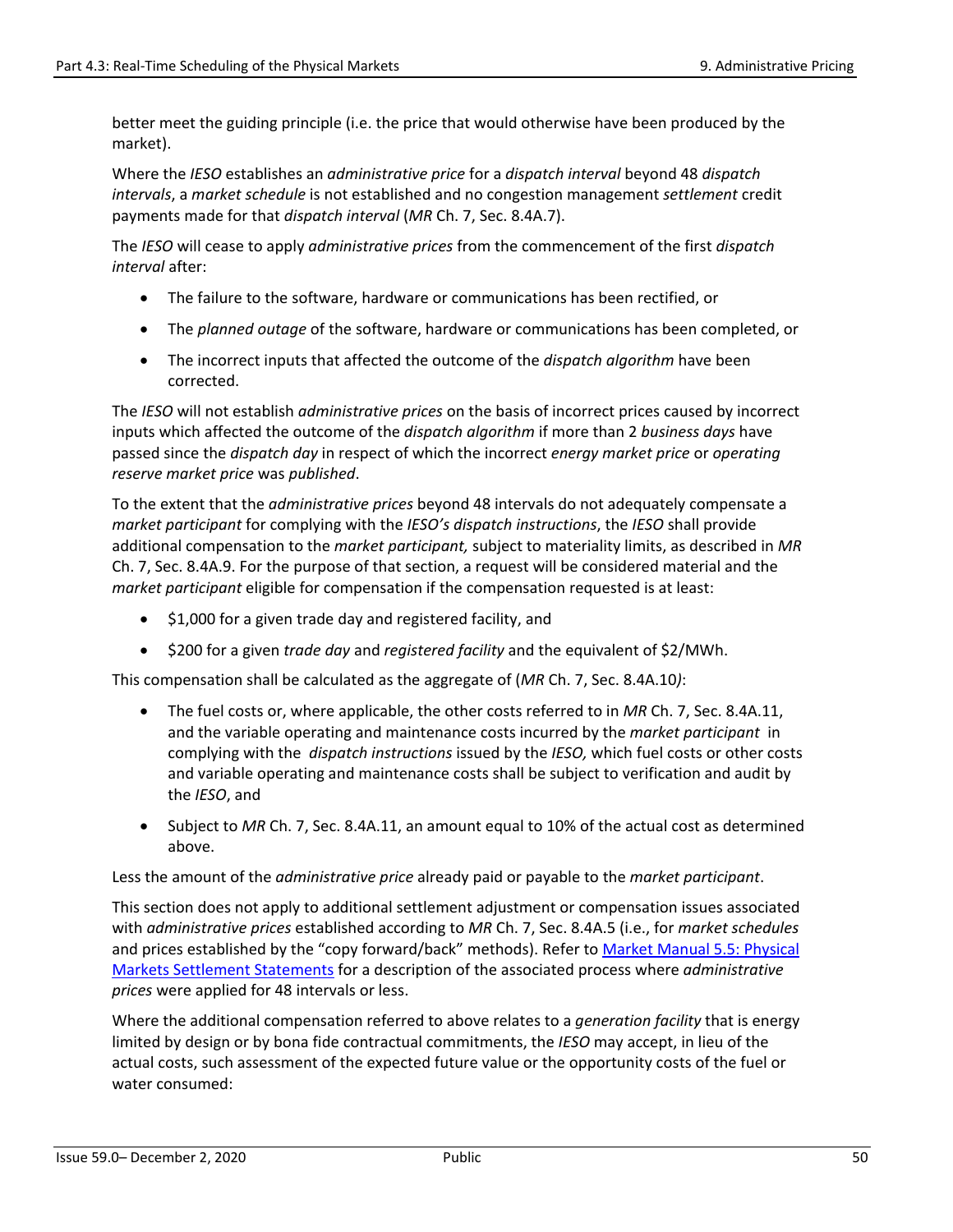better meet the guiding principle (i.e. the price that would otherwise have been produced by the market).

Where the *IESO* establishes an *administrative price* for a *dispatch interval* beyond 48 *dispatch intervals*, a *market schedule* is not established and no congestion management *settlement* credit payments made for that *dispatch interval* (*MR* Ch. 7, Sec. 8.4A.7).

The *IESO* will cease to apply *administrative prices* from the commencement of the first *dispatch interval* after:

- The failure to the software, hardware or communications has been rectified, or
- The *planned outage* of the software, hardware or communications has been completed, or
- The incorrect inputs that affected the outcome of the *dispatch algorithm* have been corrected.

The *IESO* will not establish *administrative prices* on the basis of incorrect prices caused by incorrect inputs which affected the outcome of the *dispatch algorithm* if more than 2 *business days* have passed since the *dispatch day* in respect of which the incorrect *energy market price* or *operating reserve market price* was *published*.

To the extent that the *administrative prices* beyond 48 intervals do not adequately compensate a *market participant* for complying with the *IESO's dispatch instructions*, the *IESO* shall provide additional compensation to the *market participant,* subject to materiality limits, as described in *MR* Ch. 7, Sec. 8.4A.9. For the purpose of that section, a request will be considered material and the *market participant* eligible for compensation if the compensation requested is at least:

- $1,000 for a given trade day and registered facility, and
- $200 for a given *trade day* and *registered facility* and the equivalent of $2/MWh.

This compensation shall be calculated as the aggregate of (*MR* Ch. 7, Sec. 8.4A.10*)*:

- The fuel costs or, where applicable, the other costs referred to in *MR* Ch. 7, Sec. 8.4A.11, and the variable operating and maintenance costs incurred by the *market participant* in complying with the *dispatch instructions* issued by the *IESO,* which fuel costs or other costs and variable operating and maintenance costs shall be subject to verification and audit by the *IESO*, and
- Subject to *MR* Ch. 7, Sec. 8.4A.11, an amount equal to 10% of the actual cost as determined above.

Less the amount of the *administrative price* already paid or payable to the *market participant*.

This section does not apply to additional settlement adjustment or compensation issues associated with *administrative prices* established according to *MR* Ch. 7, Sec. 8.4A.5 (i.e., for *market schedules* and prices established by the "copy forward/back" methods). Refer to [Market Manual 5.5: Physical Markets Settlement Statements]() for a description of the associated process where *administrative prices* were applied for 48 intervals or less.

Where the additional compensation referred to above relates to a *generation facility* that is energy limited by design or by bona fide contractual commitments, the *IESO* may accept, in lieu of the actual costs, such assessment of the expected future value or the opportunity costs of the fuel or water consumed: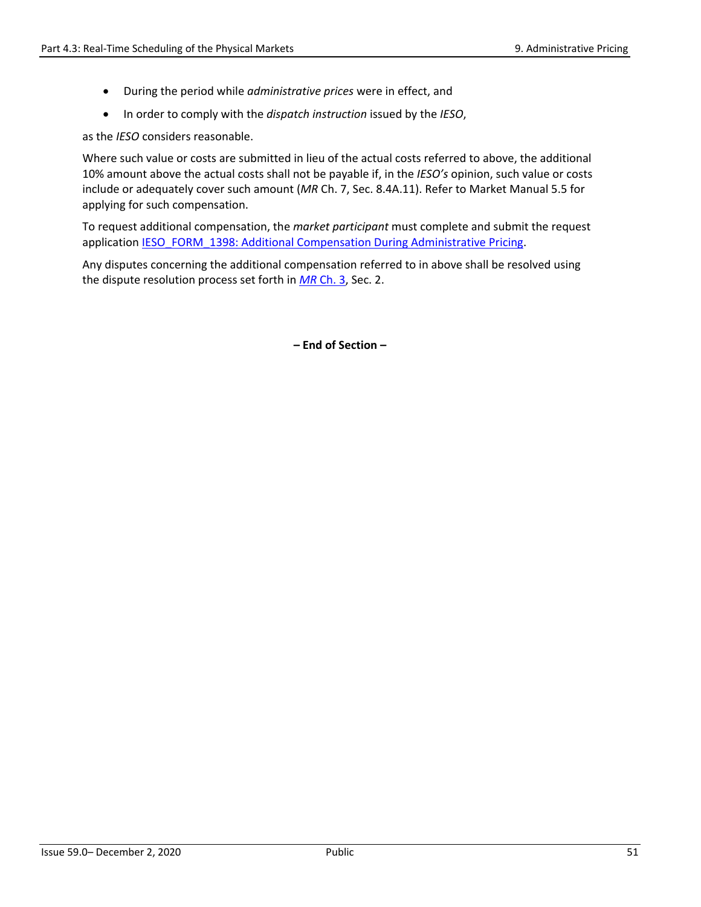- During the period while *administrative prices* were in effect, and
- In order to comply with the *dispatch instruction* issued by the *IESO*,

as the *IESO* considers reasonable.

Where such value or costs are submitted in lieu of the actual costs referred to above, the additional 10% amount above the actual costs shall not be payable if, in the *IESO's* opinion, such value or costs include or adequately cover such amount (*MR* Ch. 7, Sec. 8.4A.11). Refer to Market Manual 5.5 for applying for such compensation.

To request additional compensation, the *market participant* must complete and submit the request application IESO_FORM_1398: Additional Compensation During Administrative Pricing.

Any disputes concerning the additional compensation referred to in above shall be resolved using the dispute resolution process set forth in *MR* Ch. 3, Sec. 2.

**– End of Section –**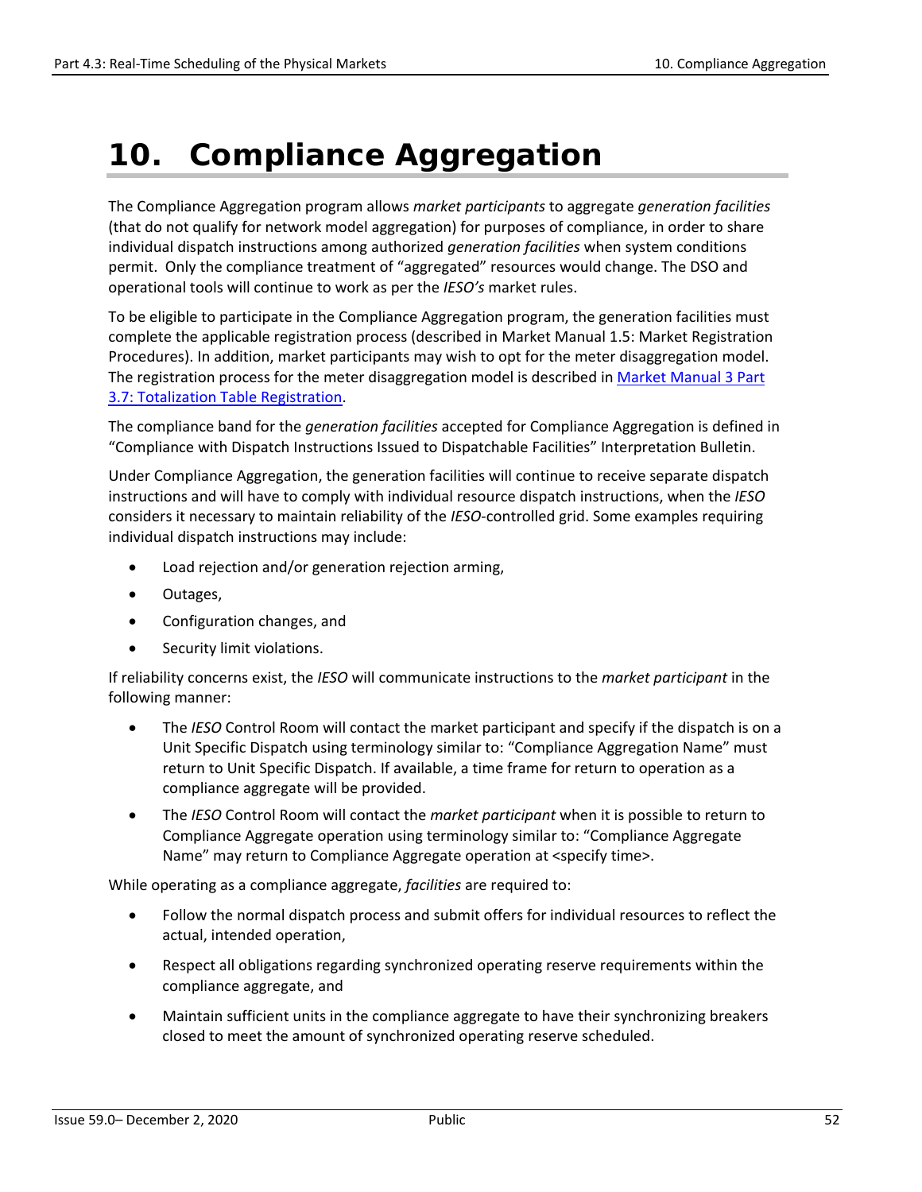# 10. Compliance Aggregation

The Compliance Aggregation program allows *market participants* to aggregate *generation facilities* (that do not qualify for network model aggregation) for purposes of compliance, in order to share individual dispatch instructions among authorized *generation facilities* when system conditions permit. Only the compliance treatment of "aggregated" resources would change. The DSO and operational tools will continue to work as per the *IESO's* market rules.

To be eligible to participate in the Compliance Aggregation program, the generation facilities must complete the applicable registration process (described in Market Manual 1.5: Market Registration Procedures). In addition, market participants may wish to opt for the meter disaggregation model. The registration process for the meter disaggregation model is described in [Market Manual 3 Part 3.7: Totalization Table Registration](#).

The compliance band for the *generation facilities* accepted for Compliance Aggregation is defined in "Compliance with Dispatch Instructions Issued to Dispatchable Facilities" Interpretation Bulletin.

Under Compliance Aggregation, the generation facilities will continue to receive separate dispatch instructions and will have to comply with individual resource dispatch instructions, when the *IESO* considers it necessary to maintain reliability of the *IESO*-controlled grid. Some examples requiring individual dispatch instructions may include:

- Load rejection and/or generation rejection arming,
- Outages,
- Configuration changes, and
- Security limit violations.

If reliability concerns exist, the *IESO* will communicate instructions to the *market participant* in the following manner:

- The *IESO* Control Room will contact the market participant and specify if the dispatch is on a Unit Specific Dispatch using terminology similar to: "Compliance Aggregation Name" must return to Unit Specific Dispatch. If available, a time frame for return to operation as a compliance aggregate will be provided.
- The *IESO* Control Room will contact the *market participant* when it is possible to return to Compliance Aggregate operation using terminology similar to: "Compliance Aggregate Name" may return to Compliance Aggregate operation at <specify time>.

While operating as a compliance aggregate, *facilities* are required to:

- Follow the normal dispatch process and submit offers for individual resources to reflect the actual, intended operation,
- Respect all obligations regarding synchronized operating reserve requirements within the compliance aggregate, and
- Maintain sufficient units in the compliance aggregate to have their synchronizing breakers closed to meet the amount of synchronized operating reserve scheduled.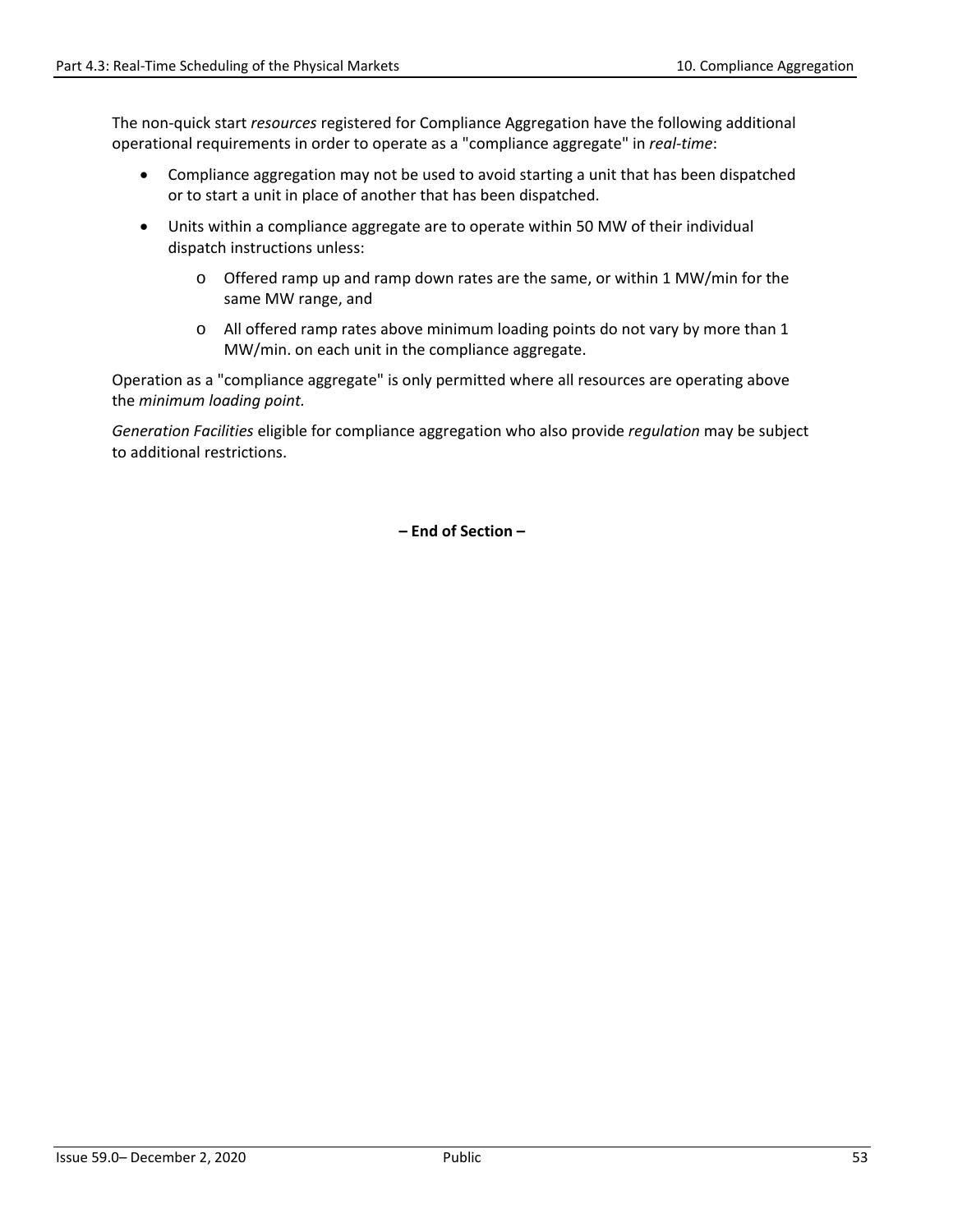The non-quick start *resources* registered for Compliance Aggregation have the following additional operational requirements in order to operate as a "compliance aggregate" in *real-time*:

- Compliance aggregation may not be used to avoid starting a unit that has been dispatched or to start a unit in place of another that has been dispatched.
- Units within a compliance aggregate are to operate within 50 MW of their individual dispatch instructions unless:
  - Offered ramp up and ramp down rates are the same, or within 1 MW/min for the same MW range, and
  - All offered ramp rates above minimum loading points do not vary by more than 1 MW/min. on each unit in the compliance aggregate.

Operation as a "compliance aggregate" is only permitted where all resources are operating above the *minimum loading point.*

*Generation Facilities* eligible for compliance aggregation who also provide *regulation* may be subject to additional restrictions.

**– End of Section –**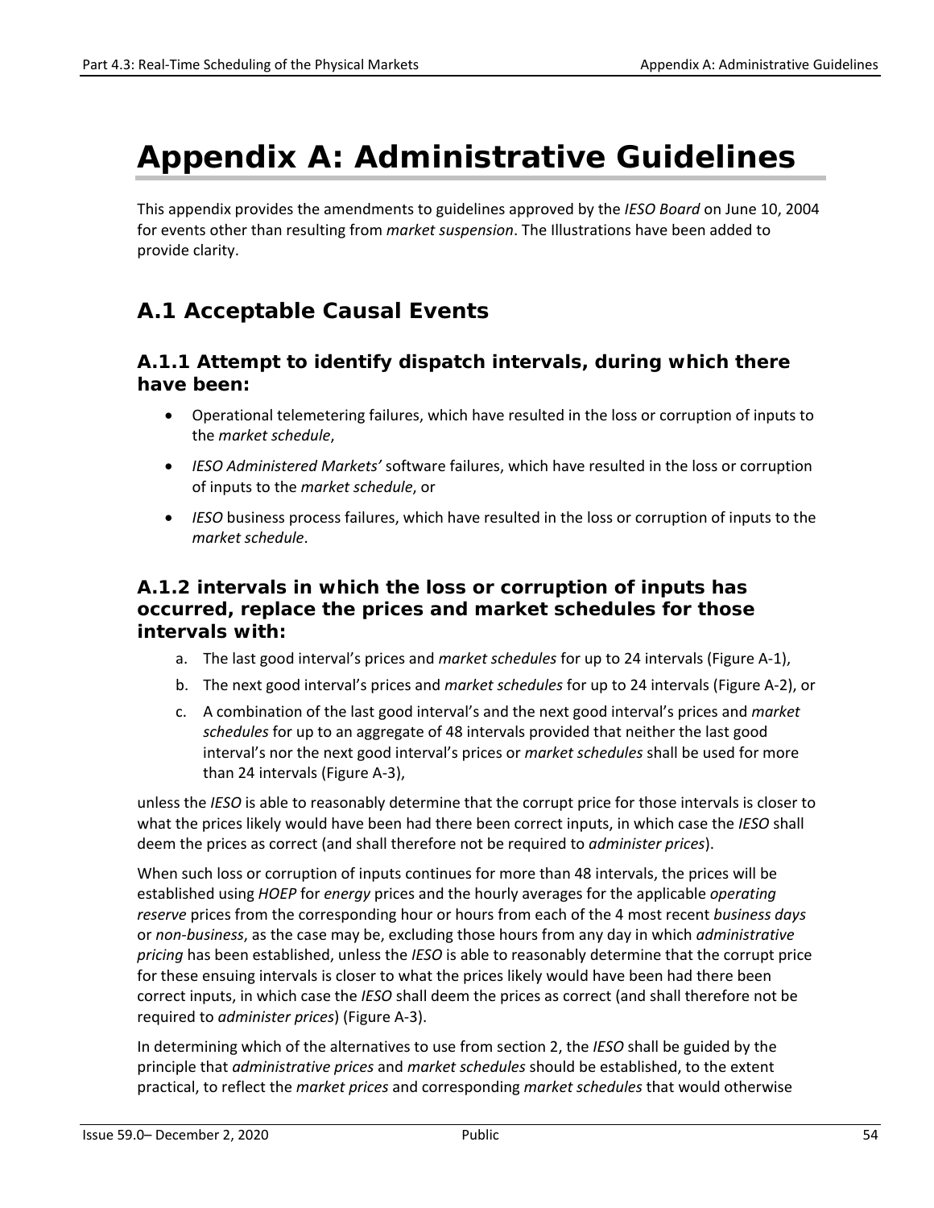# Appendix A: Administrative Guidelines

This appendix provides the amendments to guidelines approved by the *IESO Board* on June 10, 2004 for events other than resulting from *market suspension*. The Illustrations have been added to provide clarity.

## A.1 Acceptable Causal Events

### A.1.1 Attempt to identify dispatch intervals, during which there have been:

- Operational telemetering failures, which have resulted in the loss or corruption of inputs to the *market schedule*,
- *IESO Administered Markets'* software failures, which have resulted in the loss or corruption of inputs to the *market schedule*, or
- *IESO* business process failures, which have resulted in the loss or corruption of inputs to the *market schedule*.

### A.1.2 intervals in which the loss or corruption of inputs has occurred, replace the prices and market schedules for those intervals with:

a. The last good interval's prices and *market schedules* for up to 24 intervals (Figure A-1),

b. The next good interval's prices and *market schedules* for up to 24 intervals (Figure A-2), or

c. A combination of the last good interval's and the next good interval's prices and *market schedules* for up to an aggregate of 48 intervals provided that neither the last good interval's nor the next good interval's prices or *market schedules* shall be used for more than 24 intervals (Figure A-3),

unless the *IESO* is able to reasonably determine that the corrupt price for those intervals is closer to what the prices likely would have been had there been correct inputs, in which case the *IESO* shall deem the prices as correct (and shall therefore not be required to *administer prices*).

When such loss or corruption of inputs continues for more than 48 intervals, the prices will be established using *HOEP* for *energy* prices and the hourly averages for the applicable *operating reserve* prices from the corresponding hour or hours from each of the 4 most recent *business days* or *non-business*, as the case may be, excluding those hours from any day in which *administrative pricing* has been established, unless the *IESO* is able to reasonably determine that the corrupt price for these ensuing intervals is closer to what the prices likely would have been had there been correct inputs, in which case the *IESO* shall deem the prices as correct (and shall therefore not be required to *administer prices*) (Figure A-3).

In determining which of the alternatives to use from section 2, the *IESO* shall be guided by the principle that *administrative prices* and *market schedules* should be established, to the extent practical, to reflect the *market prices* and corresponding *market schedules* that would otherwise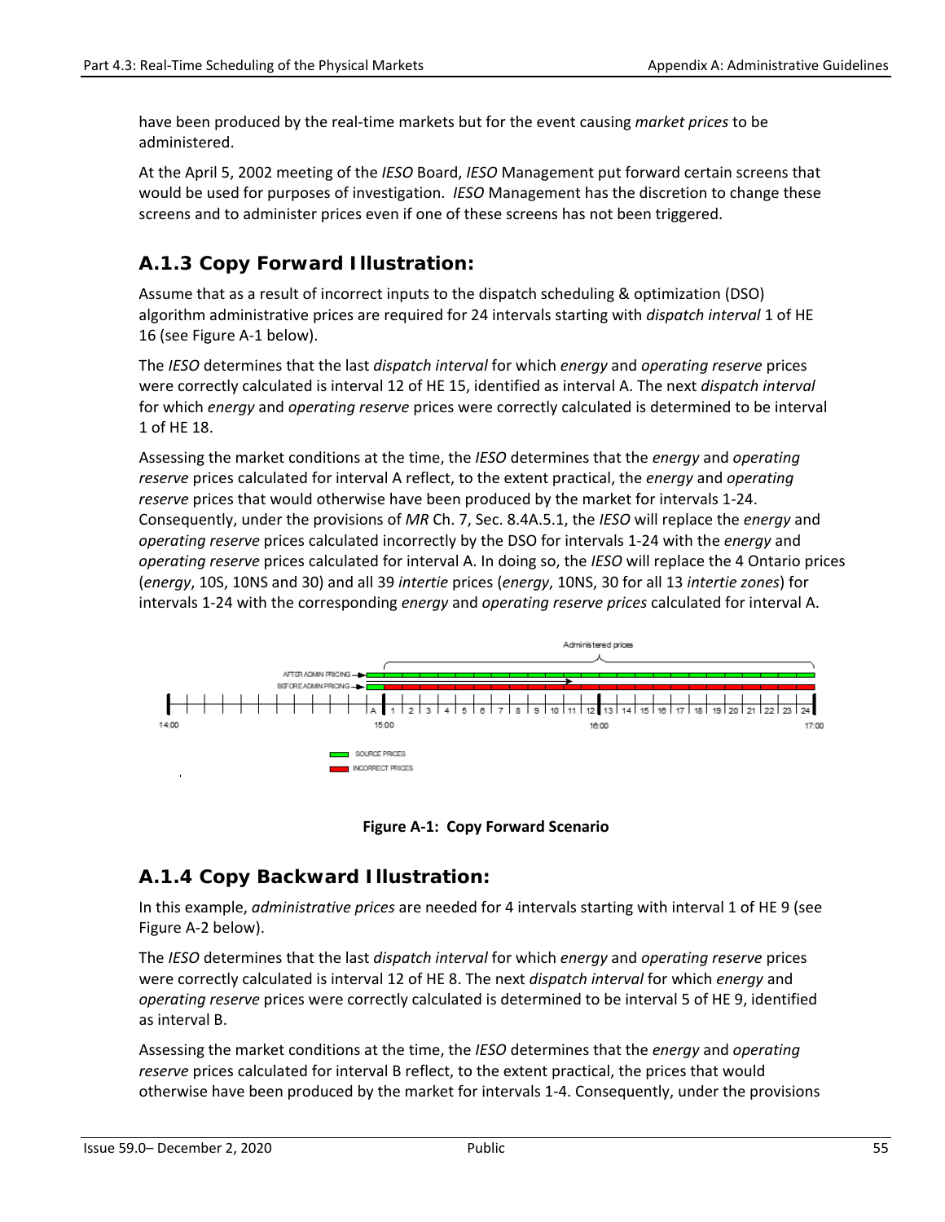have been produced by the real-time markets but for the event causing *market prices* to be administered.

At the April 5, 2002 meeting of the *IESO* Board, *IESO* Management put forward certain screens that would be used for purposes of investigation. *IESO* Management has the discretion to change these screens and to administer prices even if one of these screens has not been triggered.

### A.1.3 Copy Forward Illustration:

Assume that as a result of incorrect inputs to the dispatch scheduling & optimization (DSO) algorithm administrative prices are required for 24 intervals starting with *dispatch interval* 1 of HE 16 (see Figure A-1 below).

The *IESO* determines that the last *dispatch interval* for which *energy* and *operating reserve* prices were correctly calculated is interval 12 of HE 15, identified as interval A. The next *dispatch interval* for which *energy* and *operating reserve* prices were correctly calculated is determined to be interval 1 of HE 18.

Assessing the market conditions at the time, the *IESO* determines that the *energy* and *operating reserve* prices calculated for interval A reflect, to the extent practical, the *energy* and *operating reserve* prices that would otherwise have been produced by the market for intervals 1-24. Consequently, under the provisions of *MR* Ch. 7, Sec. 8.4A.5.1, the *IESO* will replace the *energy* and *operating reserve* prices calculated incorrectly by the DSO for intervals 1-24 with the *energy* and *operating reserve* prices calculated for interval A. In doing so, the *IESO* will replace the 4 Ontario prices (*energy*, 10S, 10NS and 30) and all 39 *intertie* prices (*energy*, 10NS, 30 for all 13 *intertie zones*) for intervals 1-24 with the corresponding *energy* and *operating reserve prices* calculated for interval A.

**Figure A-1: Copy Forward Scenario**

### A.1.4 Copy Backward Illustration:

In this example, *administrative prices* are needed for 4 intervals starting with interval 1 of HE 9 (see Figure A-2 below).

The *IESO* determines that the last *dispatch interval* for which *energy* and *operating reserve* prices were correctly calculated is interval 12 of HE 8. The next *dispatch interval* for which *energy* and *operating reserve* prices were correctly calculated is determined to be interval 5 of HE 9, identified as interval B.

Assessing the market conditions at the time, the *IESO* determines that the *energy* and *operating reserve* prices calculated for interval B reflect, to the extent practical, the prices that would otherwise have been produced by the market for intervals 1-4. Consequently, under the provisions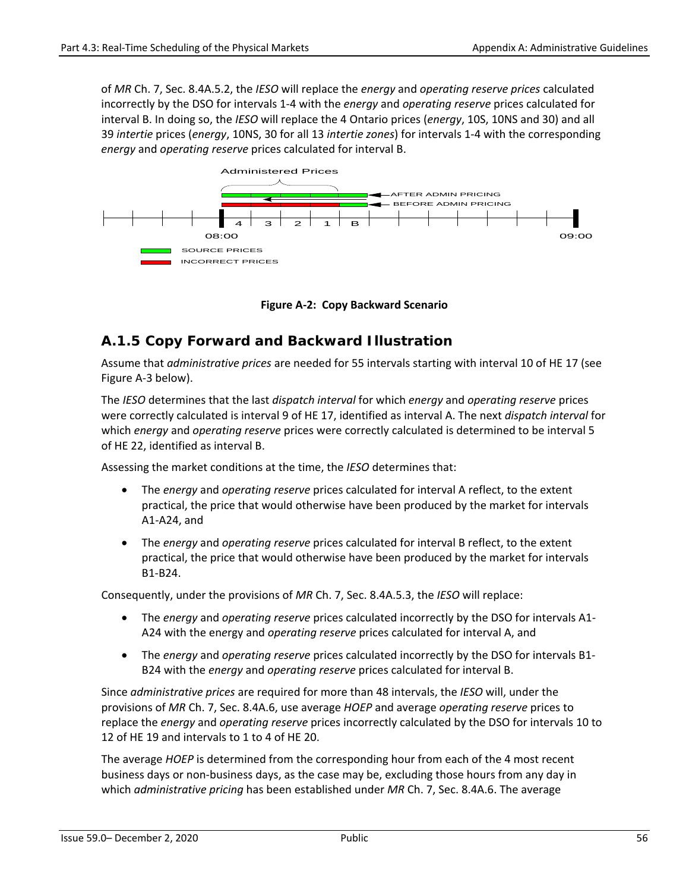of *MR* Ch. 7, Sec. 8.4A.5.2, the *IESO* will replace the *energy* and *operating reserve prices* calculated incorrectly by the DSO for intervals 1-4 with the *energy* and *operating reserve* prices calculated for interval B. In doing so, the *IESO* will replace the 4 Ontario prices (*energy*, 10S, 10NS and 30) and all 39 *intertie* prices (*energy*, 10NS, 30 for all 13 *intertie zones*) for intervals 1-4 with the corresponding *energy* and *operating reserve* prices calculated for interval B.

Administered Prices

AFTER ADMIN PRICING

BEFORE ADMIN PRICING

4 | 3 | 2 | 1 | B

08:00 09:00

SOURCE PRICES

INCORRECT PRICES

**Figure A-2: Copy Backward Scenario**

## A.1.5 Copy Forward and Backward Illustration

Assume that *administrative prices* are needed for 55 intervals starting with interval 10 of HE 17 (see Figure A-3 below).

The *IESO* determines that the last *dispatch interval* for which *energy* and *operating reserve* prices were correctly calculated is interval 9 of HE 17, identified as interval A. The next *dispatch interval* for which *energy* and *operating reserve* prices were correctly calculated is determined to be interval 5 of HE 22, identified as interval B.

Assessing the market conditions at the time, the *IESO* determines that:

- The *energy* and *operating reserve* prices calculated for interval A reflect, to the extent practical, the price that would otherwise have been produced by the market for intervals A1-A24, and
- The *energy* and *operating reserve* prices calculated for interval B reflect, to the extent practical, the price that would otherwise have been produced by the market for intervals B1-B24.

Consequently, under the provisions of *MR* Ch. 7, Sec. 8.4A.5.3, the *IESO* will replace:

- The *energy* and *operating reserve* prices calculated incorrectly by the DSO for intervals A1-A24 with the energy and *operating reserve* prices calculated for interval A, and
- The *energy* and *operating reserve* prices calculated incorrectly by the DSO for intervals B1-B24 with the *energy* and *operating reserve* prices calculated for interval B.

Since *administrative prices* are required for more than 48 intervals, the *IESO* will, under the provisions of *MR* Ch. 7, Sec. 8.4A.6, use average *HOEP* and average *operating reserve* prices to replace the *energy* and *operating reserve* prices incorrectly calculated by the DSO for intervals 10 to 12 of HE 19 and intervals to 1 to 4 of HE 20.

The average *HOEP* is determined from the corresponding hour from each of the 4 most recent business days or non-business days, as the case may be, excluding those hours from any day in which *administrative pricing* has been established under *MR* Ch. 7, Sec. 8.4A.6. The average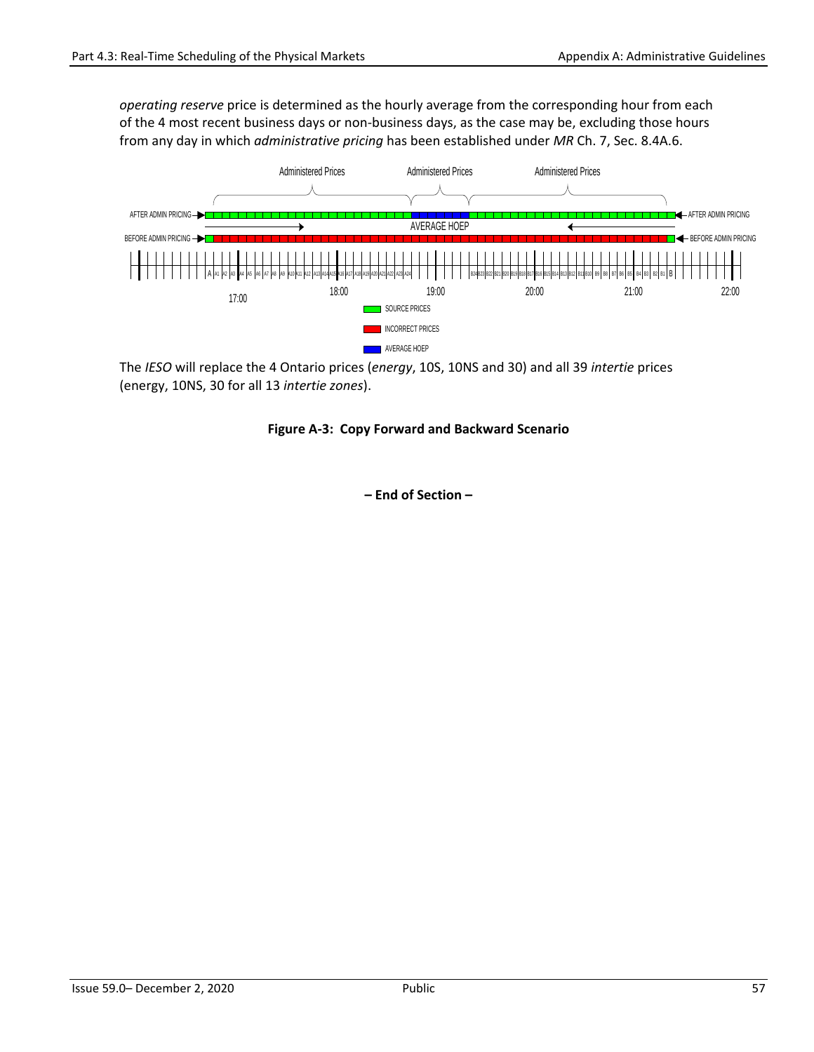*operating reserve* price is determined as the hourly average from the corresponding hour from each of the 4 most recent business days or non-business days, as the case may be, excluding those hours from any day in which *administrative pricing* has been established under *MR* Ch. 7, Sec. 8.4A.6.

The *IESO* will replace the 4 Ontario prices (*energy*, 10S, 10NS and 30) and all 39 *intertie* prices (energy, 10NS, 30 for all 13 *intertie zones*).

**Figure A-3: Copy Forward and Backward Scenario**

**– End of Section –**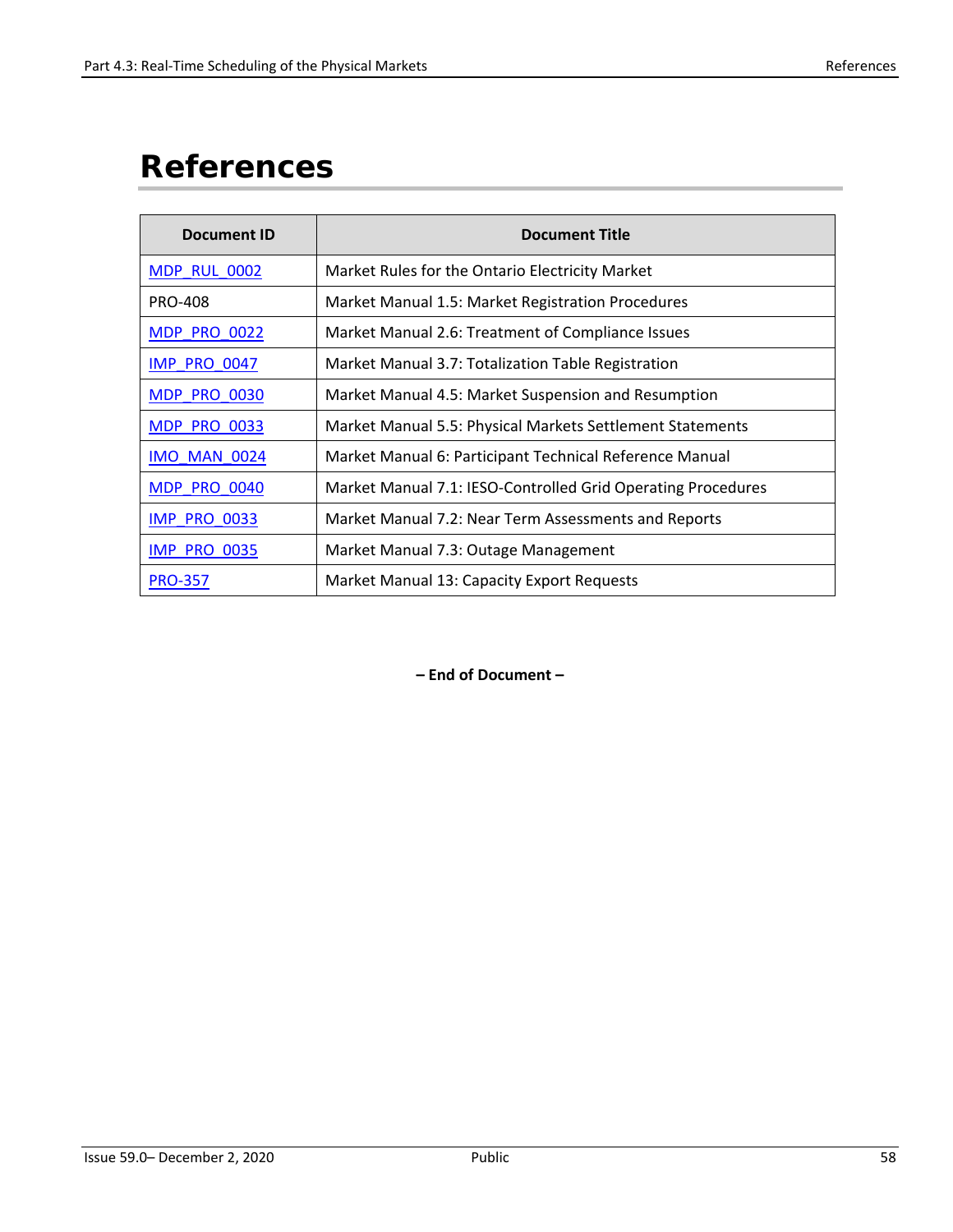# References

| Document ID | Document Title |
| --- | --- |
| MDP_RUL_0002 | Market Rules for the Ontario Electricity Market |
| PRO-408 | Market Manual 1.5: Market Registration Procedures |
| MDP_PRO_0022 | Market Manual 2.6: Treatment of Compliance Issues |
| IMP_PRO_0047 | Market Manual 3.7: Totalization Table Registration |
| MDP_PRO_0030 | Market Manual 4.5: Market Suspension and Resumption |
| MDP_PRO_0033 | Market Manual 5.5: Physical Markets Settlement Statements |
| IMO_MAN_0024 | Market Manual 6: Participant Technical Reference Manual |
| MDP_PRO_0040 | Market Manual 7.1: IESO-Controlled Grid Operating Procedures |
| IMP_PRO_0033 | Market Manual 7.2: Near Term Assessments and Reports |
| IMP_PRO_0035 | Market Manual 7.3: Outage Management |
| PRO-357 | Market Manual 13: Capacity Export Requests |

**– End of Document –**